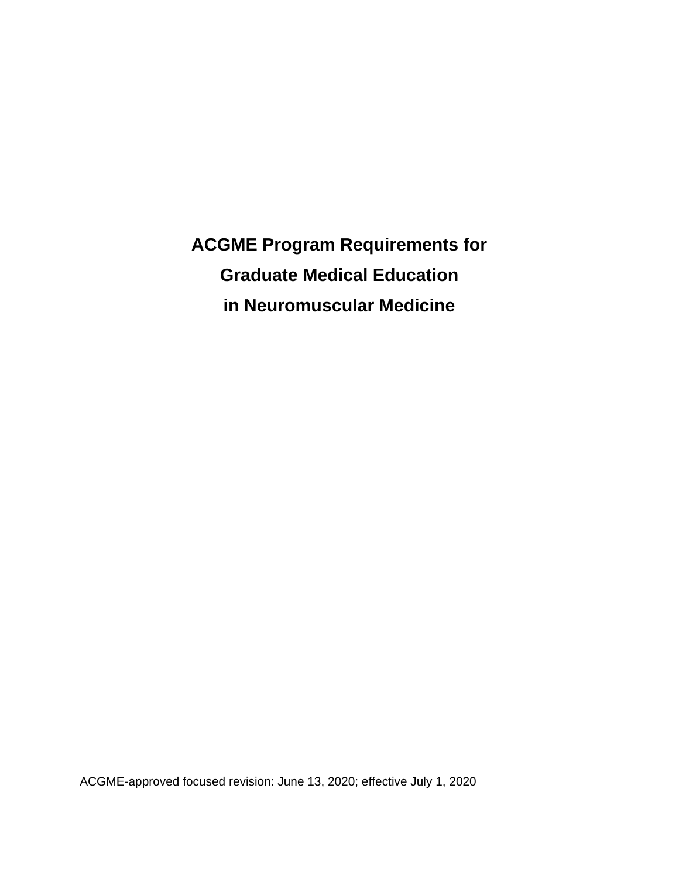# ACGME Program Requirements for Graduate Medical Education in Neuromuscular Medicine

ACGME-approved focused revision: June 13, 2020; effective July 1, 2020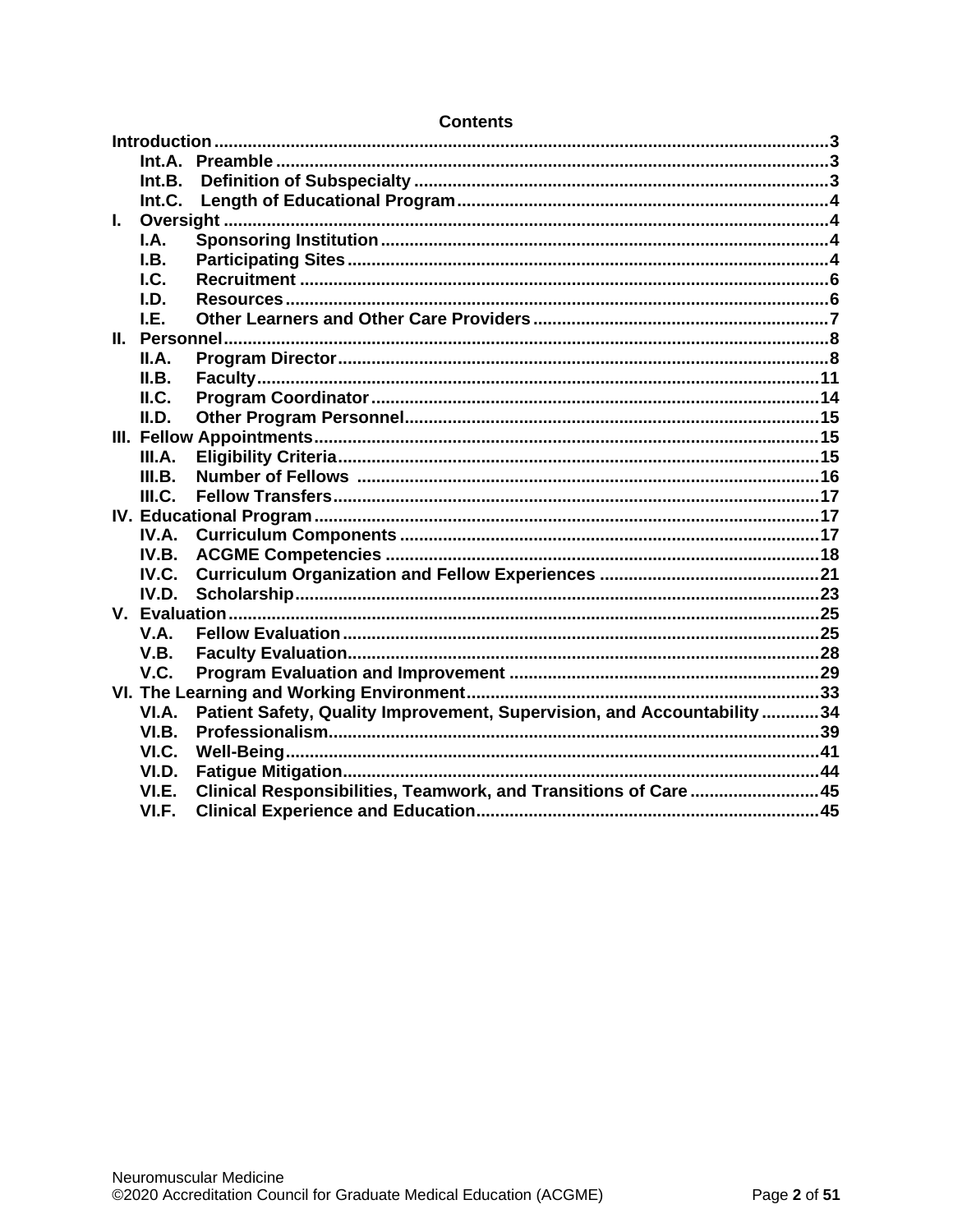**Contents**

**Introduction** ... 3
- **Int.A. Preamble** ... 3
- **Int.B. Definition of Subspecialty** ... 3
- **Int.C. Length of Educational Program** ... 4

**I. Oversight** ... 4
- **I.A. Sponsoring Institution** ... 4
- **I.B. Participating Sites** ... 4
- **I.C. Recruitment** ... 6
- **I.D. Resources** ... 6
- **I.E. Other Learners and Other Care Providers** ... 7

**II. Personnel** ... 8
- **II.A. Program Director** ... 8
- **II.B. Faculty** ... 11
- **II.C. Program Coordinator** ... 14
- **II.D. Other Program Personnel** ... 15

**III. Fellow Appointments** ... 15
- **III.A. Eligibility Criteria** ... 15
- **III.B. Number of Fellows** ... 16
- **III.C. Fellow Transfers** ... 17

**IV. Educational Program** ... 17
- **IV.A. Curriculum Components** ... 17
- **IV.B. ACGME Competencies** ... 18
- **IV.C. Curriculum Organization and Fellow Experiences** ... 21
- **IV.D. Scholarship** ... 23

**V. Evaluation** ... 25
- **V.A. Fellow Evaluation** ... 25
- **V.B. Faculty Evaluation** ... 28
- **V.C. Program Evaluation and Improvement** ... 29

**VI. The Learning and Working Environment** ... 33
- **VI.A. Patient Safety, Quality Improvement, Supervision, and Accountability** ... 34
- **VI.B. Professionalism** ... 39
- **VI.C. Well-Being** ... 41
- **VI.D. Fatigue Mitigation** ... 44
- **VI.E. Clinical Responsibilities, Teamwork, and Transitions of Care** ... 45
- **VI.F. Clinical Experience and Education** ... 45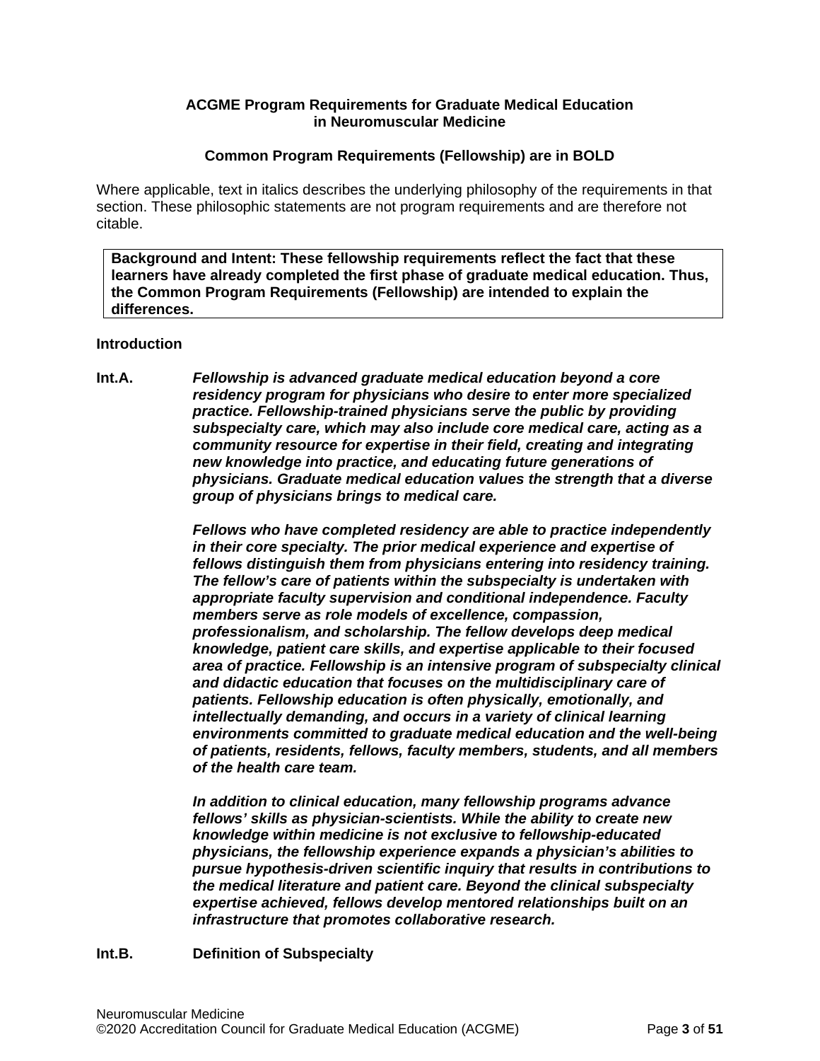**ACGME Program Requirements for Graduate Medical Education in Neuromuscular Medicine**

**Common Program Requirements (Fellowship) are in BOLD**

Where applicable, text in italics describes the underlying philosophy of the requirements in that section. These philosophic statements are not program requirements and are therefore not citable.

> **Background and Intent: These fellowship requirements reflect the fact that these learners have already completed the first phase of graduate medical education. Thus, the Common Program Requirements (Fellowship) are intended to explain the differences.**

**Introduction**

**Int.A.** ***Fellowship is advanced graduate medical education beyond a core residency program for physicians who desire to enter more specialized practice. Fellowship-trained physicians serve the public by providing subspecialty care, which may also include core medical care, acting as a community resource for expertise in their field, creating and integrating new knowledge into practice, and educating future generations of physicians. Graduate medical education values the strength that a diverse group of physicians brings to medical care.***

***Fellows who have completed residency are able to practice independently in their core specialty. The prior medical experience and expertise of fellows distinguish them from physicians entering into residency training. The fellow's care of patients within the subspecialty is undertaken with appropriate faculty supervision and conditional independence. Faculty members serve as role models of excellence, compassion, professionalism, and scholarship. The fellow develops deep medical knowledge, patient care skills, and expertise applicable to their focused area of practice. Fellowship is an intensive program of subspecialty clinical and didactic education that focuses on the multidisciplinary care of patients. Fellowship education is often physically, emotionally, and intellectually demanding, and occurs in a variety of clinical learning environments committed to graduate medical education and the well-being of patients, residents, fellows, faculty members, students, and all members of the health care team.***

***In addition to clinical education, many fellowship programs advance fellows' skills as physician-scientists. While the ability to create new knowledge within medicine is not exclusive to fellowship-educated physicians, the fellowship experience expands a physician's abilities to pursue hypothesis-driven scientific inquiry that results in contributions to the medical literature and patient care. Beyond the clinical subspecialty expertise achieved, fellows develop mentored relationships built on an infrastructure that promotes collaborative research.***

**Int.B.** **Definition of Subspecialty**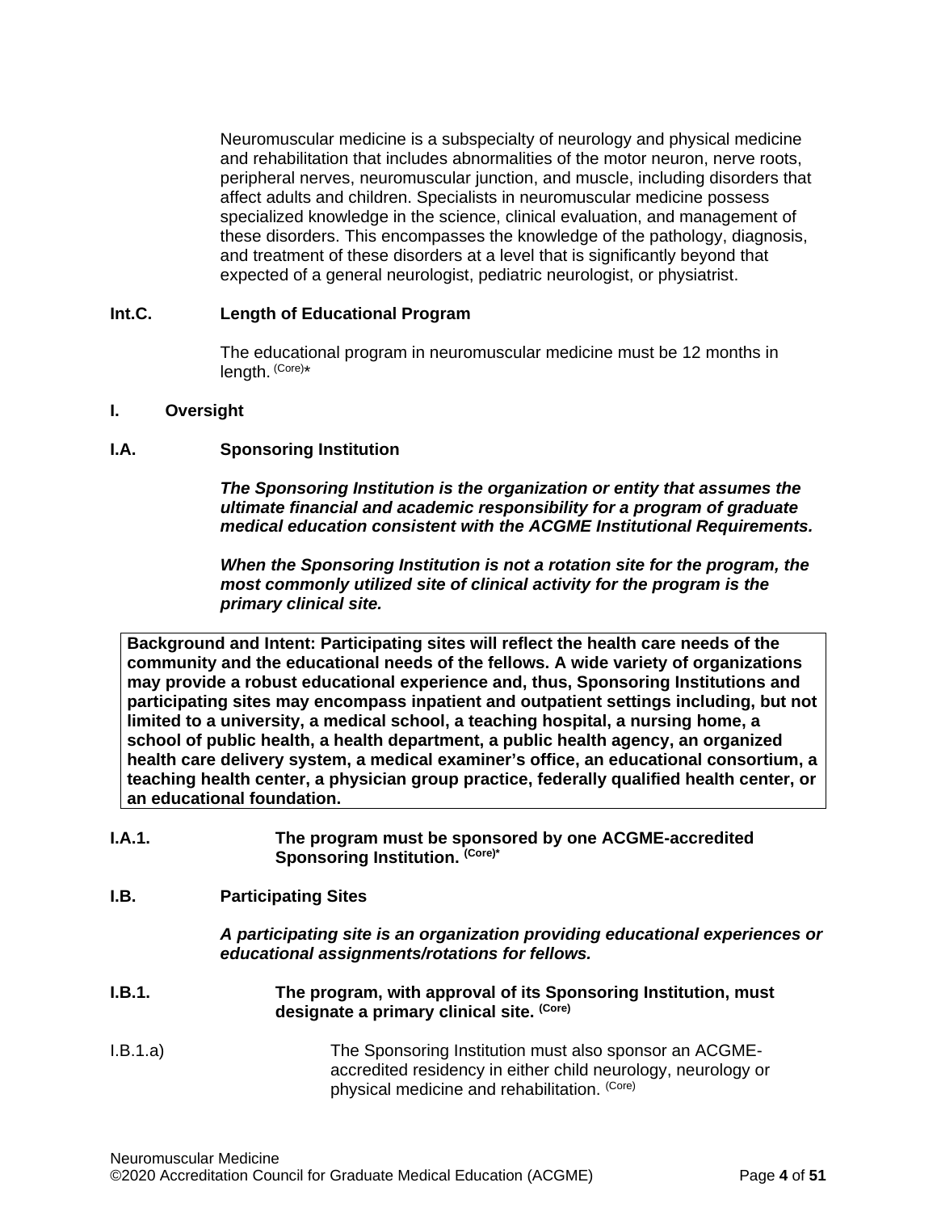Neuromuscular medicine is a subspecialty of neurology and physical medicine and rehabilitation that includes abnormalities of the motor neuron, nerve roots, peripheral nerves, neuromuscular junction, and muscle, including disorders that affect adults and children. Specialists in neuromuscular medicine possess specialized knowledge in the science, clinical evaluation, and management of these disorders. This encompasses the knowledge of the pathology, diagnosis, and treatment of these disorders at a level that is significantly beyond that expected of a general neurologist, pediatric neurologist, or physiatrist.

**Int.C. Length of Educational Program**

The educational program in neuromuscular medicine must be 12 months in length. (Core)*

**I. Oversight**

**I.A. Sponsoring Institution**

***The Sponsoring Institution is the organization or entity that assumes the ultimate financial and academic responsibility for a program of graduate medical education consistent with the ACGME Institutional Requirements.***

***When the Sponsoring Institution is not a rotation site for the program, the most commonly utilized site of clinical activity for the program is the primary clinical site.***

| **Background and Intent: Participating sites will reflect the health care needs of the community and the educational needs of the fellows. A wide variety of organizations may provide a robust educational experience and, thus, Sponsoring Institutions and participating sites may encompass inpatient and outpatient settings including, but not limited to a university, a medical school, a teaching hospital, a nursing home, a school of public health, a health department, a public health agency, an organized health care delivery system, a medical examiner's office, an educational consortium, a teaching health center, a physician group practice, federally qualified health center, or an educational foundation.** |
|---|

**I.A.1. The program must be sponsored by one ACGME-accredited Sponsoring Institution. (Core)***

**I.B. Participating Sites**

***A participating site is an organization providing educational experiences or educational assignments/rotations for fellows.***

**I.B.1. The program, with approval of its Sponsoring Institution, must designate a primary clinical site. (Core)**

I.B.1.a) The Sponsoring Institution must also sponsor an ACGME-accredited residency in either child neurology, neurology or physical medicine and rehabilitation. (Core)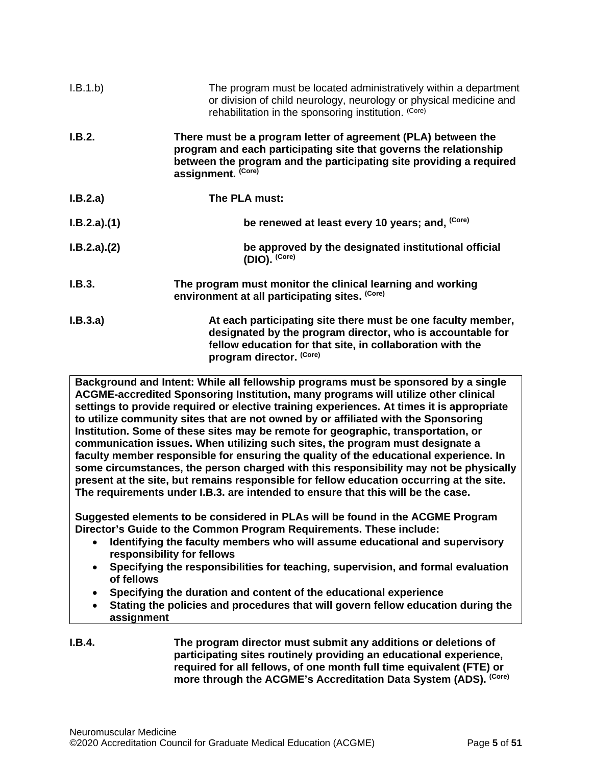I.B.1.b) The program must be located administratively within a department or division of child neurology, neurology or physical medicine and rehabilitation in the sponsoring institution. (Core)

**I.B.2. There must be a program letter of agreement (PLA) between the program and each participating site that governs the relationship between the program and the participating site providing a required assignment. (Core)**

**I.B.2.a) The PLA must:**

**I.B.2.a).(1) be renewed at least every 10 years; and, (Core)**

**I.B.2.a).(2) be approved by the designated institutional official (DIO). (Core)**

**I.B.3. The program must monitor the clinical learning and working environment at all participating sites. (Core)**

**I.B.3.a) At each participating site there must be one faculty member, designated by the program director, who is accountable for fellow education for that site, in collaboration with the program director. (Core)**

> **Background and Intent: While all fellowship programs must be sponsored by a single ACGME-accredited Sponsoring Institution, many programs will utilize other clinical settings to provide required or elective training experiences. At times it is appropriate to utilize community sites that are not owned by or affiliated with the Sponsoring Institution. Some of these sites may be remote for geographic, transportation, or communication issues. When utilizing such sites, the program must designate a faculty member responsible for ensuring the quality of the educational experience. In some circumstances, the person charged with this responsibility may not be physically present at the site, but remains responsible for fellow education occurring at the site. The requirements under I.B.3. are intended to ensure that this will be the case.**
>
> **Suggested elements to be considered in PLAs will be found in the ACGME Program Director's Guide to the Common Program Requirements. These include:**
>
> - **Identifying the faculty members who will assume educational and supervisory responsibility for fellows**
> - **Specifying the responsibilities for teaching, supervision, and formal evaluation of fellows**
> - **Specifying the duration and content of the educational experience**
> - **Stating the policies and procedures that will govern fellow education during the assignment**

**I.B.4. The program director must submit any additions or deletions of participating sites routinely providing an educational experience, required for all fellows, of one month full time equivalent (FTE) or more through the ACGME's Accreditation Data System (ADS). (Core)**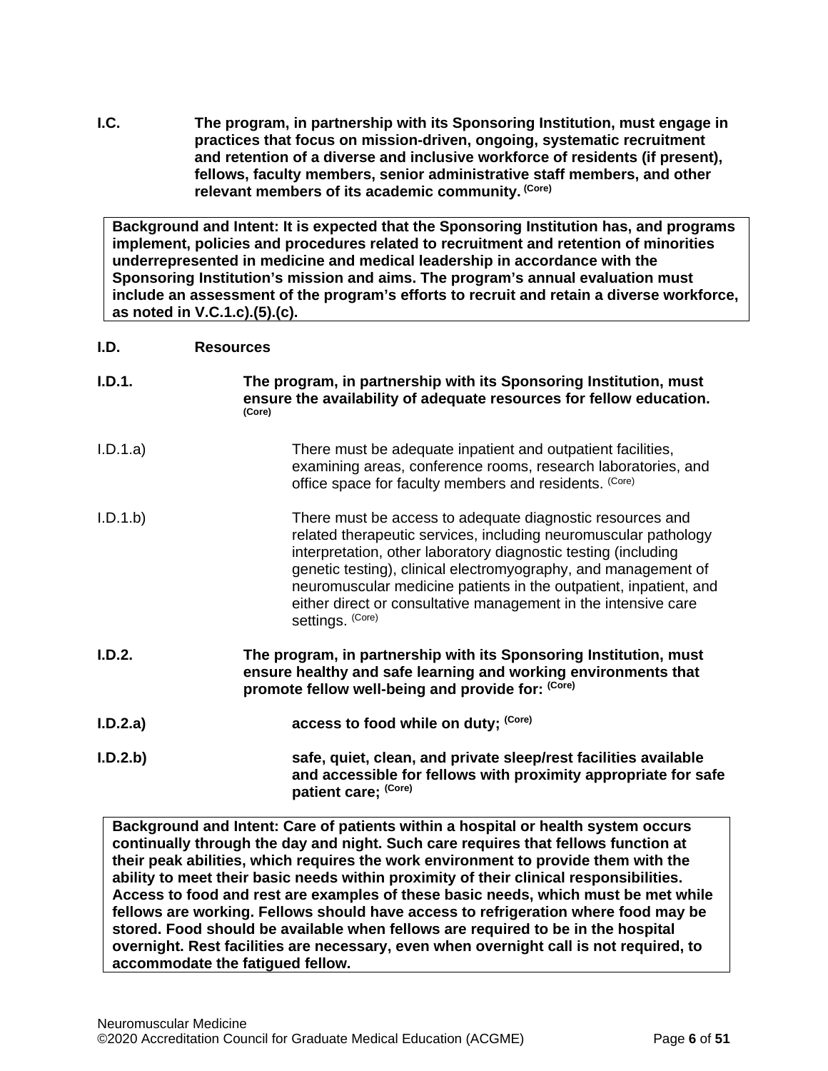**I.C.** **The program, in partnership with its Sponsoring Institution, must engage in practices that focus on mission-driven, ongoing, systematic recruitment and retention of a diverse and inclusive workforce of residents (if present), fellows, faculty members, senior administrative staff members, and other relevant members of its academic community. (Core)**

> **Background and Intent: It is expected that the Sponsoring Institution has, and programs implement, policies and procedures related to recruitment and retention of minorities underrepresented in medicine and medical leadership in accordance with the Sponsoring Institution's mission and aims. The program's annual evaluation must include an assessment of the program's efforts to recruit and retain a diverse workforce, as noted in V.C.1.c).(5).(c).**

**I.D.** **Resources**

**I.D.1.** **The program, in partnership with its Sponsoring Institution, must ensure the availability of adequate resources for fellow education. (Core)**

I.D.1.a) There must be adequate inpatient and outpatient facilities, examining areas, conference rooms, research laboratories, and office space for faculty members and residents. (Core)

I.D.1.b) There must be access to adequate diagnostic resources and related therapeutic services, including neuromuscular pathology interpretation, other laboratory diagnostic testing (including genetic testing), clinical electromyography, and management of neuromuscular medicine patients in the outpatient, inpatient, and either direct or consultative management in the intensive care settings. (Core)

**I.D.2.** **The program, in partnership with its Sponsoring Institution, must ensure healthy and safe learning and working environments that promote fellow well-being and provide for: (Core)**

**I.D.2.a)** **access to food while on duty; (Core)**

**I.D.2.b)** **safe, quiet, clean, and private sleep/rest facilities available and accessible for fellows with proximity appropriate for safe patient care; (Core)**

> **Background and Intent: Care of patients within a hospital or health system occurs continually through the day and night. Such care requires that fellows function at their peak abilities, which requires the work environment to provide them with the ability to meet their basic needs within proximity of their clinical responsibilities. Access to food and rest are examples of these basic needs, which must be met while fellows are working. Fellows should have access to refrigeration where food may be stored. Food should be available when fellows are required to be in the hospital overnight. Rest facilities are necessary, even when overnight call is not required, to accommodate the fatigued fellow.**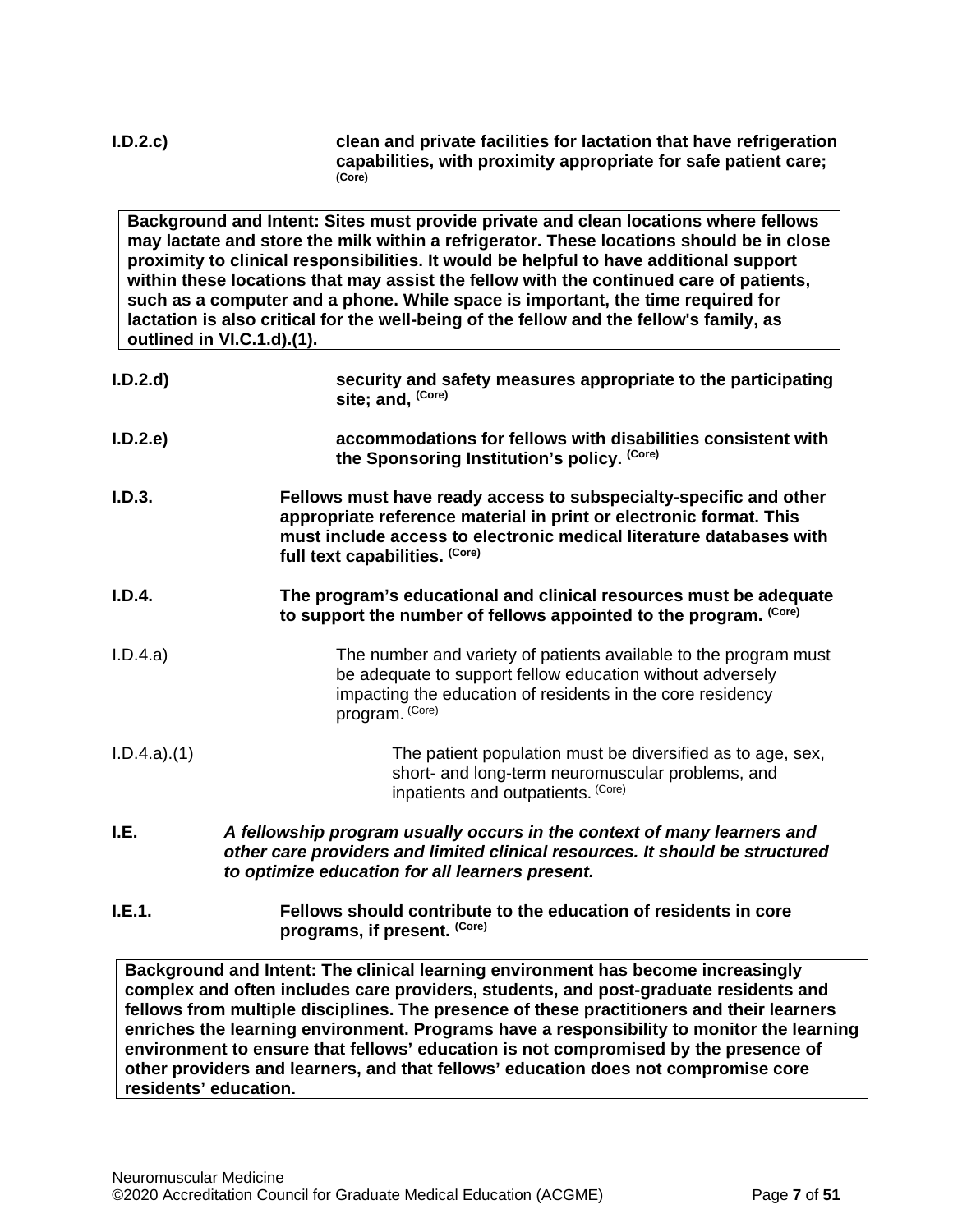**I.D.2.c)** **clean and private facilities for lactation that have refrigeration capabilities, with proximity appropriate for safe patient care;** **(Core)**

> **Background and Intent: Sites must provide private and clean locations where fellows may lactate and store the milk within a refrigerator. These locations should be in close proximity to clinical responsibilities. It would be helpful to have additional support within these locations that may assist the fellow with the continued care of patients, such as a computer and a phone. While space is important, the time required for lactation is also critical for the well-being of the fellow and the fellow's family, as outlined in VI.C.1.d).(1).**

**I.D.2.d)** **security and safety measures appropriate to the participating site; and,** **(Core)**

**I.D.2.e)** **accommodations for fellows with disabilities consistent with the Sponsoring Institution's policy.** **(Core)**

**I.D.3.** **Fellows must have ready access to subspecialty-specific and other appropriate reference material in print or electronic format. This must include access to electronic medical literature databases with full text capabilities.** **(Core)**

**I.D.4.** **The program's educational and clinical resources must be adequate to support the number of fellows appointed to the program.** **(Core)**

I.D.4.a) The number and variety of patients available to the program must be adequate to support fellow education without adversely impacting the education of residents in the core residency program. (Core)

I.D.4.a).(1) The patient population must be diversified as to age, sex, short- and long-term neuromuscular problems, and inpatients and outpatients. (Core)

**I.E.** ***A fellowship program usually occurs in the context of many learners and other care providers and limited clinical resources. It should be structured to optimize education for all learners present.***

**I.E.1.** **Fellows should contribute to the education of residents in core programs, if present.** **(Core)**

> **Background and Intent: The clinical learning environment has become increasingly complex and often includes care providers, students, and post-graduate residents and fellows from multiple disciplines. The presence of these practitioners and their learners enriches the learning environment. Programs have a responsibility to monitor the learning environment to ensure that fellows' education is not compromised by the presence of other providers and learners, and that fellows' education does not compromise core residents' education.**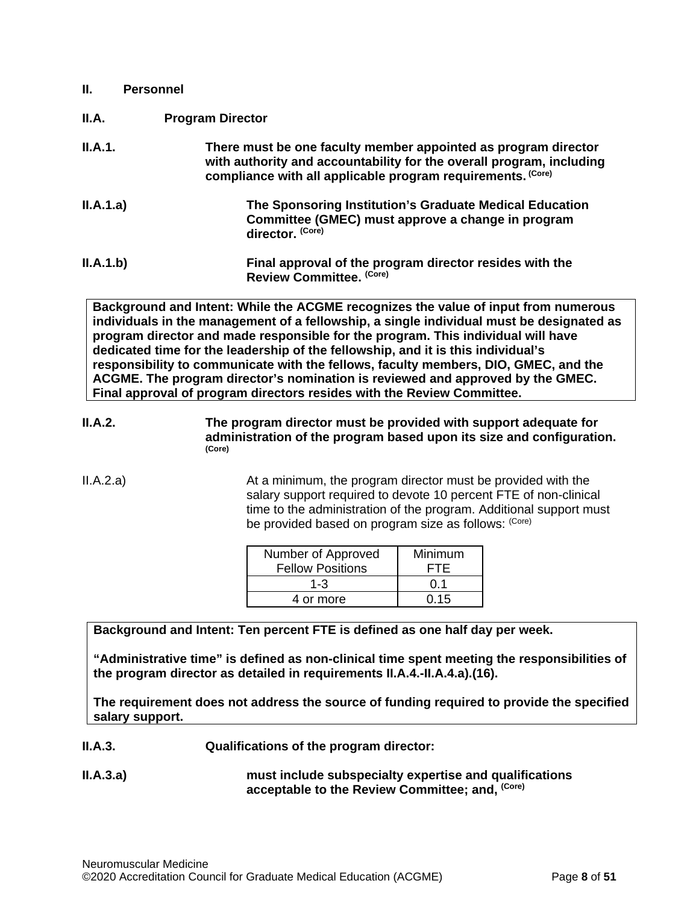**II. Personnel**

**II.A. Program Director**

**II.A.1. There must be one faculty member appointed as program director with authority and accountability for the overall program, including compliance with all applicable program requirements. (Core)**

**II.A.1.a) The Sponsoring Institution's Graduate Medical Education Committee (GMEC) must approve a change in program director. (Core)**

**II.A.1.b) Final approval of the program director resides with the Review Committee. (Core)**

> **Background and Intent: While the ACGME recognizes the value of input from numerous individuals in the management of a fellowship, a single individual must be designated as program director and made responsible for the program. This individual will have dedicated time for the leadership of the fellowship, and it is this individual's responsibility to communicate with the fellows, faculty members, DIO, GMEC, and the ACGME. The program director's nomination is reviewed and approved by the GMEC. Final approval of program directors resides with the Review Committee.**

**II.A.2. The program director must be provided with support adequate for administration of the program based upon its size and configuration. (Core)**

II.A.2.a) At a minimum, the program director must be provided with the salary support required to devote 10 percent FTE of non-clinical time to the administration of the program. Additional support must be provided based on program size as follows: (Core)

| Number of Approved Fellow Positions | Minimum FTE |
|---|---|
| 1-3 | 0.1 |
| 4 or more | 0.15 |

> **Background and Intent: Ten percent FTE is defined as one half day per week.**
>
> **"Administrative time" is defined as non-clinical time spent meeting the responsibilities of the program director as detailed in requirements II.A.4.-II.A.4.a).(16).**
>
> **The requirement does not address the source of funding required to provide the specified salary support.**

**II.A.3. Qualifications of the program director:**

**II.A.3.a) must include subspecialty expertise and qualifications acceptable to the Review Committee; and, (Core)**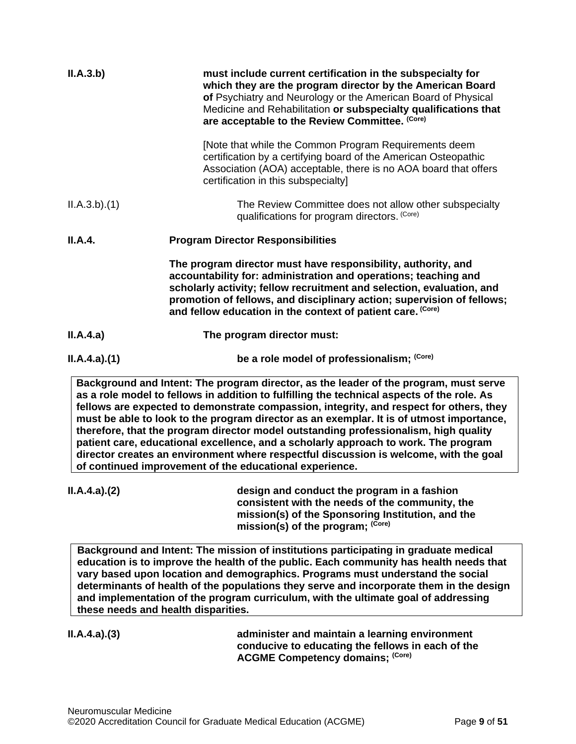**II.A.3.b)** **must include current certification in the subspecialty for which they are the program director by the American Board of** Psychiatry and Neurology or the American Board of Physical Medicine and Rehabilitation **or subspecialty qualifications that are acceptable to the Review Committee.** **(Core)**

[Note that while the Common Program Requirements deem certification by a certifying board of the American Osteopathic Association (AOA) acceptable, there is no AOA board that offers certification in this subspecialty]

II.A.3.b).(1) The Review Committee does not allow other subspecialty qualifications for program directors. (Core)

**II.A.4. Program Director Responsibilities**

**The program director must have responsibility, authority, and accountability for: administration and operations; teaching and scholarly activity; fellow recruitment and selection, evaluation, and promotion of fellows, and disciplinary action; supervision of fellows; and fellow education in the context of patient care.** **(Core)**

**II.A.4.a) The program director must:**

**II.A.4.a).(1) be a role model of professionalism;** **(Core)**

> **Background and Intent: The program director, as the leader of the program, must serve as a role model to fellows in addition to fulfilling the technical aspects of the role. As fellows are expected to demonstrate compassion, integrity, and respect for others, they must be able to look to the program director as an exemplar. It is of utmost importance, therefore, that the program director model outstanding professionalism, high quality patient care, educational excellence, and a scholarly approach to work. The program director creates an environment where respectful discussion is welcome, with the goal of continued improvement of the educational experience.**

**II.A.4.a).(2) design and conduct the program in a fashion consistent with the needs of the community, the mission(s) of the Sponsoring Institution, and the mission(s) of the program;** **(Core)**

> **Background and Intent: The mission of institutions participating in graduate medical education is to improve the health of the public. Each community has health needs that vary based upon location and demographics. Programs must understand the social determinants of health of the populations they serve and incorporate them in the design and implementation of the program curriculum, with the ultimate goal of addressing these needs and health disparities.**

**II.A.4.a).(3) administer and maintain a learning environment conducive to educating the fellows in each of the ACGME Competency domains;** **(Core)**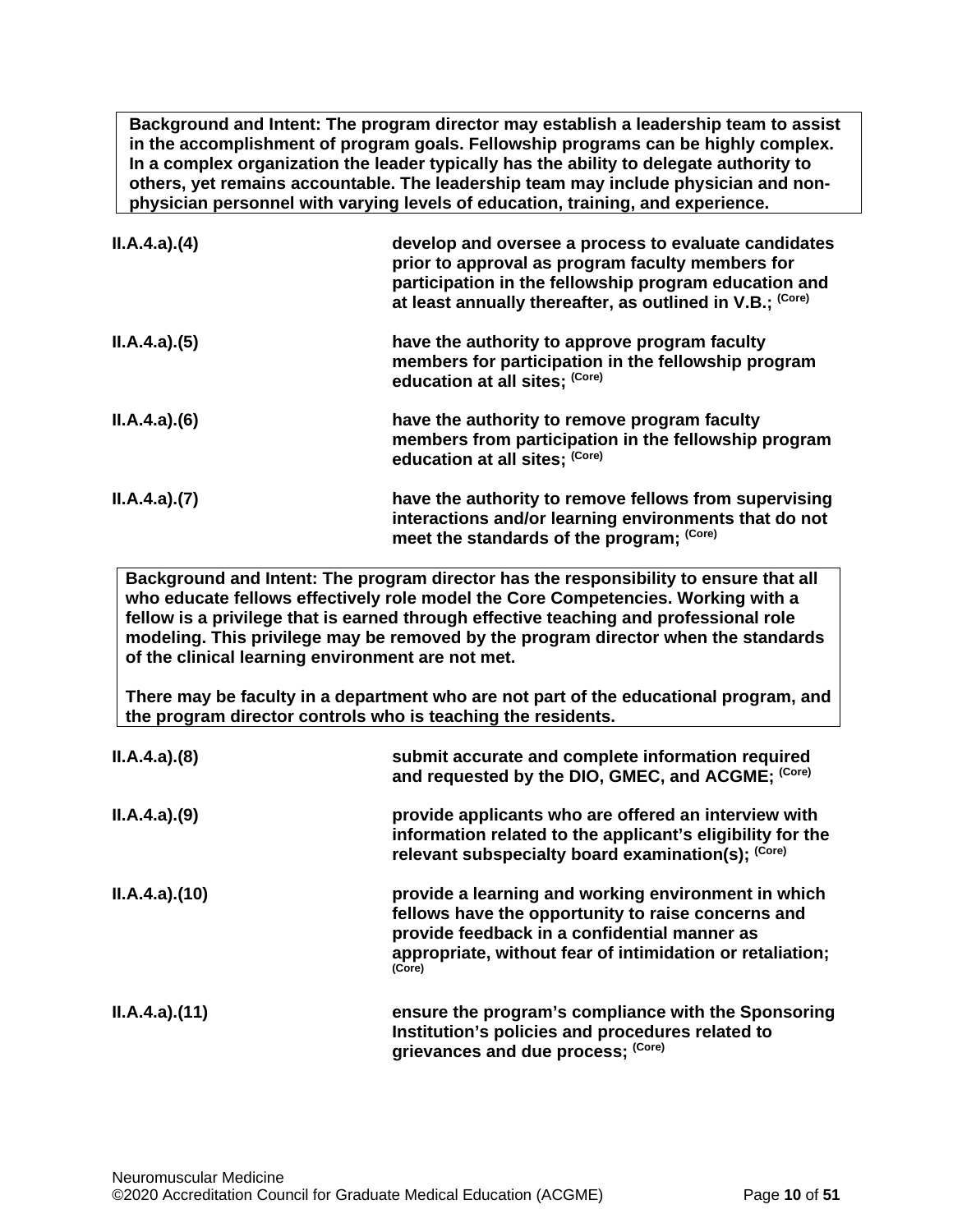**Background and Intent: The program director may establish a leadership team to assist in the accomplishment of program goals. Fellowship programs can be highly complex. In a complex organization the leader typically has the ability to delegate authority to others, yet remains accountable. The leadership team may include physician and non-physician personnel with varying levels of education, training, and experience.**

| | |
|---|---|
| **II.A.4.a).(4)** | **develop and oversee a process to evaluate candidates prior to approval as program faculty members for participation in the fellowship program education and at least annually thereafter, as outlined in V.B.; (Core)** |
| **II.A.4.a).(5)** | **have the authority to approve program faculty members for participation in the fellowship program education at all sites; (Core)** |
| **II.A.4.a).(6)** | **have the authority to remove program faculty members from participation in the fellowship program education at all sites; (Core)** |
| **II.A.4.a).(7)** | **have the authority to remove fellows from supervising interactions and/or learning environments that do not meet the standards of the program; (Core)** |

**Background and Intent: The program director has the responsibility to ensure that all who educate fellows effectively role model the Core Competencies. Working with a fellow is a privilege that is earned through effective teaching and professional role modeling. This privilege may be removed by the program director when the standards of the clinical learning environment are not met.**

**There may be faculty in a department who are not part of the educational program, and the program director controls who is teaching the residents.**

| | |
|---|---|
| **II.A.4.a).(8)** | **submit accurate and complete information required and requested by the DIO, GMEC, and ACGME; (Core)** |
| **II.A.4.a).(9)** | **provide applicants who are offered an interview with information related to the applicant's eligibility for the relevant subspecialty board examination(s); (Core)** |
| **II.A.4.a).(10)** | **provide a learning and working environment in which fellows have the opportunity to raise concerns and provide feedback in a confidential manner as appropriate, without fear of intimidation or retaliation; (Core)** |
| **II.A.4.a).(11)** | **ensure the program's compliance with the Sponsoring Institution's policies and procedures related to grievances and due process; (Core)** |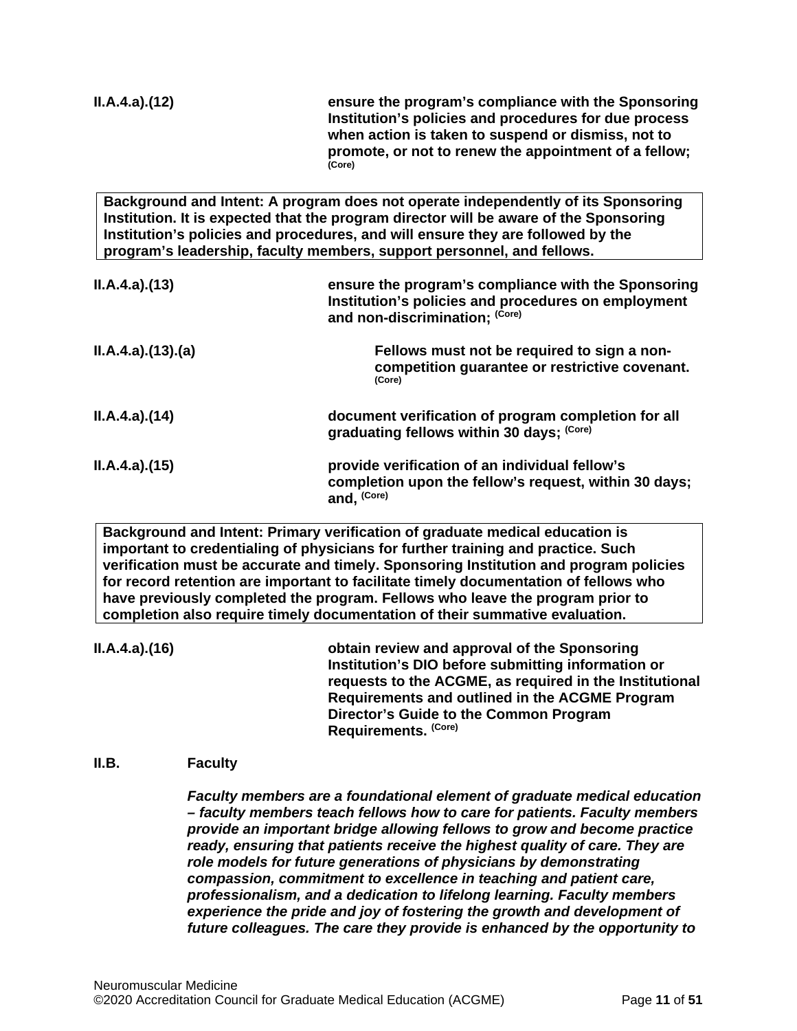**II.A.4.a).(12)** **ensure the program's compliance with the Sponsoring Institution's policies and procedures for due process when action is taken to suspend or dismiss, not to promote, or not to renew the appointment of a fellow;** **(Core)**

> **Background and Intent: A program does not operate independently of its Sponsoring Institution. It is expected that the program director will be aware of the Sponsoring Institution's policies and procedures, and will ensure they are followed by the program's leadership, faculty members, support personnel, and fellows.**

**II.A.4.a).(13)** **ensure the program's compliance with the Sponsoring Institution's policies and procedures on employment and non-discrimination;** **(Core)**

**II.A.4.a).(13).(a)** **Fellows must not be required to sign a non-competition guarantee or restrictive covenant.** **(Core)**

**II.A.4.a).(14)** **document verification of program completion for all graduating fellows within 30 days;** **(Core)**

**II.A.4.a).(15)** **provide verification of an individual fellow's completion upon the fellow's request, within 30 days; and,** **(Core)**

> **Background and Intent: Primary verification of graduate medical education is important to credentialing of physicians for further training and practice. Such verification must be accurate and timely. Sponsoring Institution and program policies for record retention are important to facilitate timely documentation of fellows who have previously completed the program. Fellows who leave the program prior to completion also require timely documentation of their summative evaluation.**

**II.A.4.a).(16)** **obtain review and approval of the Sponsoring Institution's DIO before submitting information or requests to the ACGME, as required in the Institutional Requirements and outlined in the ACGME Program Director's Guide to the Common Program Requirements.** **(Core)**

## II.B. Faculty

***Faculty members are a foundational element of graduate medical education – faculty members teach fellows how to care for patients. Faculty members provide an important bridge allowing fellows to grow and become practice ready, ensuring that patients receive the highest quality of care. They are role models for future generations of physicians by demonstrating compassion, commitment to excellence in teaching and patient care, professionalism, and a dedication to lifelong learning. Faculty members experience the pride and joy of fostering the growth and development of future colleagues. The care they provide is enhanced by the opportunity to***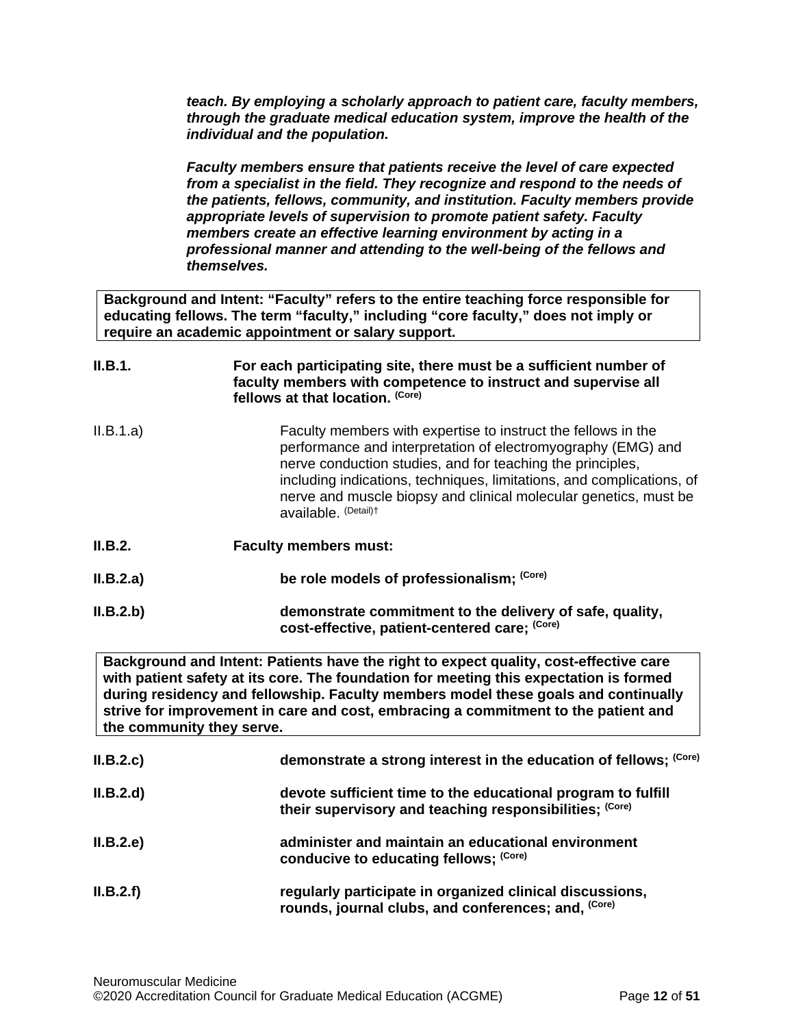***teach. By employing a scholarly approach to patient care, faculty members, through the graduate medical education system, improve the health of the individual and the population.***

***Faculty members ensure that patients receive the level of care expected from a specialist in the field. They recognize and respond to the needs of the patients, fellows, community, and institution. Faculty members provide appropriate levels of supervision to promote patient safety. Faculty members create an effective learning environment by acting in a professional manner and attending to the well-being of the fellows and themselves.***

> **Background and Intent: "Faculty" refers to the entire teaching force responsible for educating fellows. The term "faculty," including "core faculty," does not imply or require an academic appointment or salary support.**

**II.B.1. For each participating site, there must be a sufficient number of faculty members with competence to instruct and supervise all fellows at that location.** **(Core)**

II.B.1.a) Faculty members with expertise to instruct the fellows in the performance and interpretation of electromyography (EMG) and nerve conduction studies, and for teaching the principles, including indications, techniques, limitations, and complications, of nerve and muscle biopsy and clinical molecular genetics, must be available. (Detail)†

**II.B.2. Faculty members must:**

**II.B.2.a) be role models of professionalism;** **(Core)**

**II.B.2.b) demonstrate commitment to the delivery of safe, quality, cost-effective, patient-centered care;** **(Core)**

> **Background and Intent: Patients have the right to expect quality, cost-effective care with patient safety at its core. The foundation for meeting this expectation is formed during residency and fellowship. Faculty members model these goals and continually strive for improvement in care and cost, embracing a commitment to the patient and the community they serve.**

**II.B.2.c) demonstrate a strong interest in the education of fellows;** **(Core)**

**II.B.2.d) devote sufficient time to the educational program to fulfill their supervisory and teaching responsibilities;** **(Core)**

**II.B.2.e) administer and maintain an educational environment conducive to educating fellows;** **(Core)**

**II.B.2.f) regularly participate in organized clinical discussions, rounds, journal clubs, and conferences; and,** **(Core)**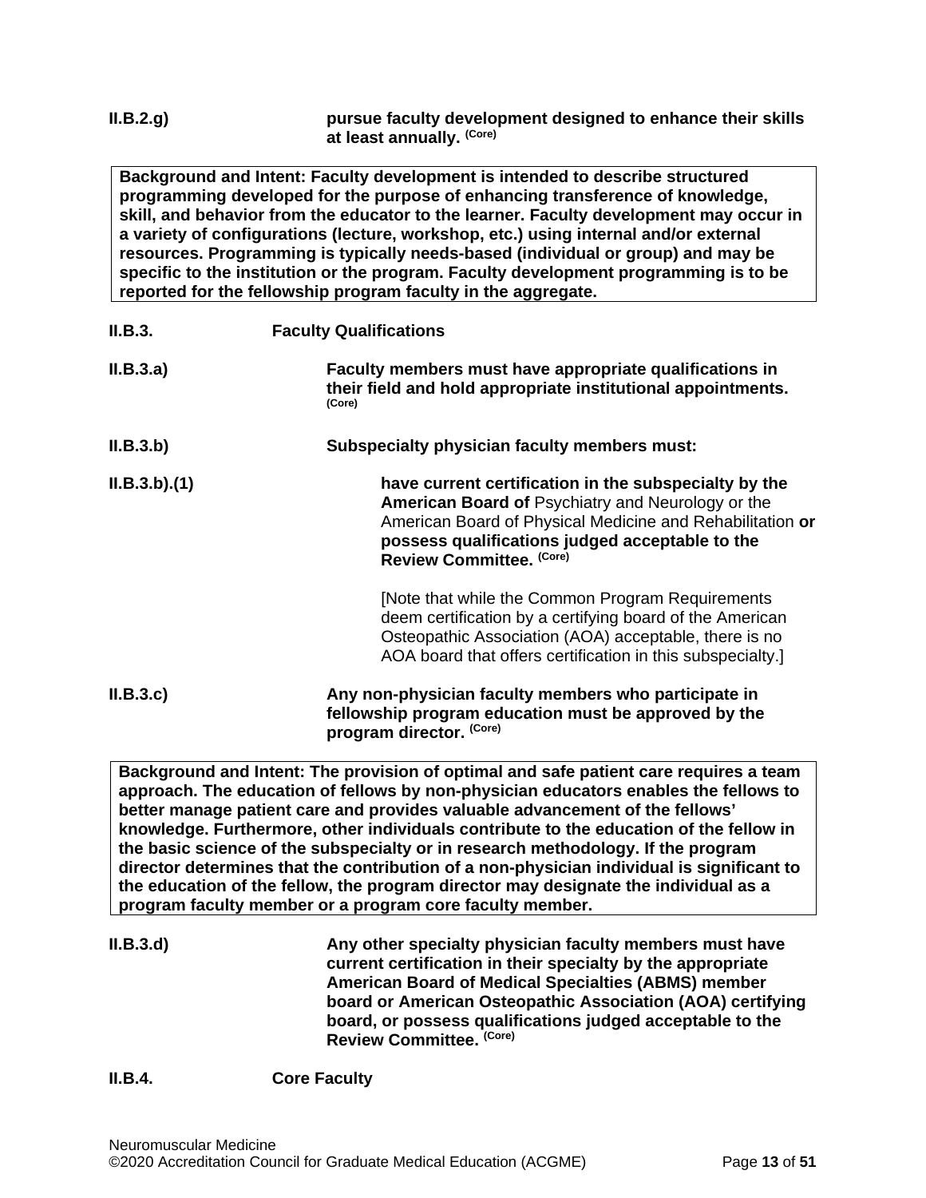**II.B.2.g)** **pursue faculty development designed to enhance their skills at least annually.** **(Core)**

> **Background and Intent: Faculty development is intended to describe structured programming developed for the purpose of enhancing transference of knowledge, skill, and behavior from the educator to the learner. Faculty development may occur in a variety of configurations (lecture, workshop, etc.) using internal and/or external resources. Programming is typically needs-based (individual or group) and may be specific to the institution or the program. Faculty development programming is to be reported for the fellowship program faculty in the aggregate.**

**II.B.3.** **Faculty Qualifications**

**II.B.3.a)** **Faculty members must have appropriate qualifications in their field and hold appropriate institutional appointments.** **(Core)**

**II.B.3.b)** **Subspecialty physician faculty members must:**

**II.B.3.b).(1)** **have current certification in the subspecialty by the American Board of** Psychiatry and Neurology or the American Board of Physical Medicine and Rehabilitation **or possess qualifications judged acceptable to the Review Committee.** **(Core)**

[Note that while the Common Program Requirements deem certification by a certifying board of the American Osteopathic Association (AOA) acceptable, there is no AOA board that offers certification in this subspecialty.]

**II.B.3.c)** **Any non-physician faculty members who participate in fellowship program education must be approved by the program director.** **(Core)**

> **Background and Intent: The provision of optimal and safe patient care requires a team approach. The education of fellows by non-physician educators enables the fellows to better manage patient care and provides valuable advancement of the fellows' knowledge. Furthermore, other individuals contribute to the education of the fellow in the basic science of the subspecialty or in research methodology. If the program director determines that the contribution of a non-physician individual is significant to the education of the fellow, the program director may designate the individual as a program faculty member or a program core faculty member.**

**II.B.3.d)** **Any other specialty physician faculty members must have current certification in their specialty by the appropriate American Board of Medical Specialties (ABMS) member board or American Osteopathic Association (AOA) certifying board, or possess qualifications judged acceptable to the Review Committee.** **(Core)**

**II.B.4.** **Core Faculty**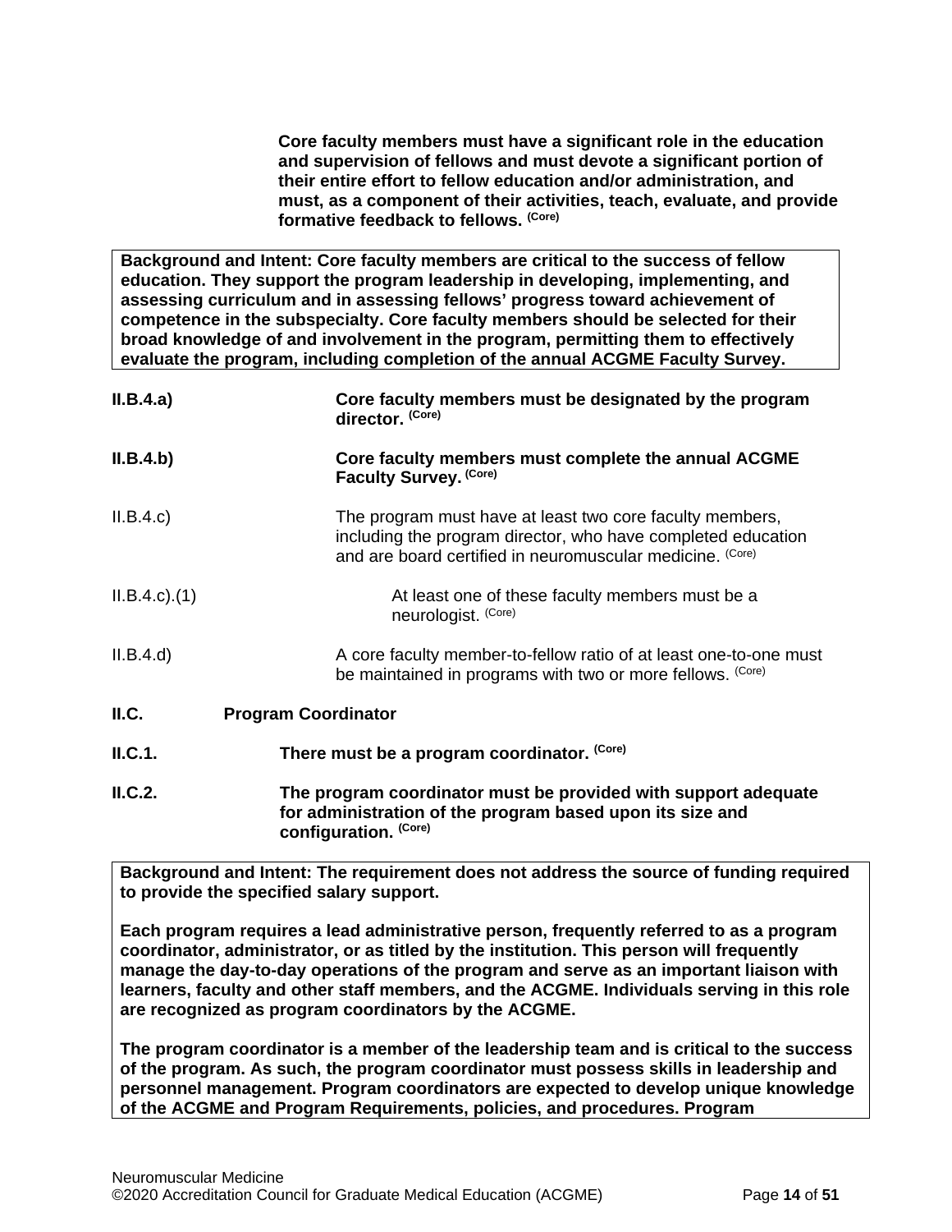**Core faculty members must have a significant role in the education and supervision of fellows and must devote a significant portion of their entire effort to fellow education and/or administration, and must, as a component of their activities, teach, evaluate, and provide formative feedback to fellows.** (Core)

> **Background and Intent: Core faculty members are critical to the success of fellow education. They support the program leadership in developing, implementing, and assessing curriculum and in assessing fellows' progress toward achievement of competence in the subspecialty. Core faculty members should be selected for their broad knowledge of and involvement in the program, permitting them to effectively evaluate the program, including completion of the annual ACGME Faculty Survey.**

**II.B.4.a)** **Core faculty members must be designated by the program director.** (Core)

**II.B.4.b)** **Core faculty members must complete the annual ACGME Faculty Survey.** (Core)

II.B.4.c) The program must have at least two core faculty members, including the program director, who have completed education and are board certified in neuromuscular medicine. (Core)

II.B.4.c).(1) At least one of these faculty members must be a neurologist. (Core)

II.B.4.d) A core faculty member-to-fellow ratio of at least one-to-one must be maintained in programs with two or more fellows. (Core)

**II.C. Program Coordinator**

**II.C.1.** **There must be a program coordinator.** (Core)

**II.C.2.** **The program coordinator must be provided with support adequate for administration of the program based upon its size and configuration.** (Core)

> **Background and Intent: The requirement does not address the source of funding required to provide the specified salary support.**
>
> **Each program requires a lead administrative person, frequently referred to as a program coordinator, administrator, or as titled by the institution. This person will frequently manage the day-to-day operations of the program and serve as an important liaison with learners, faculty and other staff members, and the ACGME. Individuals serving in this role are recognized as program coordinators by the ACGME.**
>
> **The program coordinator is a member of the leadership team and is critical to the success of the program. As such, the program coordinator must possess skills in leadership and personnel management. Program coordinators are expected to develop unique knowledge of the ACGME and Program Requirements, policies, and procedures. Program**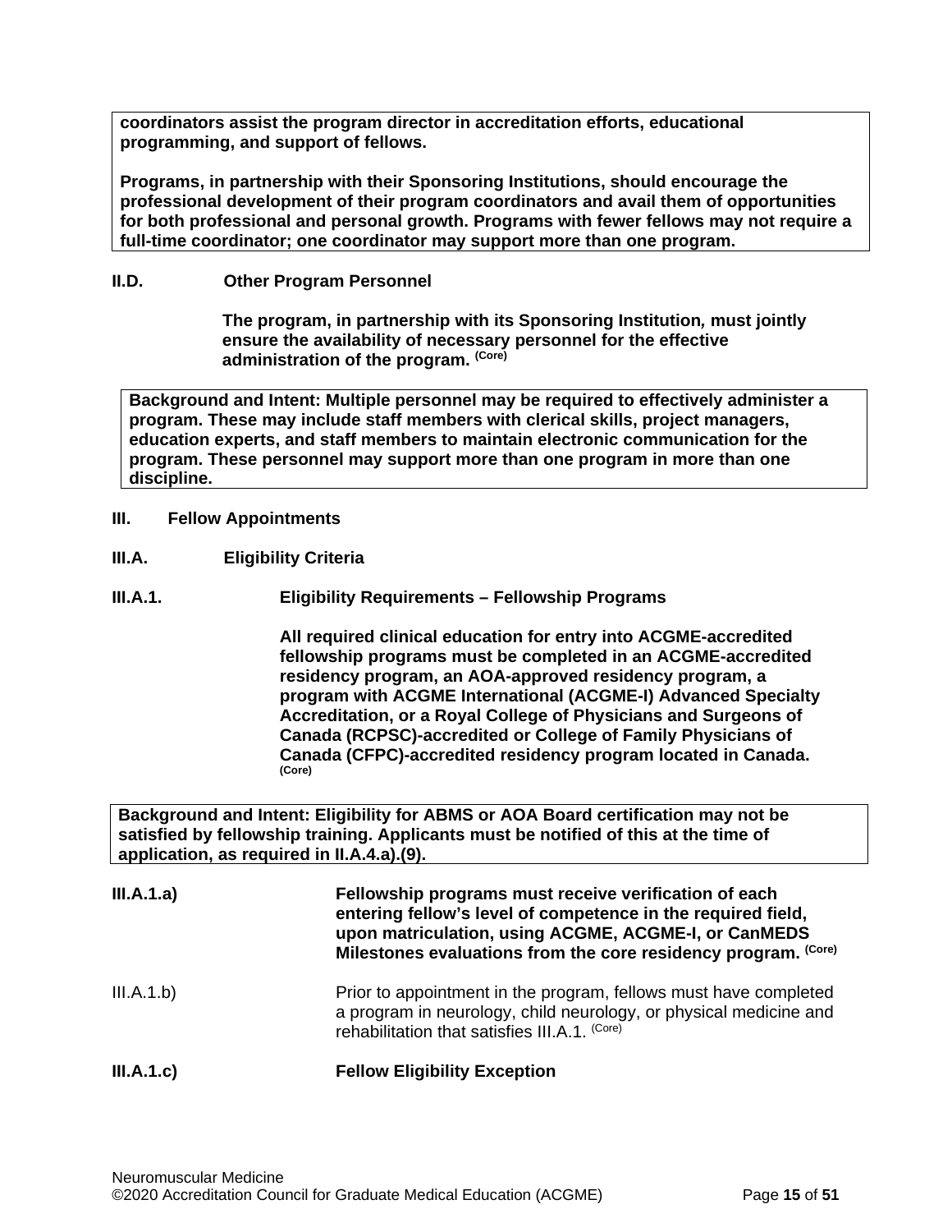**coordinators assist the program director in accreditation efforts, educational programming, and support of fellows.**

**Programs, in partnership with their Sponsoring Institutions, should encourage the professional development of their program coordinators and avail them of opportunities for both professional and personal growth. Programs with fewer fellows may not require a full-time coordinator; one coordinator may support more than one program.**

**II.D. Other Program Personnel**

**The program, in partnership with its Sponsoring Institution, must jointly ensure the availability of necessary personnel for the effective administration of the program.** (Core)

**Background and Intent: Multiple personnel may be required to effectively administer a program. These may include staff members with clerical skills, project managers, education experts, and staff members to maintain electronic communication for the program. These personnel may support more than one program in more than one discipline.**

**III. Fellow Appointments**

**III.A. Eligibility Criteria**

**III.A.1. Eligibility Requirements – Fellowship Programs**

**All required clinical education for entry into ACGME-accredited fellowship programs must be completed in an ACGME-accredited residency program, an AOA-approved residency program, a program with ACGME International (ACGME-I) Advanced Specialty Accreditation, or a Royal College of Physicians and Surgeons of Canada (RCPSC)-accredited or College of Family Physicians of Canada (CFPC)-accredited residency program located in Canada.** (Core)

**Background and Intent: Eligibility for ABMS or AOA Board certification may not be satisfied by fellowship training. Applicants must be notified of this at the time of application, as required in II.A.4.a).(9).**

**III.A.1.a) Fellowship programs must receive verification of each entering fellow's level of competence in the required field, upon matriculation, using ACGME, ACGME-I, or CanMEDS Milestones evaluations from the core residency program.** (Core)

III.A.1.b) Prior to appointment in the program, fellows must have completed a program in neurology, child neurology, or physical medicine and rehabilitation that satisfies III.A.1. (Core)

**III.A.1.c) Fellow Eligibility Exception**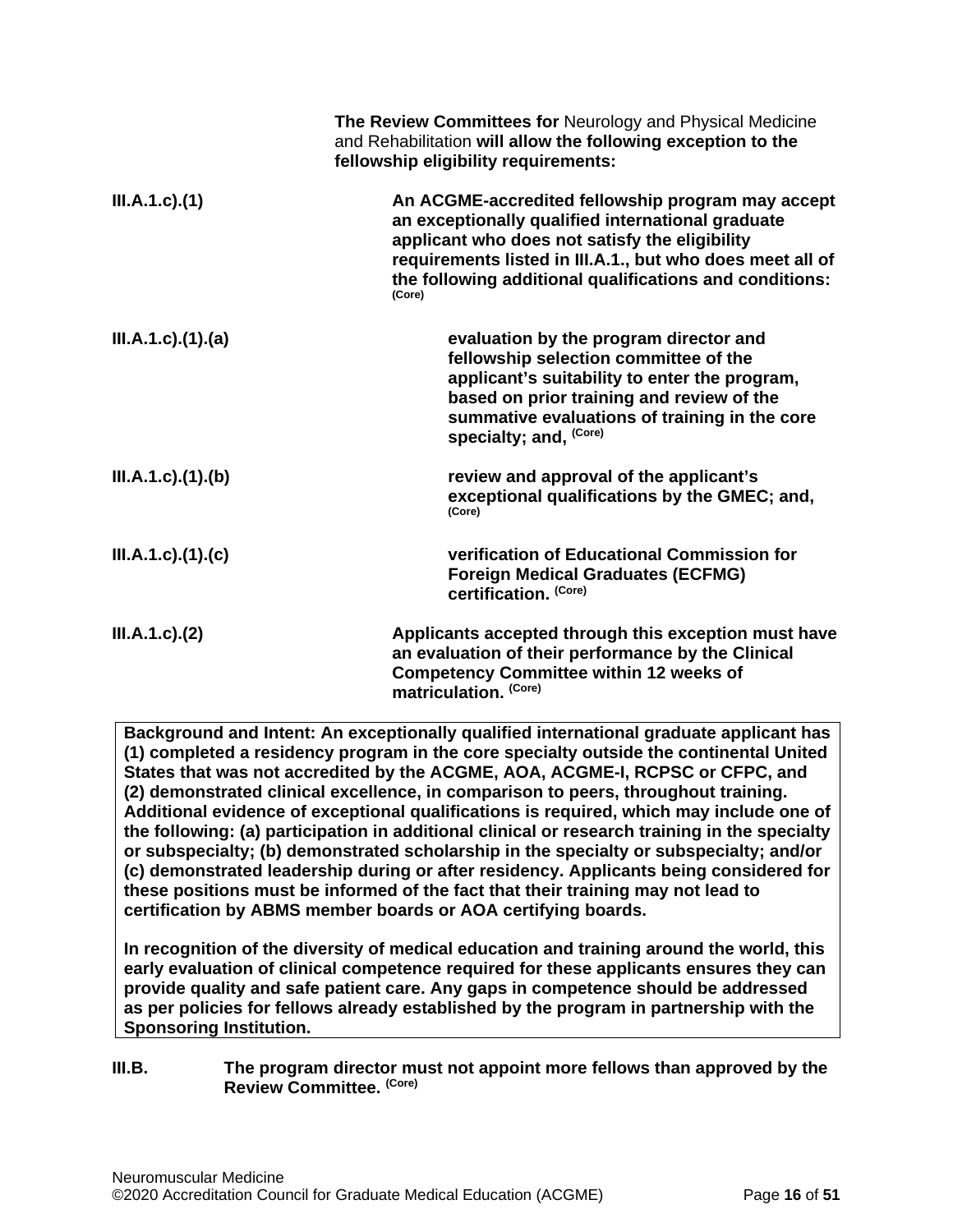**The Review Committees for** Neurology and Physical Medicine and Rehabilitation **will allow the following exception to the fellowship eligibility requirements:**

**III.A.1.c).(1)** **An ACGME-accredited fellowship program may accept an exceptionally qualified international graduate applicant who does not satisfy the eligibility requirements listed in III.A.1., but who does meet all of the following additional qualifications and conditions:** **(Core)**

**III.A.1.c).(1).(a)** **evaluation by the program director and fellowship selection committee of the applicant's suitability to enter the program, based on prior training and review of the summative evaluations of training in the core specialty; and,** **(Core)**

**III.A.1.c).(1).(b)** **review and approval of the applicant's exceptional qualifications by the GMEC; and,** **(Core)**

**III.A.1.c).(1).(c)** **verification of Educational Commission for Foreign Medical Graduates (ECFMG) certification.** **(Core)**

**III.A.1.c).(2)** **Applicants accepted through this exception must have an evaluation of their performance by the Clinical Competency Committee within 12 weeks of matriculation.** **(Core)**

> **Background and Intent: An exceptionally qualified international graduate applicant has (1) completed a residency program in the core specialty outside the continental United States that was not accredited by the ACGME, AOA, ACGME-I, RCPSC or CFPC, and (2) demonstrated clinical excellence, in comparison to peers, throughout training. Additional evidence of exceptional qualifications is required, which may include one of the following: (a) participation in additional clinical or research training in the specialty or subspecialty; (b) demonstrated scholarship in the specialty or subspecialty; and/or (c) demonstrated leadership during or after residency. Applicants being considered for these positions must be informed of the fact that their training may not lead to certification by ABMS member boards or AOA certifying boards.**
>
> **In recognition of the diversity of medical education and training around the world, this early evaluation of clinical competence required for these applicants ensures they can provide quality and safe patient care. Any gaps in competence should be addressed as per policies for fellows already established by the program in partnership with the Sponsoring Institution.**

**III.B.** **The program director must not appoint more fellows than approved by the Review Committee.** **(Core)**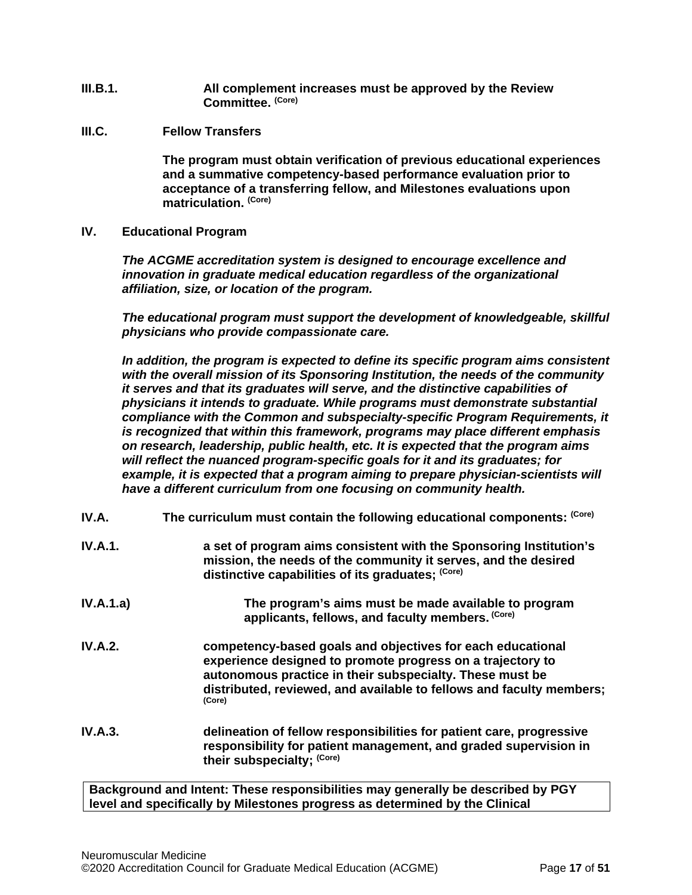**III.B.1.** **All complement increases must be approved by the Review Committee.** (Core)

**III.C.** **Fellow Transfers**

**The program must obtain verification of previous educational experiences and a summative competency-based performance evaluation prior to acceptance of a transferring fellow, and Milestones evaluations upon matriculation.** (Core)

**IV.** **Educational Program**

***The ACGME accreditation system is designed to encourage excellence and innovation in graduate medical education regardless of the organizational affiliation, size, or location of the program.***

***The educational program must support the development of knowledgeable, skillful physicians who provide compassionate care.***

***In addition, the program is expected to define its specific program aims consistent with the overall mission of its Sponsoring Institution, the needs of the community it serves and that its graduates will serve, and the distinctive capabilities of physicians it intends to graduate. While programs must demonstrate substantial compliance with the Common and subspecialty-specific Program Requirements, it is recognized that within this framework, programs may place different emphasis on research, leadership, public health, etc. It is expected that the program aims will reflect the nuanced program-specific goals for it and its graduates; for example, it is expected that a program aiming to prepare physician-scientists will have a different curriculum from one focusing on community health.***

**IV.A.** **The curriculum must contain the following educational components:** (Core)

**IV.A.1.** **a set of program aims consistent with the Sponsoring Institution's mission, the needs of the community it serves, and the desired distinctive capabilities of its graduates;** (Core)

**IV.A.1.a)** **The program's aims must be made available to program applicants, fellows, and faculty members.** (Core)

**IV.A.2.** **competency-based goals and objectives for each educational experience designed to promote progress on a trajectory to autonomous practice in their subspecialty. These must be distributed, reviewed, and available to fellows and faculty members;** (Core)

**IV.A.3.** **delineation of fellow responsibilities for patient care, progressive responsibility for patient management, and graded supervision in their subspecialty;** (Core)

| Background and Intent: These responsibilities may generally be described by PGY level and specifically by Milestones progress as determined by the Clinical |
|---|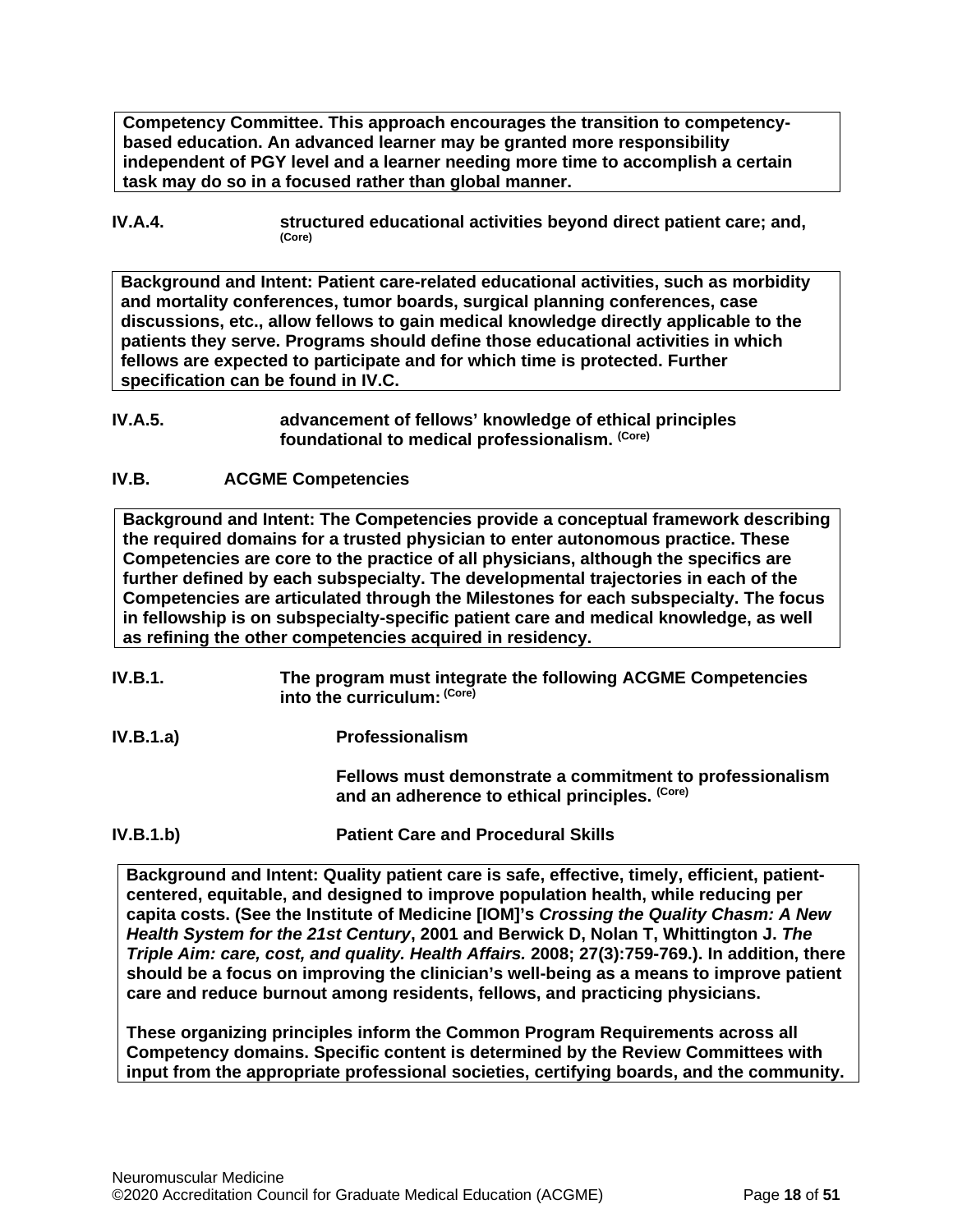**Competency Committee. This approach encourages the transition to competency-based education. An advanced learner may be granted more responsibility independent of PGY level and a learner needing more time to accomplish a certain task may do so in a focused rather than global manner.**

**IV.A.4.** **structured educational activities beyond direct patient care; and,** (Core)

**Background and Intent: Patient care-related educational activities, such as morbidity and mortality conferences, tumor boards, surgical planning conferences, case discussions, etc., allow fellows to gain medical knowledge directly applicable to the patients they serve. Programs should define those educational activities in which fellows are expected to participate and for which time is protected. Further specification can be found in IV.C.**

**IV.A.5.** **advancement of fellows' knowledge of ethical principles foundational to medical professionalism.** (Core)

**IV.B. ACGME Competencies**

**Background and Intent: The Competencies provide a conceptual framework describing the required domains for a trusted physician to enter autonomous practice. These Competencies are core to the practice of all physicians, although the specifics are further defined by each subspecialty. The developmental trajectories in each of the Competencies are articulated through the Milestones for each subspecialty. The focus in fellowship is on subspecialty-specific patient care and medical knowledge, as well as refining the other competencies acquired in residency.**

**IV.B.1.** **The program must integrate the following ACGME Competencies into the curriculum:** (Core)

**IV.B.1.a)** **Professionalism**

**Fellows must demonstrate a commitment to professionalism and an adherence to ethical principles.** (Core)

**IV.B.1.b)** **Patient Care and Procedural Skills**

**Background and Intent: Quality patient care is safe, effective, timely, efficient, patient-centered, equitable, and designed to improve population health, while reducing per capita costs. (See the Institute of Medicine [IOM]'s *Crossing the Quality Chasm: A New Health System for the 21st Century*, 2001 and Berwick D, Nolan T, Whittington J. *The Triple Aim: care, cost, and quality. Health Affairs.* 2008; 27(3):759-769.). In addition, there should be a focus on improving the clinician's well-being as a means to improve patient care and reduce burnout among residents, fellows, and practicing physicians.**

**These organizing principles inform the Common Program Requirements across all Competency domains. Specific content is determined by the Review Committees with input from the appropriate professional societies, certifying boards, and the community.**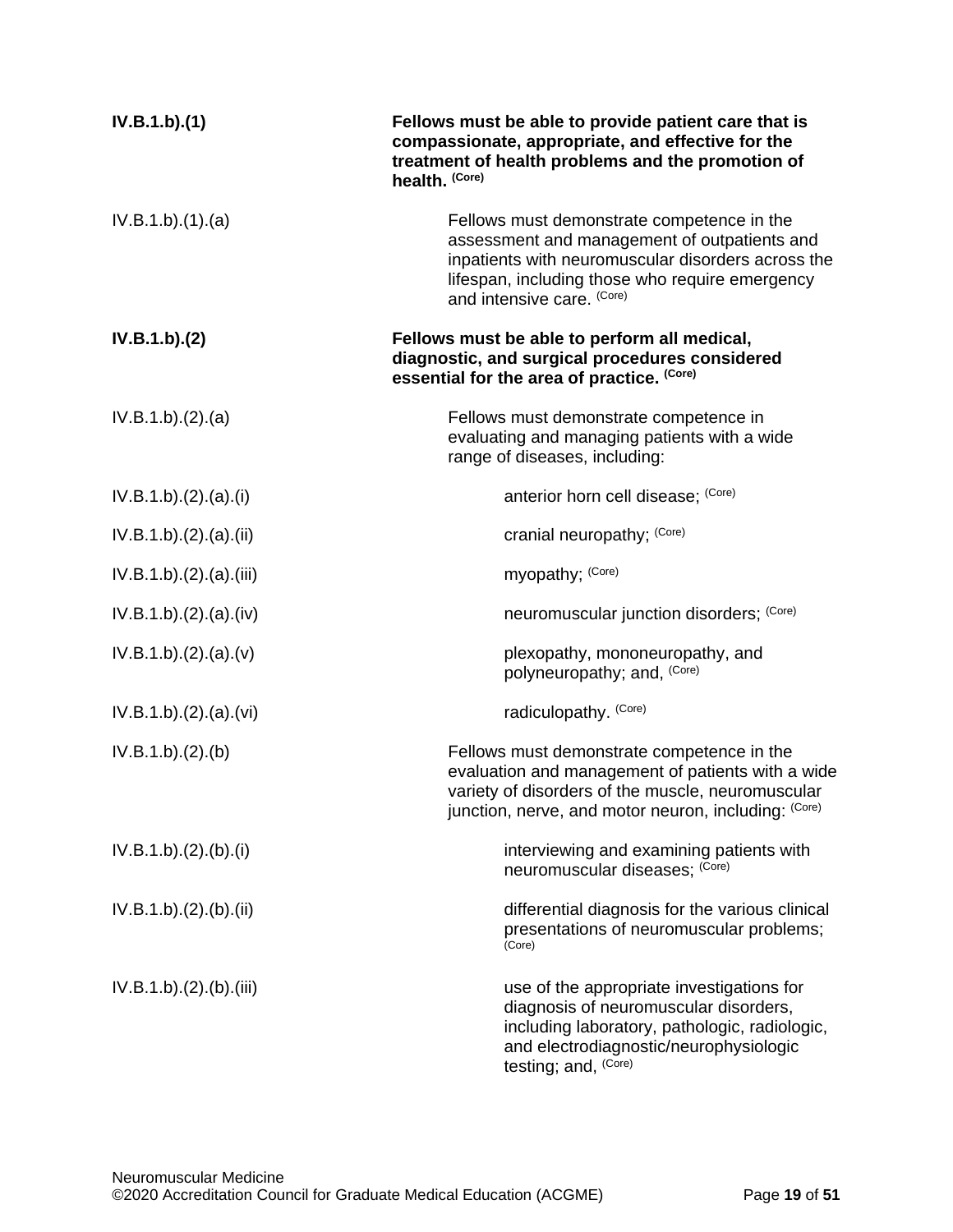| | |
|---|---|
| **IV.B.1.b).(1)** | **Fellows must be able to provide patient care that is compassionate, appropriate, and effective for the treatment of health problems and the promotion of health.** **(Core)** |
| IV.B.1.b).(1).(a) | Fellows must demonstrate competence in the assessment and management of outpatients and inpatients with neuromuscular disorders across the lifespan, including those who require emergency and intensive care. (Core) |
| **IV.B.1.b).(2)** | **Fellows must be able to perform all medical, diagnostic, and surgical procedures considered essential for the area of practice.** **(Core)** |
| IV.B.1.b).(2).(a) | Fellows must demonstrate competence in evaluating and managing patients with a wide range of diseases, including: |
| IV.B.1.b).(2).(a).(i) | anterior horn cell disease; (Core) |
| IV.B.1.b).(2).(a).(ii) | cranial neuropathy; (Core) |
| IV.B.1.b).(2).(a).(iii) | myopathy; (Core) |
| IV.B.1.b).(2).(a).(iv) | neuromuscular junction disorders; (Core) |
| IV.B.1.b).(2).(a).(v) | plexopathy, mononeuropathy, and polyneuropathy; and, (Core) |
| IV.B.1.b).(2).(a).(vi) | radiculopathy. (Core) |
| IV.B.1.b).(2).(b) | Fellows must demonstrate competence in the evaluation and management of patients with a wide variety of disorders of the muscle, neuromuscular junction, nerve, and motor neuron, including: (Core) |
| IV.B.1.b).(2).(b).(i) | interviewing and examining patients with neuromuscular diseases; (Core) |
| IV.B.1.b).(2).(b).(ii) | differential diagnosis for the various clinical presentations of neuromuscular problems; (Core) |
| IV.B.1.b).(2).(b).(iii) | use of the appropriate investigations for diagnosis of neuromuscular disorders, including laboratory, pathologic, radiologic, and electrodiagnostic/neurophysiologic testing; and, (Core) |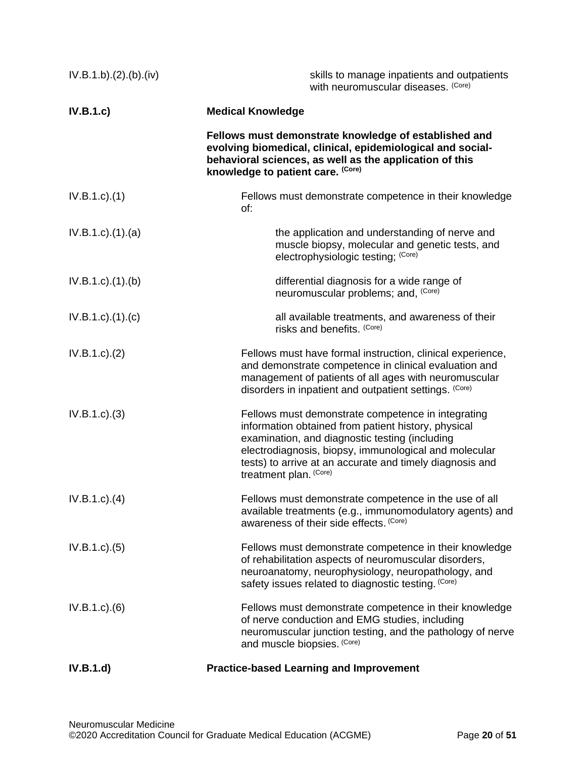IV.B.1.b).(2).(b).(iv) skills to manage inpatients and outpatients with neuromuscular diseases. (Core)

**IV.B.1.c) Medical Knowledge**

**Fellows must demonstrate knowledge of established and evolving biomedical, clinical, epidemiological and social-behavioral sciences, as well as the application of this knowledge to patient care. (Core)**

IV.B.1.c).(1) Fellows must demonstrate competence in their knowledge of:

IV.B.1.c).(1).(a) the application and understanding of nerve and muscle biopsy, molecular and genetic tests, and electrophysiologic testing; (Core)

IV.B.1.c).(1).(b) differential diagnosis for a wide range of neuromuscular problems; and, (Core)

IV.B.1.c).(1).(c) all available treatments, and awareness of their risks and benefits. (Core)

IV.B.1.c).(2) Fellows must have formal instruction, clinical experience, and demonstrate competence in clinical evaluation and management of patients of all ages with neuromuscular disorders in inpatient and outpatient settings. (Core)

IV.B.1.c).(3) Fellows must demonstrate competence in integrating information obtained from patient history, physical examination, and diagnostic testing (including electrodiagnosis, biopsy, immunological and molecular tests) to arrive at an accurate and timely diagnosis and treatment plan. (Core)

IV.B.1.c).(4) Fellows must demonstrate competence in the use of all available treatments (e.g., immunomodulatory agents) and awareness of their side effects. (Core)

IV.B.1.c).(5) Fellows must demonstrate competence in their knowledge of rehabilitation aspects of neuromuscular disorders, neuroanatomy, neurophysiology, neuropathology, and safety issues related to diagnostic testing. (Core)

IV.B.1.c).(6) Fellows must demonstrate competence in their knowledge of nerve conduction and EMG studies, including neuromuscular junction testing, and the pathology of nerve and muscle biopsies. (Core)

**IV.B.1.d) Practice-based Learning and Improvement**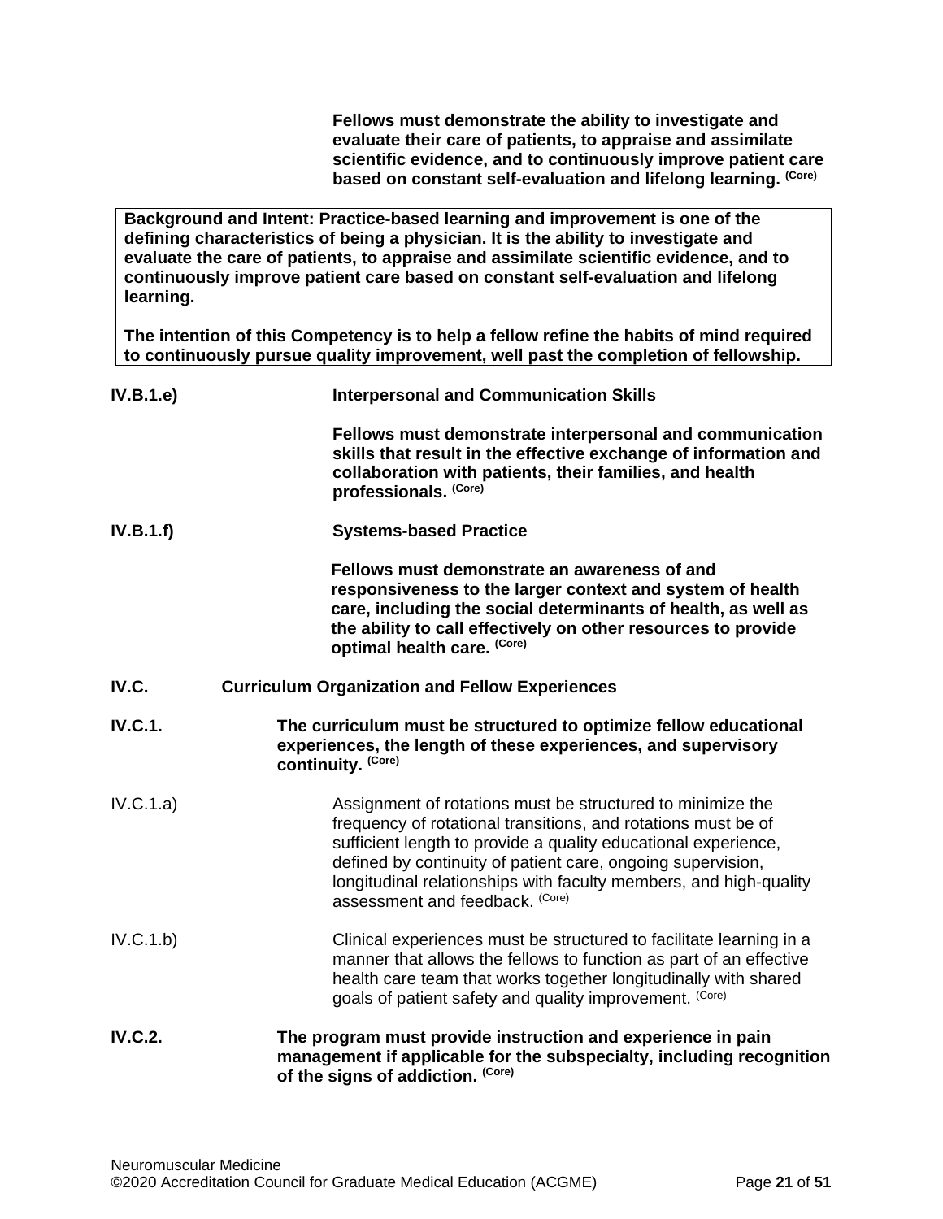**Fellows must demonstrate the ability to investigate and evaluate their care of patients, to appraise and assimilate scientific evidence, and to continuously improve patient care based on constant self-evaluation and lifelong learning.** (Core)

> **Background and Intent: Practice-based learning and improvement is one of the defining characteristics of being a physician. It is the ability to investigate and evaluate the care of patients, to appraise and assimilate scientific evidence, and to continuously improve patient care based on constant self-evaluation and lifelong learning.**
>
> **The intention of this Competency is to help a fellow refine the habits of mind required to continuously pursue quality improvement, well past the completion of fellowship.**

**IV.B.1.e)** **Interpersonal and Communication Skills**

**Fellows must demonstrate interpersonal and communication skills that result in the effective exchange of information and collaboration with patients, their families, and health professionals.** (Core)

**IV.B.1.f)** **Systems-based Practice**

**Fellows must demonstrate an awareness of and responsiveness to the larger context and system of health care, including the social determinants of health, as well as the ability to call effectively on other resources to provide optimal health care.** (Core)

**IV.C.** **Curriculum Organization and Fellow Experiences**

**IV.C.1.** **The curriculum must be structured to optimize fellow educational experiences, the length of these experiences, and supervisory continuity.** (Core)

IV.C.1.a) Assignment of rotations must be structured to minimize the frequency of rotational transitions, and rotations must be of sufficient length to provide a quality educational experience, defined by continuity of patient care, ongoing supervision, longitudinal relationships with faculty members, and high-quality assessment and feedback. (Core)

IV.C.1.b) Clinical experiences must be structured to facilitate learning in a manner that allows the fellows to function as part of an effective health care team that works together longitudinally with shared goals of patient safety and quality improvement. (Core)

**IV.C.2.** **The program must provide instruction and experience in pain management if applicable for the subspecialty, including recognition of the signs of addiction.** (Core)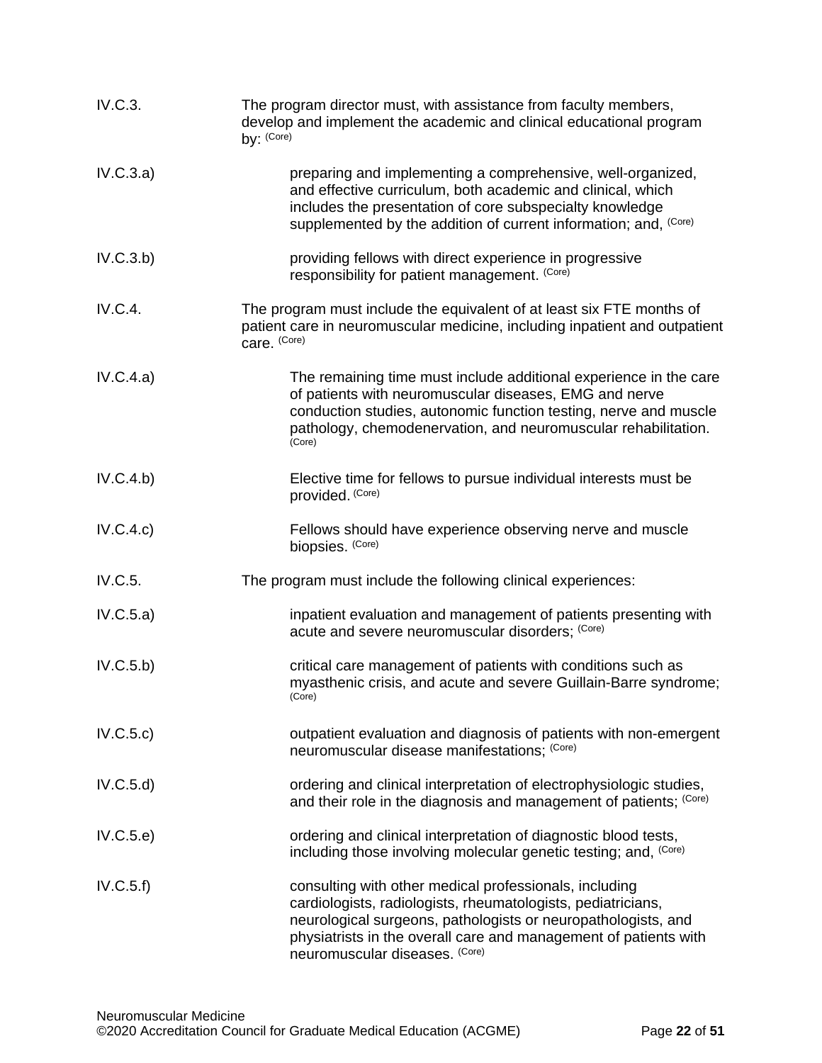| | |
|---|---|
| IV.C.3. | The program director must, with assistance from faculty members, develop and implement the academic and clinical educational program by: (Core) |
| IV.C.3.a) | preparing and implementing a comprehensive, well-organized, and effective curriculum, both academic and clinical, which includes the presentation of core subspecialty knowledge supplemented by the addition of current information; and, (Core) |
| IV.C.3.b) | providing fellows with direct experience in progressive responsibility for patient management. (Core) |
| IV.C.4. | The program must include the equivalent of at least six FTE months of patient care in neuromuscular medicine, including inpatient and outpatient care. (Core) |
| IV.C.4.a) | The remaining time must include additional experience in the care of patients with neuromuscular diseases, EMG and nerve conduction studies, autonomic function testing, nerve and muscle pathology, chemodenervation, and neuromuscular rehabilitation. (Core) |
| IV.C.4.b) | Elective time for fellows to pursue individual interests must be provided. (Core) |
| IV.C.4.c) | Fellows should have experience observing nerve and muscle biopsies. (Core) |
| IV.C.5. | The program must include the following clinical experiences: |
| IV.C.5.a) | inpatient evaluation and management of patients presenting with acute and severe neuromuscular disorders; (Core) |
| IV.C.5.b) | critical care management of patients with conditions such as myasthenic crisis, and acute and severe Guillain-Barre syndrome; (Core) |
| IV.C.5.c) | outpatient evaluation and diagnosis of patients with non-emergent neuromuscular disease manifestations; (Core) |
| IV.C.5.d) | ordering and clinical interpretation of electrophysiologic studies, and their role in the diagnosis and management of patients; (Core) |
| IV.C.5.e) | ordering and clinical interpretation of diagnostic blood tests, including those involving molecular genetic testing; and, (Core) |
| IV.C.5.f) | consulting with other medical professionals, including cardiologists, radiologists, rheumatologists, pediatricians, neurological surgeons, pathologists or neuropathologists, and physiatrists in the overall care and management of patients with neuromuscular diseases. (Core) |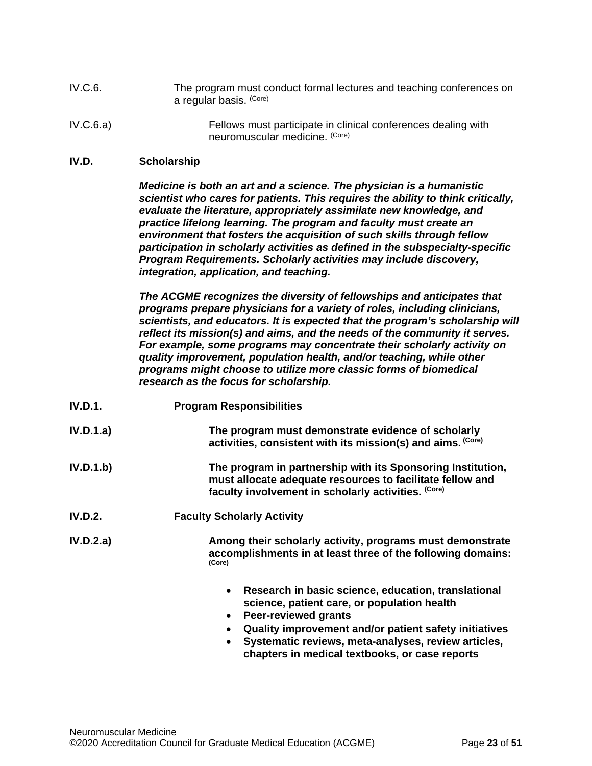IV.C.6. The program must conduct formal lectures and teaching conferences on a regular basis. (Core)

IV.C.6.a) Fellows must participate in clinical conferences dealing with neuromuscular medicine. (Core)

**IV.D. Scholarship**

***Medicine is both an art and a science. The physician is a humanistic scientist who cares for patients. This requires the ability to think critically, evaluate the literature, appropriately assimilate new knowledge, and practice lifelong learning. The program and faculty must create an environment that fosters the acquisition of such skills through fellow participation in scholarly activities as defined in the subspecialty-specific Program Requirements. Scholarly activities may include discovery, integration, application, and teaching.***

***The ACGME recognizes the diversity of fellowships and anticipates that programs prepare physicians for a variety of roles, including clinicians, scientists, and educators. It is expected that the program's scholarship will reflect its mission(s) and aims, and the needs of the community it serves. For example, some programs may concentrate their scholarly activity on quality improvement, population health, and/or teaching, while other programs might choose to utilize more classic forms of biomedical research as the focus for scholarship.***

**IV.D.1. Program Responsibilities**

**IV.D.1.a) The program must demonstrate evidence of scholarly activities, consistent with its mission(s) and aims. (Core)**

**IV.D.1.b) The program in partnership with its Sponsoring Institution, must allocate adequate resources to facilitate fellow and faculty involvement in scholarly activities. (Core)**

**IV.D.2. Faculty Scholarly Activity**

**IV.D.2.a) Among their scholarly activity, programs must demonstrate accomplishments in at least three of the following domains: (Core)**

- **Research in basic science, education, translational science, patient care, or population health**
- **Peer-reviewed grants**
- **Quality improvement and/or patient safety initiatives**
- **Systematic reviews, meta-analyses, review articles, chapters in medical textbooks, or case reports**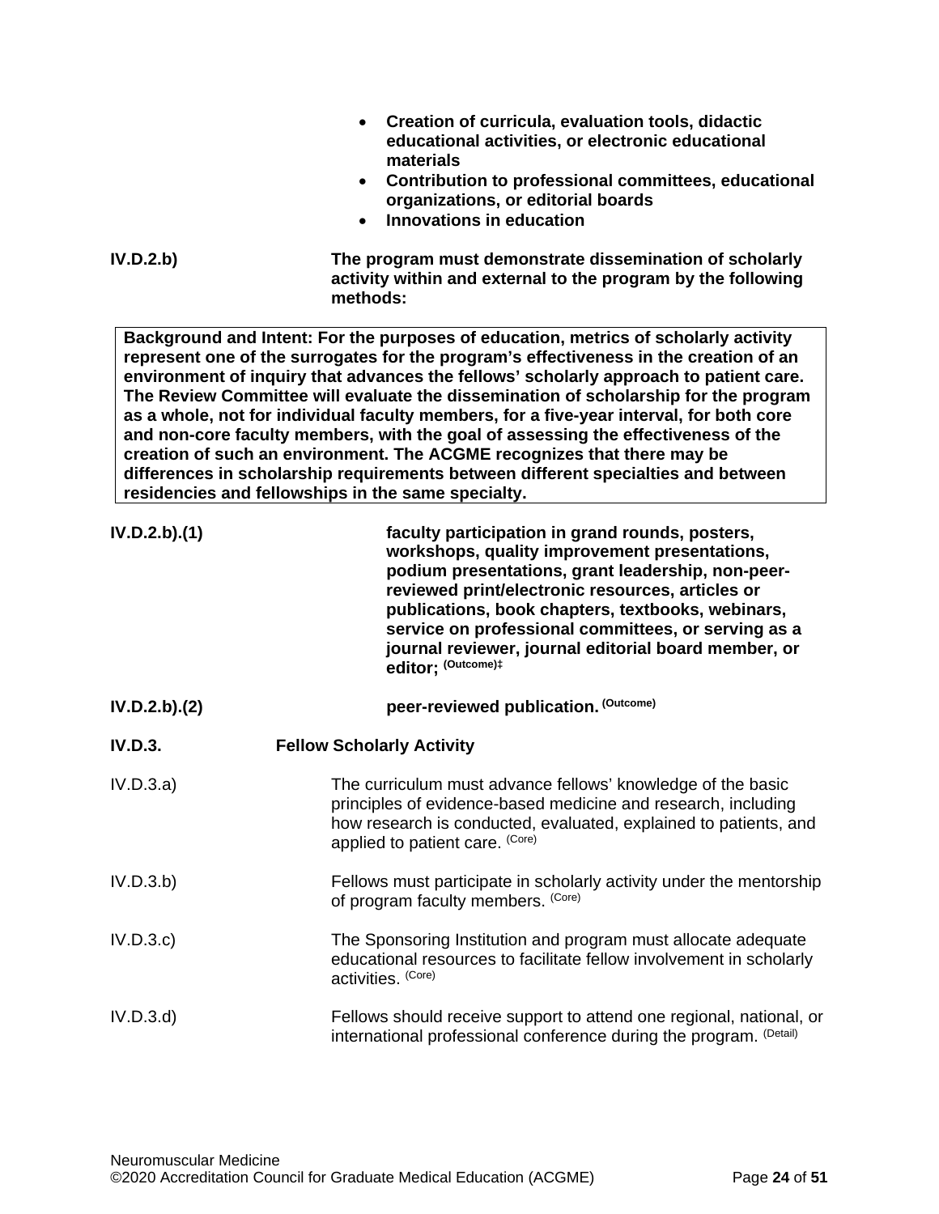- **Creation of curricula, evaluation tools, didactic educational activities, or electronic educational materials**
- **Contribution to professional committees, educational organizations, or editorial boards**
- **Innovations in education**

**IV.D.2.b)** **The program must demonstrate dissemination of scholarly activity within and external to the program by the following methods:**

> **Background and Intent: For the purposes of education, metrics of scholarly activity represent one of the surrogates for the program's effectiveness in the creation of an environment of inquiry that advances the fellows' scholarly approach to patient care. The Review Committee will evaluate the dissemination of scholarship for the program as a whole, not for individual faculty members, for a five-year interval, for both core and non-core faculty members, with the goal of assessing the effectiveness of the creation of such an environment. The ACGME recognizes that there may be differences in scholarship requirements between different specialties and between residencies and fellowships in the same specialty.**

**IV.D.2.b).(1)** **faculty participation in grand rounds, posters, workshops, quality improvement presentations, podium presentations, grant leadership, non-peer-reviewed print/electronic resources, articles or publications, book chapters, textbooks, webinars, service on professional committees, or serving as a journal reviewer, journal editorial board member, or editor; (Outcome)‡**

**IV.D.2.b).(2)** **peer-reviewed publication. (Outcome)**

**IV.D.3.** **Fellow Scholarly Activity**

IV.D.3.a) The curriculum must advance fellows' knowledge of the basic principles of evidence-based medicine and research, including how research is conducted, evaluated, explained to patients, and applied to patient care. (Core)

IV.D.3.b) Fellows must participate in scholarly activity under the mentorship of program faculty members. (Core)

IV.D.3.c) The Sponsoring Institution and program must allocate adequate educational resources to facilitate fellow involvement in scholarly activities. (Core)

IV.D.3.d) Fellows should receive support to attend one regional, national, or international professional conference during the program. (Detail)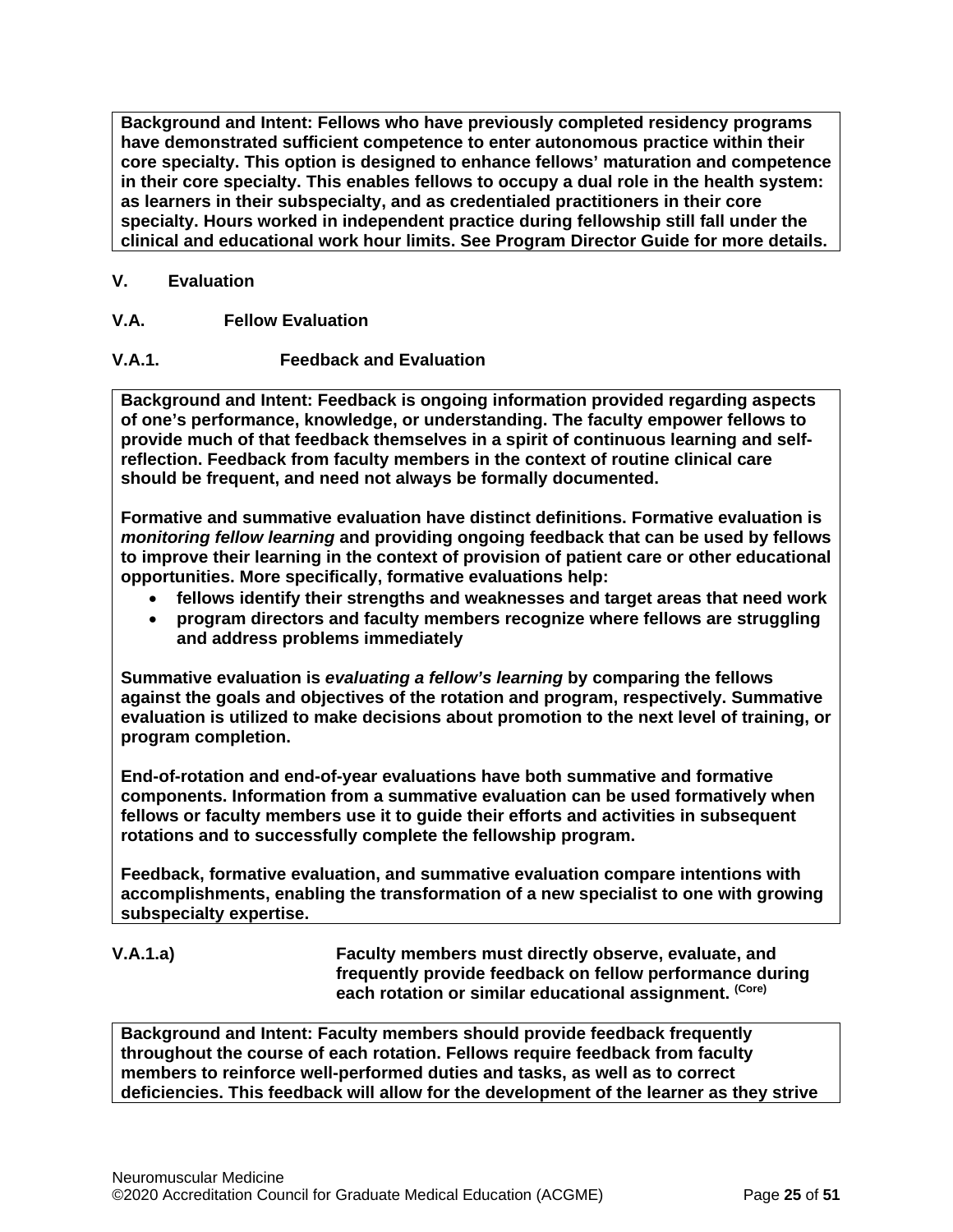**Background and Intent: Fellows who have previously completed residency programs have demonstrated sufficient competence to enter autonomous practice within their core specialty. This option is designed to enhance fellows' maturation and competence in their core specialty. This enables fellows to occupy a dual role in the health system: as learners in their subspecialty, and as credentialed practitioners in their core specialty. Hours worked in independent practice during fellowship still fall under the clinical and educational work hour limits. See Program Director Guide for more details.**

**V. Evaluation**

**V.A. Fellow Evaluation**

**V.A.1. Feedback and Evaluation**

**Background and Intent: Feedback is ongoing information provided regarding aspects of one's performance, knowledge, or understanding. The faculty empower fellows to provide much of that feedback themselves in a spirit of continuous learning and self-reflection. Feedback from faculty members in the context of routine clinical care should be frequent, and need not always be formally documented.**

**Formative and summative evaluation have distinct definitions. Formative evaluation is *monitoring fellow learning* and providing ongoing feedback that can be used by fellows to improve their learning in the context of provision of patient care or other educational opportunities. More specifically, formative evaluations help:**

- **fellows identify their strengths and weaknesses and target areas that need work**
- **program directors and faculty members recognize where fellows are struggling and address problems immediately**

**Summative evaluation is *evaluating a fellow's learning* by comparing the fellows against the goals and objectives of the rotation and program, respectively. Summative evaluation is utilized to make decisions about promotion to the next level of training, or program completion.**

**End-of-rotation and end-of-year evaluations have both summative and formative components. Information from a summative evaluation can be used formatively when fellows or faculty members use it to guide their efforts and activities in subsequent rotations and to successfully complete the fellowship program.**

**Feedback, formative evaluation, and summative evaluation compare intentions with accomplishments, enabling the transformation of a new specialist to one with growing subspecialty expertise.**

**V.A.1.a) Faculty members must directly observe, evaluate, and frequently provide feedback on fellow performance during each rotation or similar educational assignment.** (Core)

**Background and Intent: Faculty members should provide feedback frequently throughout the course of each rotation. Fellows require feedback from faculty members to reinforce well-performed duties and tasks, as well as to correct deficiencies. This feedback will allow for the development of the learner as they strive**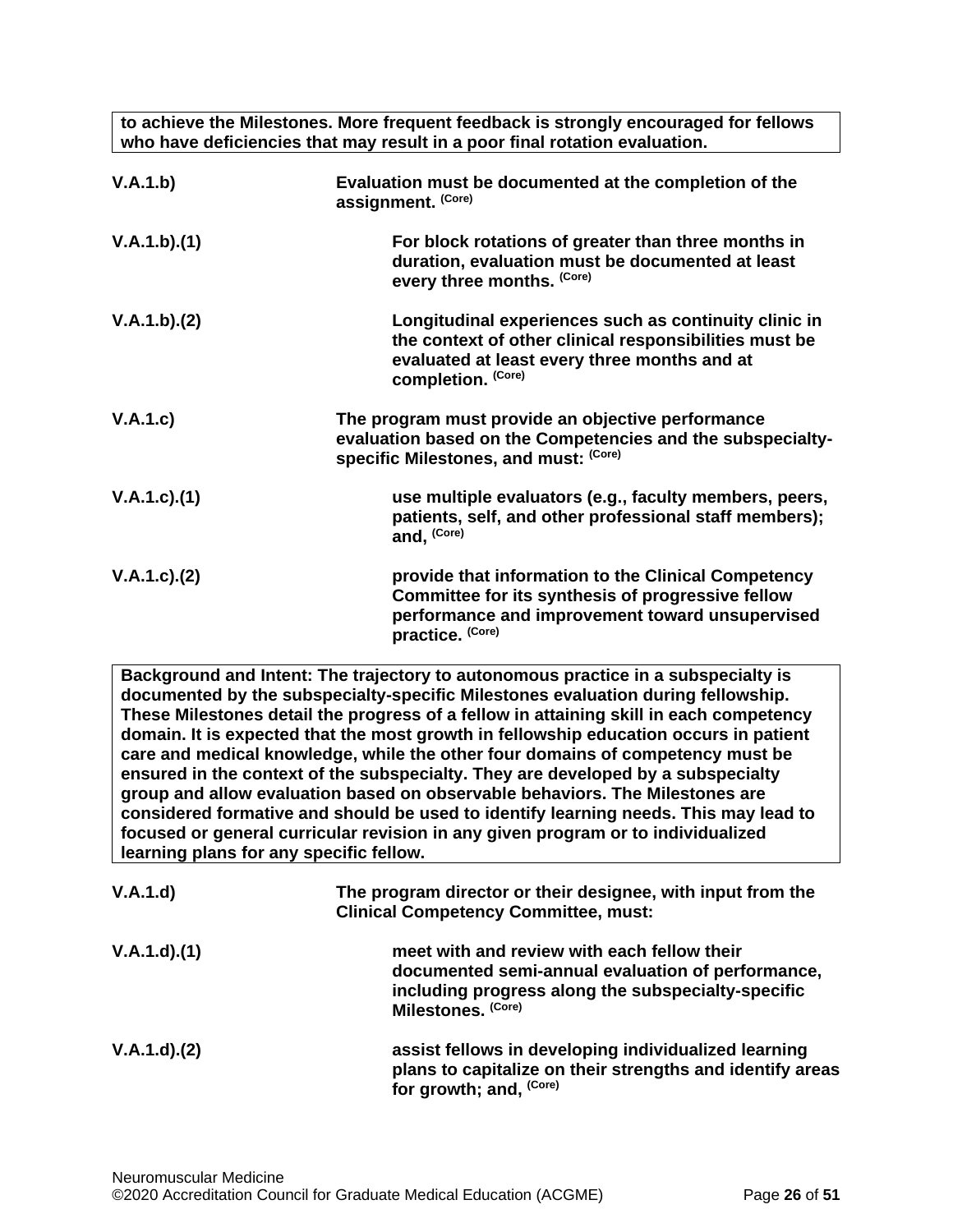**to achieve the Milestones. More frequent feedback is strongly encouraged for fellows who have deficiencies that may result in a poor final rotation evaluation.**

| | |
|---|---|
| **V.A.1.b)** | **Evaluation must be documented at the completion of the assignment.** **(Core)** |
| **V.A.1.b).(1)** | **For block rotations of greater than three months in duration, evaluation must be documented at least every three months.** **(Core)** |
| **V.A.1.b).(2)** | **Longitudinal experiences such as continuity clinic in the context of other clinical responsibilities must be evaluated at least every three months and at completion.** **(Core)** |
| **V.A.1.c)** | **The program must provide an objective performance evaluation based on the Competencies and the subspecialty-specific Milestones, and must:** **(Core)** |
| **V.A.1.c).(1)** | **use multiple evaluators (e.g., faculty members, peers, patients, self, and other professional staff members); and,** **(Core)** |
| **V.A.1.c).(2)** | **provide that information to the Clinical Competency Committee for its synthesis of progressive fellow performance and improvement toward unsupervised practice.** **(Core)** |

**Background and Intent: The trajectory to autonomous practice in a subspecialty is documented by the subspecialty-specific Milestones evaluation during fellowship. These Milestones detail the progress of a fellow in attaining skill in each competency domain. It is expected that the most growth in fellowship education occurs in patient care and medical knowledge, while the other four domains of competency must be ensured in the context of the subspecialty. They are developed by a subspecialty group and allow evaluation based on observable behaviors. The Milestones are considered formative and should be used to identify learning needs. This may lead to focused or general curricular revision in any given program or to individualized learning plans for any specific fellow.**

| | |
|---|---|
| **V.A.1.d)** | **The program director or their designee, with input from the Clinical Competency Committee, must:** |
| **V.A.1.d).(1)** | **meet with and review with each fellow their documented semi-annual evaluation of performance, including progress along the subspecialty-specific Milestones.** **(Core)** |
| **V.A.1.d).(2)** | **assist fellows in developing individualized learning plans to capitalize on their strengths and identify areas for growth; and,** **(Core)** |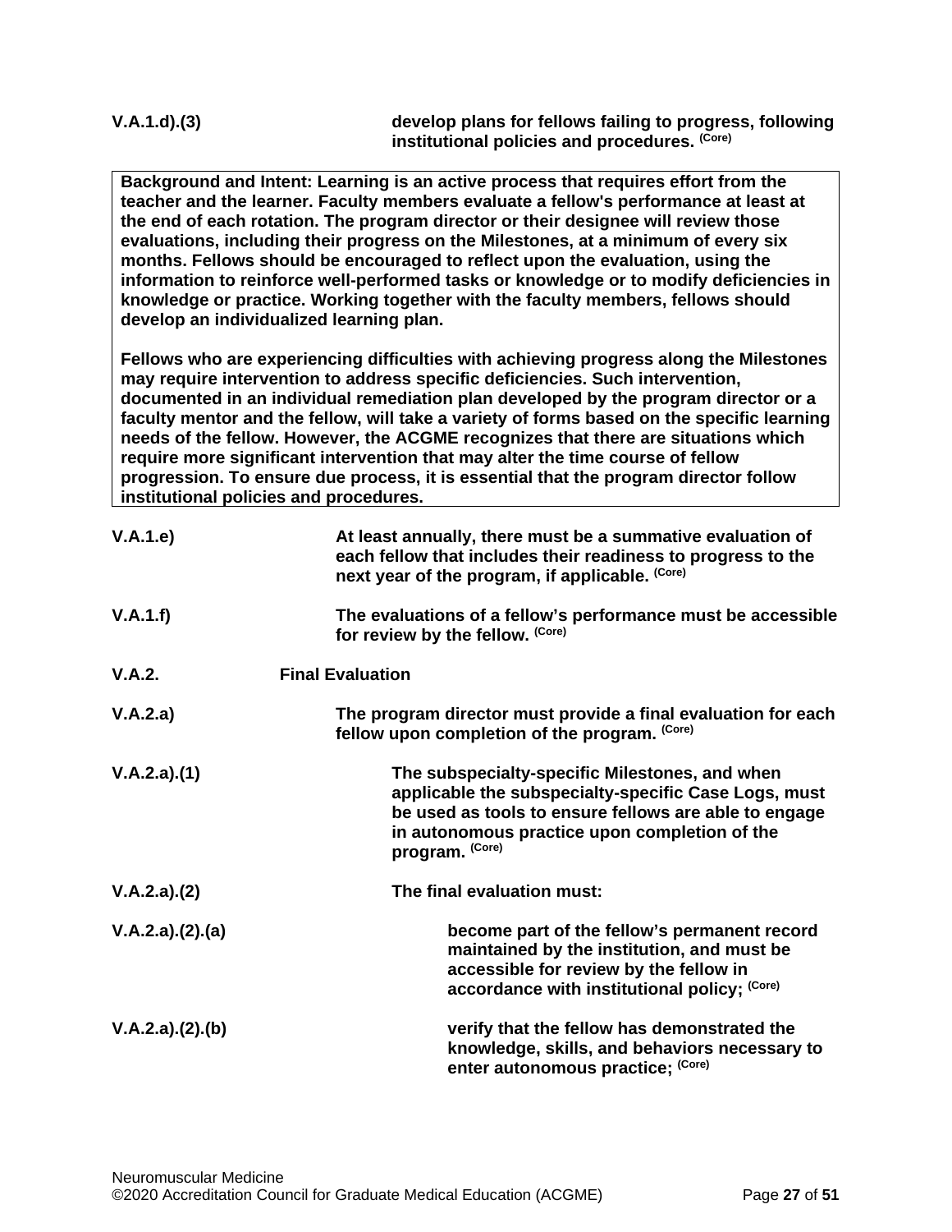| | |
|---|---|
| V.A.1.d).(3) | **develop plans for fellows failing to progress, following institutional policies and procedures.** (Core) |

**Background and Intent: Learning is an active process that requires effort from the teacher and the learner. Faculty members evaluate a fellow's performance at least at the end of each rotation. The program director or their designee will review those evaluations, including their progress on the Milestones, at a minimum of every six months. Fellows should be encouraged to reflect upon the evaluation, using the information to reinforce well-performed tasks or knowledge or to modify deficiencies in knowledge or practice. Working together with the faculty members, fellows should develop an individualized learning plan.**

**Fellows who are experiencing difficulties with achieving progress along the Milestones may require intervention to address specific deficiencies. Such intervention, documented in an individual remediation plan developed by the program director or a faculty mentor and the fellow, will take a variety of forms based on the specific learning needs of the fellow. However, the ACGME recognizes that there are situations which require more significant intervention that may alter the time course of fellow progression. To ensure due process, it is essential that the program director follow institutional policies and procedures.**

| | |
|---|---|
| V.A.1.e) | **At least annually, there must be a summative evaluation of each fellow that includes their readiness to progress to the next year of the program, if applicable.** (Core) |
| V.A.1.f) | **The evaluations of a fellow's performance must be accessible for review by the fellow.** (Core) |
| V.A.2. | **Final Evaluation** |
| V.A.2.a) | **The program director must provide a final evaluation for each fellow upon completion of the program.** (Core) |
| V.A.2.a).(1) | **The subspecialty-specific Milestones, and when applicable the subspecialty-specific Case Logs, must be used as tools to ensure fellows are able to engage in autonomous practice upon completion of the program.** (Core) |
| V.A.2.a).(2) | **The final evaluation must:** |
| V.A.2.a).(2).(a) | **become part of the fellow's permanent record maintained by the institution, and must be accessible for review by the fellow in accordance with institutional policy;** (Core) |
| V.A.2.a).(2).(b) | **verify that the fellow has demonstrated the knowledge, skills, and behaviors necessary to enter autonomous practice;** (Core) |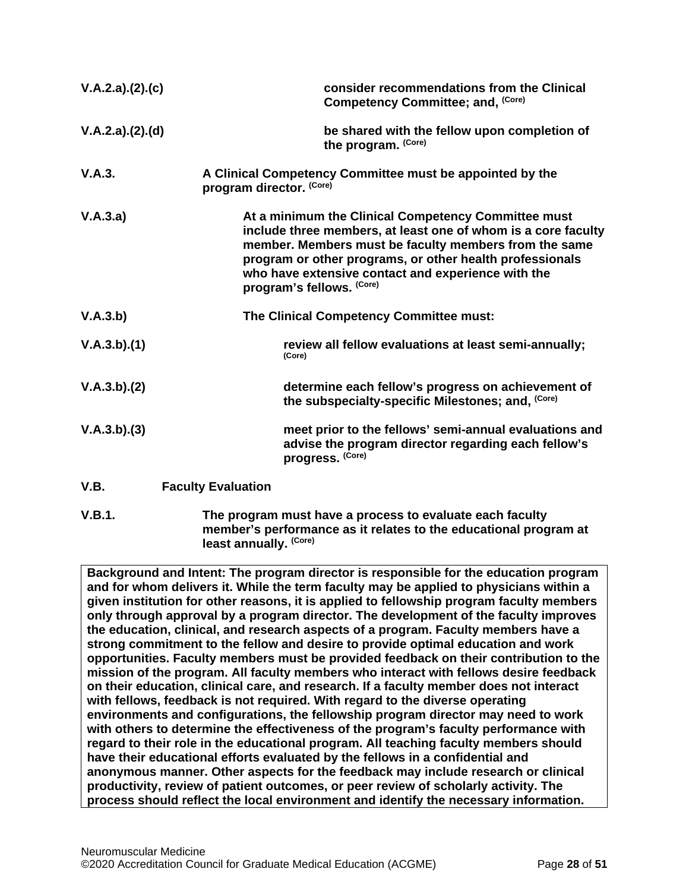| | |
|---|---|
| V.A.2.a).(2).(c) | **consider recommendations from the Clinical Competency Committee; and,** (Core) |
| V.A.2.a).(2).(d) | **be shared with the fellow upon completion of the program.** (Core) |
| V.A.3. | **A Clinical Competency Committee must be appointed by the program director.** (Core) |
| V.A.3.a) | **At a minimum the Clinical Competency Committee must include three members, at least one of whom is a core faculty member. Members must be faculty members from the same program or other programs, or other health professionals who have extensive contact and experience with the program's fellows.** (Core) |
| V.A.3.b) | **The Clinical Competency Committee must:** |
| V.A.3.b).(1) | **review all fellow evaluations at least semi-annually;** (Core) |
| V.A.3.b).(2) | **determine each fellow's progress on achievement of the subspecialty-specific Milestones; and,** (Core) |
| V.A.3.b).(3) | **meet prior to the fellows' semi-annual evaluations and advise the program director regarding each fellow's progress.** (Core) |
| V.B. | **Faculty Evaluation** |
| V.B.1. | **The program must have a process to evaluate each faculty member's performance as it relates to the educational program at least annually.** (Core) |

**Background and Intent: The program director is responsible for the education program and for whom delivers it. While the term faculty may be applied to physicians within a given institution for other reasons, it is applied to fellowship program faculty members only through approval by a program director. The development of the faculty improves the education, clinical, and research aspects of a program. Faculty members have a strong commitment to the fellow and desire to provide optimal education and work opportunities. Faculty members must be provided feedback on their contribution to the mission of the program. All faculty members who interact with fellows desire feedback on their education, clinical care, and research. If a faculty member does not interact with fellows, feedback is not required. With regard to the diverse operating environments and configurations, the fellowship program director may need to work with others to determine the effectiveness of the program's faculty performance with regard to their role in the educational program. All teaching faculty members should have their educational efforts evaluated by the fellows in a confidential and anonymous manner. Other aspects for the feedback may include research or clinical productivity, review of patient outcomes, or peer review of scholarly activity. The process should reflect the local environment and identify the necessary information.**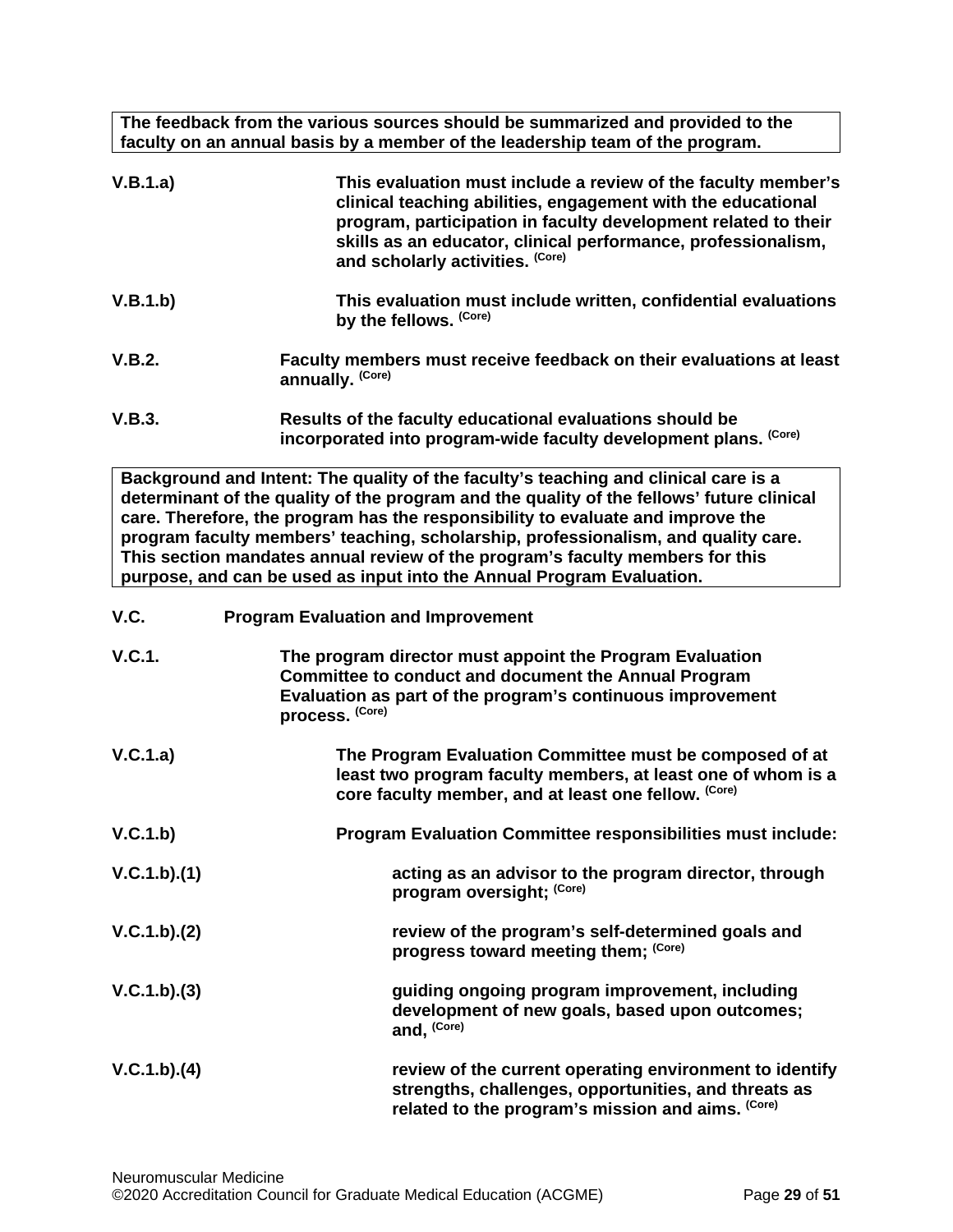**The feedback from the various sources should be summarized and provided to the faculty on an annual basis by a member of the leadership team of the program.**

**V.B.1.a)** **This evaluation must include a review of the faculty member's clinical teaching abilities, engagement with the educational program, participation in faculty development related to their skills as an educator, clinical performance, professionalism, and scholarly activities.** (Core)

**V.B.1.b)** **This evaluation must include written, confidential evaluations by the fellows.** (Core)

**V.B.2.** **Faculty members must receive feedback on their evaluations at least annually.** (Core)

**V.B.3.** **Results of the faculty educational evaluations should be incorporated into program-wide faculty development plans.** (Core)

**Background and Intent: The quality of the faculty's teaching and clinical care is a determinant of the quality of the program and the quality of the fellows' future clinical care. Therefore, the program has the responsibility to evaluate and improve the program faculty members' teaching, scholarship, professionalism, and quality care. This section mandates annual review of the program's faculty members for this purpose, and can be used as input into the Annual Program Evaluation.**

**V.C.** **Program Evaluation and Improvement**

**V.C.1.** **The program director must appoint the Program Evaluation Committee to conduct and document the Annual Program Evaluation as part of the program's continuous improvement process.** (Core)

**V.C.1.a)** **The Program Evaluation Committee must be composed of at least two program faculty members, at least one of whom is a core faculty member, and at least one fellow.** (Core)

**V.C.1.b)** **Program Evaluation Committee responsibilities must include:**

**V.C.1.b).(1)** **acting as an advisor to the program director, through program oversight;** (Core)

**V.C.1.b).(2)** **review of the program's self-determined goals and progress toward meeting them;** (Core)

**V.C.1.b).(3)** **guiding ongoing program improvement, including development of new goals, based upon outcomes; and,** (Core)

**V.C.1.b).(4)** **review of the current operating environment to identify strengths, challenges, opportunities, and threats as related to the program's mission and aims.** (Core)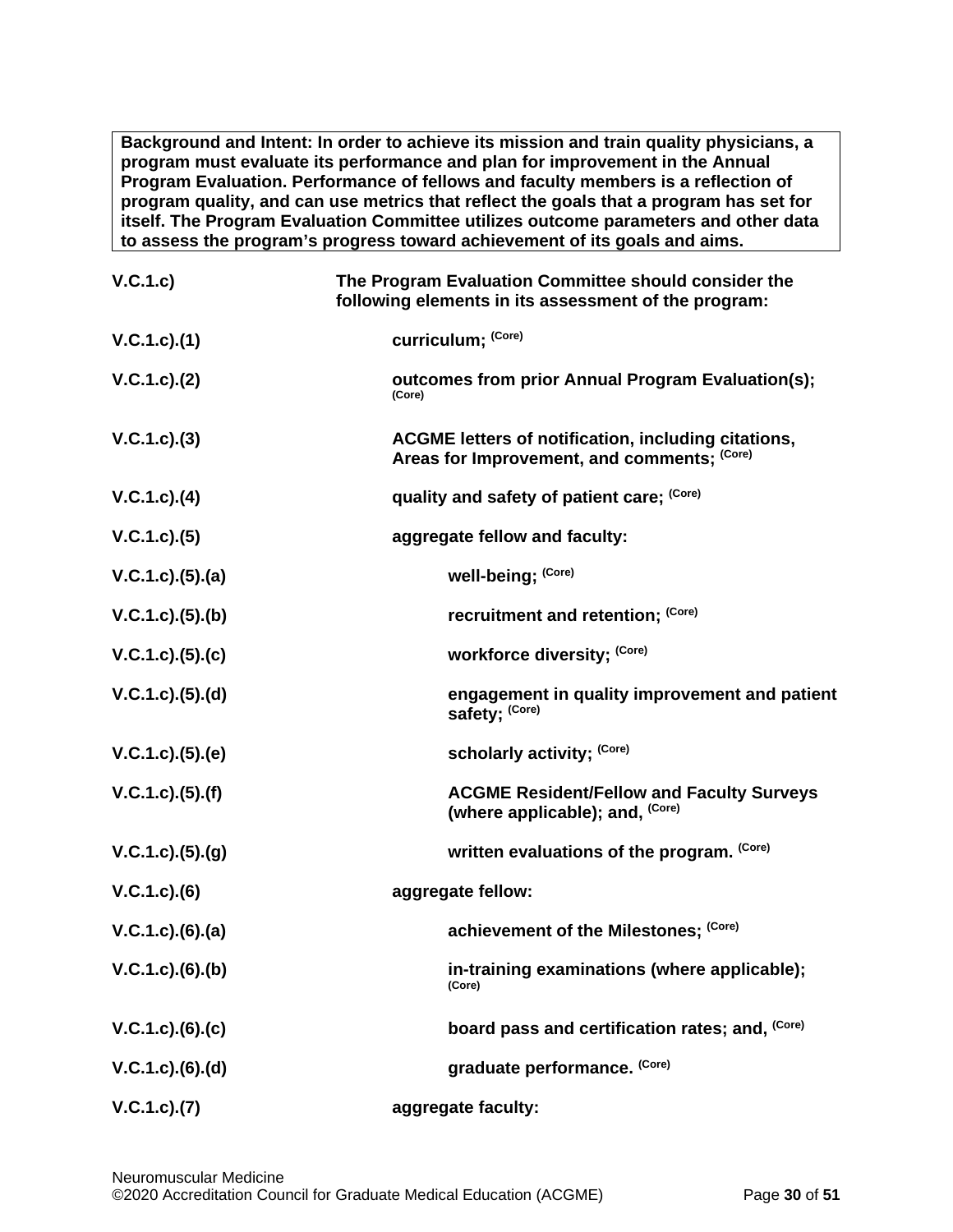**Background and Intent: In order to achieve its mission and train quality physicians, a program must evaluate its performance and plan for improvement in the Annual Program Evaluation. Performance of fellows and faculty members is a reflection of program quality, and can use metrics that reflect the goals that a program has set for itself. The Program Evaluation Committee utilizes outcome parameters and other data to assess the program's progress toward achievement of its goals and aims.**

**V.C.1.c)** **The Program Evaluation Committee should consider the following elements in its assessment of the program:**

**V.C.1.c).(1)** **curriculum;** **(Core)**

**V.C.1.c).(2)** **outcomes from prior Annual Program Evaluation(s);** **(Core)**

**V.C.1.c).(3)** **ACGME letters of notification, including citations, Areas for Improvement, and comments;** **(Core)**

**V.C.1.c).(4)** **quality and safety of patient care;** **(Core)**

**V.C.1.c).(5)** **aggregate fellow and faculty:**

**V.C.1.c).(5).(a)** **well-being;** **(Core)**

**V.C.1.c).(5).(b)** **recruitment and retention;** **(Core)**

**V.C.1.c).(5).(c)** **workforce diversity;** **(Core)**

**V.C.1.c).(5).(d)** **engagement in quality improvement and patient safety;** **(Core)**

**V.C.1.c).(5).(e)** **scholarly activity;** **(Core)**

**V.C.1.c).(5).(f)** **ACGME Resident/Fellow and Faculty Surveys (where applicable); and,** **(Core)**

**V.C.1.c).(5).(g)** **written evaluations of the program.** **(Core)**

**V.C.1.c).(6)** **aggregate fellow:**

**V.C.1.c).(6).(a)** **achievement of the Milestones;** **(Core)**

**V.C.1.c).(6).(b)** **in-training examinations (where applicable);** **(Core)**

**V.C.1.c).(6).(c)** **board pass and certification rates; and,** **(Core)**

**V.C.1.c).(6).(d)** **graduate performance.** **(Core)**

**V.C.1.c).(7)** **aggregate faculty:**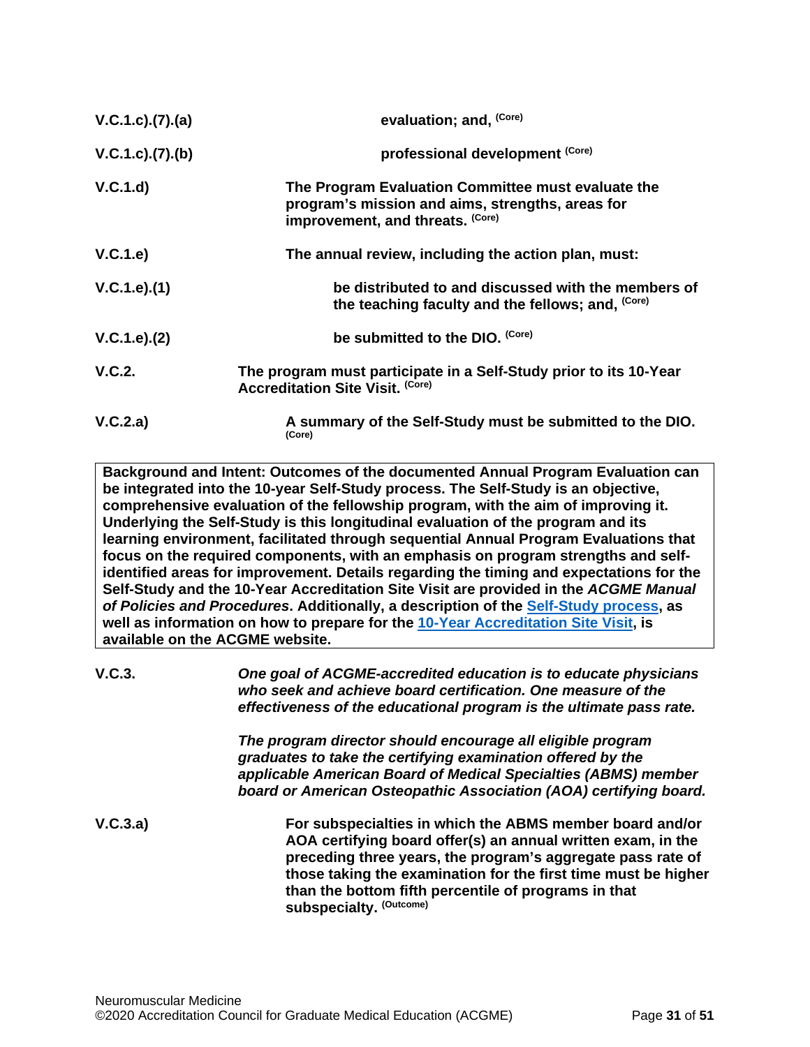| | |
|---|---|
| V.C.1.c).(7).(a) | **evaluation; and,** (Core) |
| V.C.1.c).(7).(b) | **professional development** (Core) |
| V.C.1.d) | **The Program Evaluation Committee must evaluate the program's mission and aims, strengths, areas for improvement, and threats.** (Core) |
| V.C.1.e) | **The annual review, including the action plan, must:** |
| V.C.1.e).(1) | **be distributed to and discussed with the members of the teaching faculty and the fellows; and,** (Core) |
| V.C.1.e).(2) | **be submitted to the DIO.** (Core) |
| V.C.2. | **The program must participate in a Self-Study prior to its 10-Year Accreditation Site Visit.** (Core) |
| V.C.2.a) | **A summary of the Self-Study must be submitted to the DIO.** (Core) |

> **Background and Intent: Outcomes of the documented Annual Program Evaluation can be integrated into the 10-year Self-Study process. The Self-Study is an objective, comprehensive evaluation of the fellowship program, with the aim of improving it. Underlying the Self-Study is this longitudinal evaluation of the program and its learning environment, facilitated through sequential Annual Program Evaluations that focus on the required components, with an emphasis on program strengths and self-identified areas for improvement. Details regarding the timing and expectations for the Self-Study and the 10-Year Accreditation Site Visit are provided in the *ACGME Manual of Policies and Procedures*. Additionally, a description of the [Self-Study process](), as well as information on how to prepare for the [10-Year Accreditation Site Visit](), is available on the ACGME website.**

| | |
|---|---|
| V.C.3. | *One goal of ACGME-accredited education is to educate physicians who seek and achieve board certification. One measure of the effectiveness of the educational program is the ultimate pass rate.*<br><br>*The program director should encourage all eligible program graduates to take the certifying examination offered by the applicable American Board of Medical Specialties (ABMS) member board or American Osteopathic Association (AOA) certifying board.* |
| V.C.3.a) | **For subspecialties in which the ABMS member board and/or AOA certifying board offer(s) an annual written exam, in the preceding three years, the program's aggregate pass rate of those taking the examination for the first time must be higher than the bottom fifth percentile of programs in that subspecialty.** (Outcome) |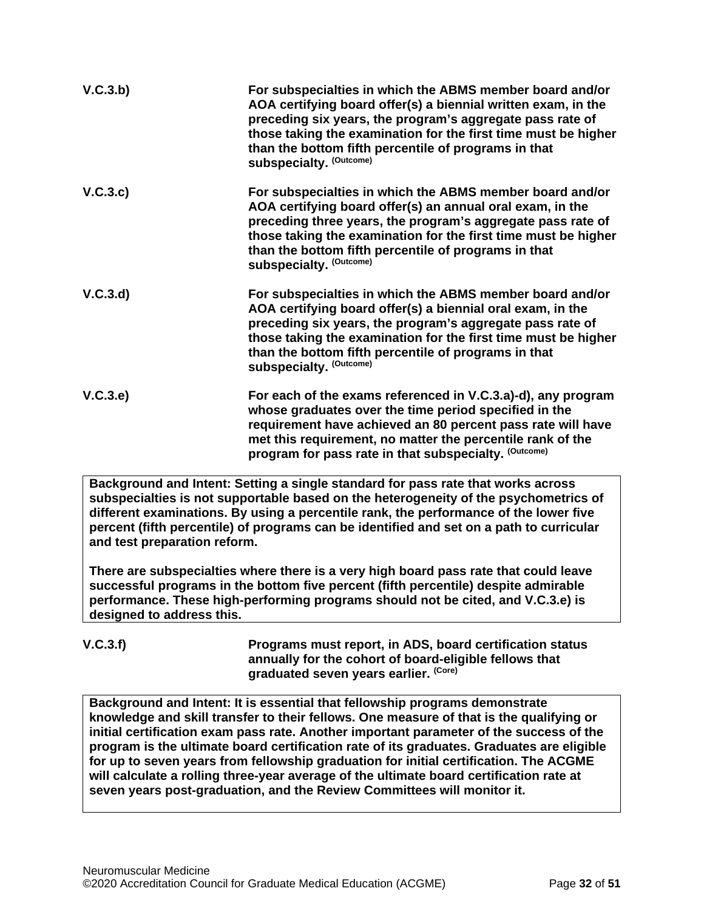| | |
|---|---|
| V.C.3.b) | **For subspecialties in which the ABMS member board and/or AOA certifying board offer(s) a biennial written exam, in the preceding six years, the program's aggregate pass rate of those taking the examination for the first time must be higher than the bottom fifth percentile of programs in that subspecialty.** (Outcome) |
| V.C.3.c) | **For subspecialties in which the ABMS member board and/or AOA certifying board offer(s) an annual oral exam, in the preceding three years, the program's aggregate pass rate of those taking the examination for the first time must be higher than the bottom fifth percentile of programs in that subspecialty.** (Outcome) |
| V.C.3.d) | **For subspecialties in which the ABMS member board and/or AOA certifying board offer(s) a biennial oral exam, in the preceding six years, the program's aggregate pass rate of those taking the examination for the first time must be higher than the bottom fifth percentile of programs in that subspecialty.** (Outcome) |
| V.C.3.e) | **For each of the exams referenced in V.C.3.a)-d), any program whose graduates over the time period specified in the requirement have achieved an 80 percent pass rate will have met this requirement, no matter the percentile rank of the program for pass rate in that subspecialty.** (Outcome) |

**Background and Intent: Setting a single standard for pass rate that works across subspecialties is not supportable based on the heterogeneity of the psychometrics of different examinations. By using a percentile rank, the performance of the lower five percent (fifth percentile) of programs can be identified and set on a path to curricular and test preparation reform.**

**There are subspecialties where there is a very high board pass rate that could leave successful programs in the bottom five percent (fifth percentile) despite admirable performance. These high-performing programs should not be cited, and V.C.3.e) is designed to address this.**

| | |
|---|---|
| V.C.3.f) | **Programs must report, in ADS, board certification status annually for the cohort of board-eligible fellows that graduated seven years earlier.** (Core) |

**Background and Intent: It is essential that fellowship programs demonstrate knowledge and skill transfer to their fellows. One measure of that is the qualifying or initial certification exam pass rate. Another important parameter of the success of the program is the ultimate board certification rate of its graduates. Graduates are eligible for up to seven years from fellowship graduation for initial certification. The ACGME will calculate a rolling three-year average of the ultimate board certification rate at seven years post-graduation, and the Review Committees will monitor it.**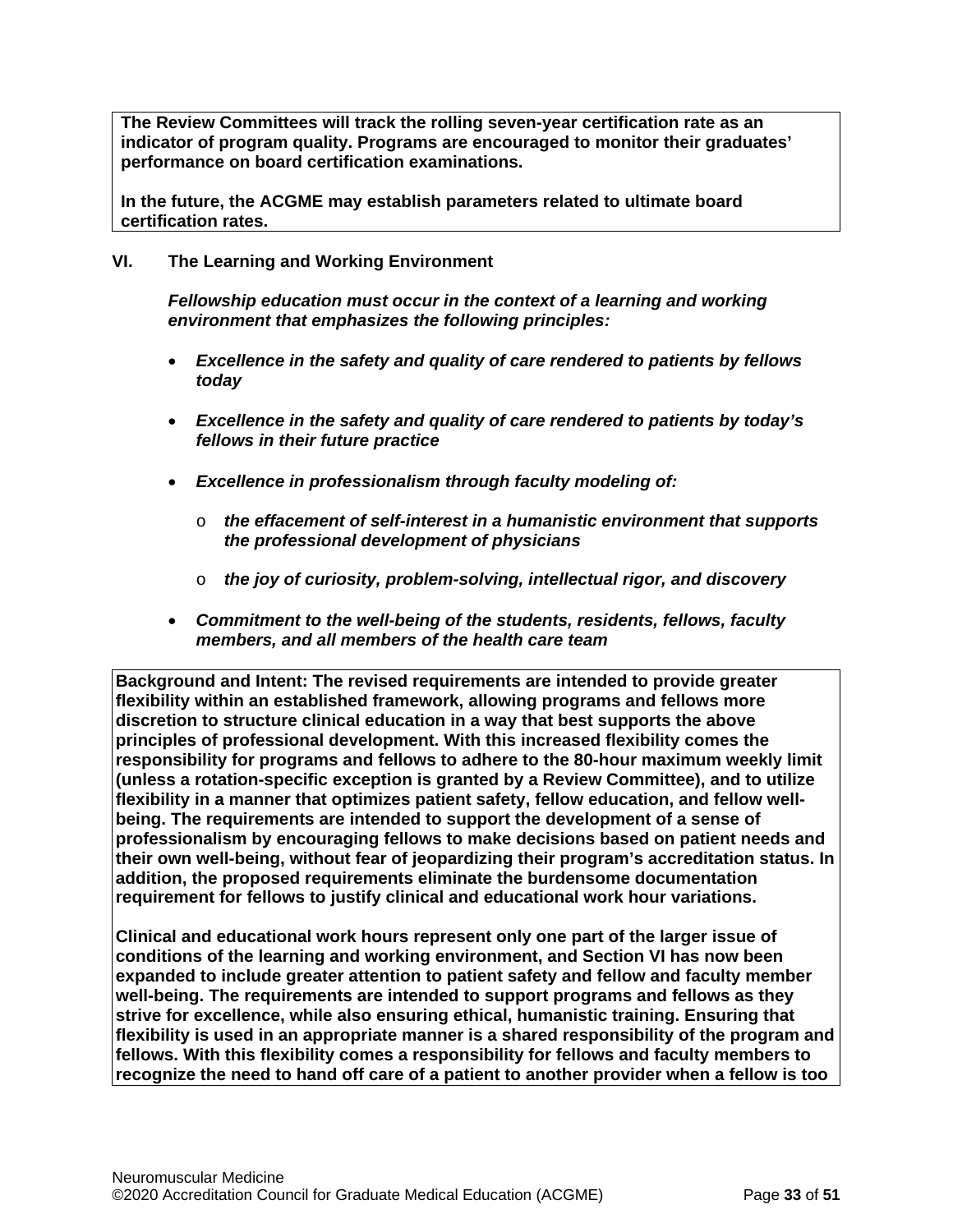**The Review Committees will track the rolling seven-year certification rate as an indicator of program quality. Programs are encouraged to monitor their graduates' performance on board certification examinations.**

**In the future, the ACGME may establish parameters related to ultimate board certification rates.**

**VI. The Learning and Working Environment**

***Fellowship education must occur in the context of a learning and working environment that emphasizes the following principles:***

- ***Excellence in the safety and quality of care rendered to patients by fellows today***
- ***Excellence in the safety and quality of care rendered to patients by today's fellows in their future practice***
- ***Excellence in professionalism through faculty modeling of:***
  - ***the effacement of self-interest in a humanistic environment that supports the professional development of physicians***
  - ***the joy of curiosity, problem-solving, intellectual rigor, and discovery***
- ***Commitment to the well-being of the students, residents, fellows, faculty members, and all members of the health care team***

**Background and Intent: The revised requirements are intended to provide greater flexibility within an established framework, allowing programs and fellows more discretion to structure clinical education in a way that best supports the above principles of professional development. With this increased flexibility comes the responsibility for programs and fellows to adhere to the 80-hour maximum weekly limit (unless a rotation-specific exception is granted by a Review Committee), and to utilize flexibility in a manner that optimizes patient safety, fellow education, and fellow well-being. The requirements are intended to support the development of a sense of professionalism by encouraging fellows to make decisions based on patient needs and their own well-being, without fear of jeopardizing their program's accreditation status. In addition, the proposed requirements eliminate the burdensome documentation requirement for fellows to justify clinical and educational work hour variations.**

**Clinical and educational work hours represent only one part of the larger issue of conditions of the learning and working environment, and Section VI has now been expanded to include greater attention to patient safety and fellow and faculty member well-being. The requirements are intended to support programs and fellows as they strive for excellence, while also ensuring ethical, humanistic training. Ensuring that flexibility is used in an appropriate manner is a shared responsibility of the program and fellows. With this flexibility comes a responsibility for fellows and faculty members to recognize the need to hand off care of a patient to another provider when a fellow is too**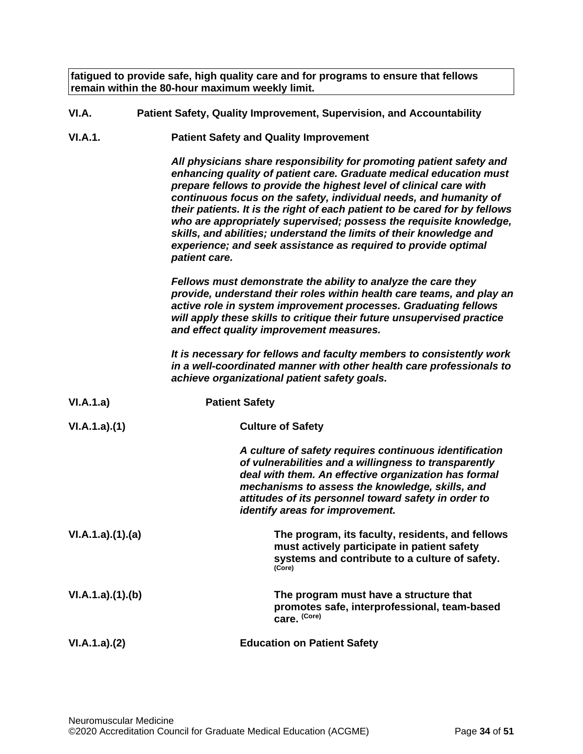**fatigued to provide safe, high quality care and for programs to ensure that fellows remain within the 80-hour maximum weekly limit.**

**VI.A. Patient Safety, Quality Improvement, Supervision, and Accountability**

**VI.A.1. Patient Safety and Quality Improvement**

***All physicians share responsibility for promoting patient safety and enhancing quality of patient care. Graduate medical education must prepare fellows to provide the highest level of clinical care with continuous focus on the safety, individual needs, and humanity of their patients. It is the right of each patient to be cared for by fellows who are appropriately supervised; possess the requisite knowledge, skills, and abilities; understand the limits of their knowledge and experience; and seek assistance as required to provide optimal patient care.***

***Fellows must demonstrate the ability to analyze the care they provide, understand their roles within health care teams, and play an active role in system improvement processes. Graduating fellows will apply these skills to critique their future unsupervised practice and effect quality improvement measures.***

***It is necessary for fellows and faculty members to consistently work in a well-coordinated manner with other health care professionals to achieve organizational patient safety goals.***

**VI.A.1.a) Patient Safety**

**VI.A.1.a).(1) Culture of Safety**

***A culture of safety requires continuous identification of vulnerabilities and a willingness to transparently deal with them. An effective organization has formal mechanisms to assess the knowledge, skills, and attitudes of its personnel toward safety in order to identify areas for improvement.***

**VI.A.1.a).(1).(a)** **The program, its faculty, residents, and fellows must actively participate in patient safety systems and contribute to a culture of safety.** (Core)

**VI.A.1.a).(1).(b)** **The program must have a structure that promotes safe, interprofessional, team-based care.** (Core)

**VI.A.1.a).(2) Education on Patient Safety**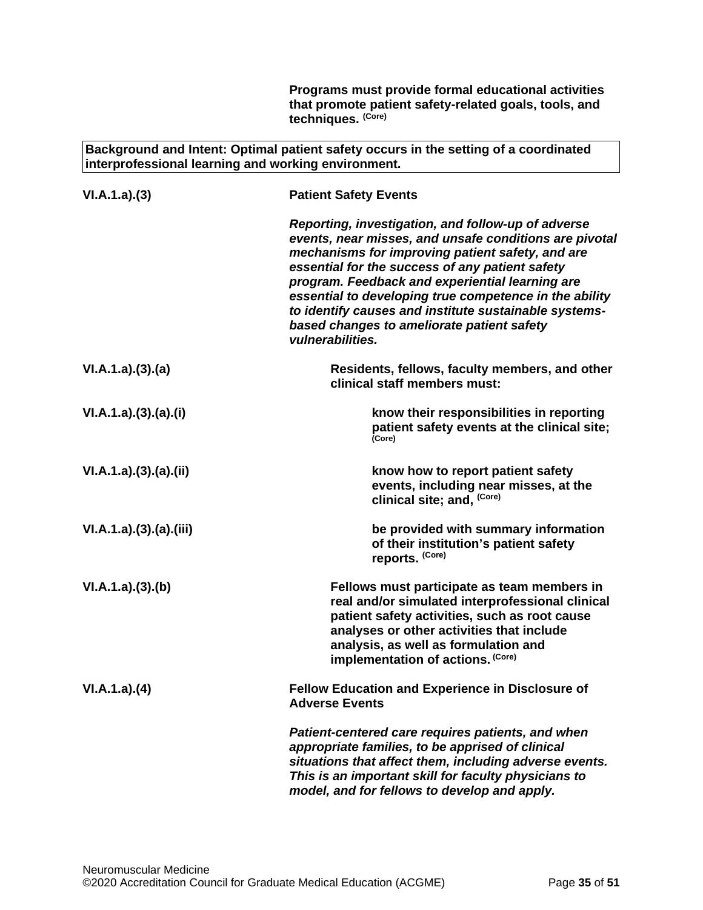**Programs must provide formal educational activities that promote patient safety-related goals, tools, and techniques.** **(Core)**

**Background and Intent: Optimal patient safety occurs in the setting of a coordinated interprofessional learning and working environment.**

**VI.A.1.a).(3)** **Patient Safety Events**

***Reporting, investigation, and follow-up of adverse events, near misses, and unsafe conditions are pivotal mechanisms for improving patient safety, and are essential for the success of any patient safety program. Feedback and experiential learning are essential to developing true competence in the ability to identify causes and institute sustainable systems-based changes to ameliorate patient safety vulnerabilities.***

**VI.A.1.a).(3).(a)** **Residents, fellows, faculty members, and other clinical staff members must:**

**VI.A.1.a).(3).(a).(i)** **know their responsibilities in reporting patient safety events at the clinical site;** **(Core)**

**VI.A.1.a).(3).(a).(ii)** **know how to report patient safety events, including near misses, at the clinical site; and,** **(Core)**

**VI.A.1.a).(3).(a).(iii)** **be provided with summary information of their institution's patient safety reports.** **(Core)**

**VI.A.1.a).(3).(b)** **Fellows must participate as team members in real and/or simulated interprofessional clinical patient safety activities, such as root cause analyses or other activities that include analysis, as well as formulation and implementation of actions.** **(Core)**

**VI.A.1.a).(4)** **Fellow Education and Experience in Disclosure of Adverse Events**

***Patient-centered care requires patients, and when appropriate families, to be apprised of clinical situations that affect them, including adverse events. This is an important skill for faculty physicians to model, and for fellows to develop and apply.***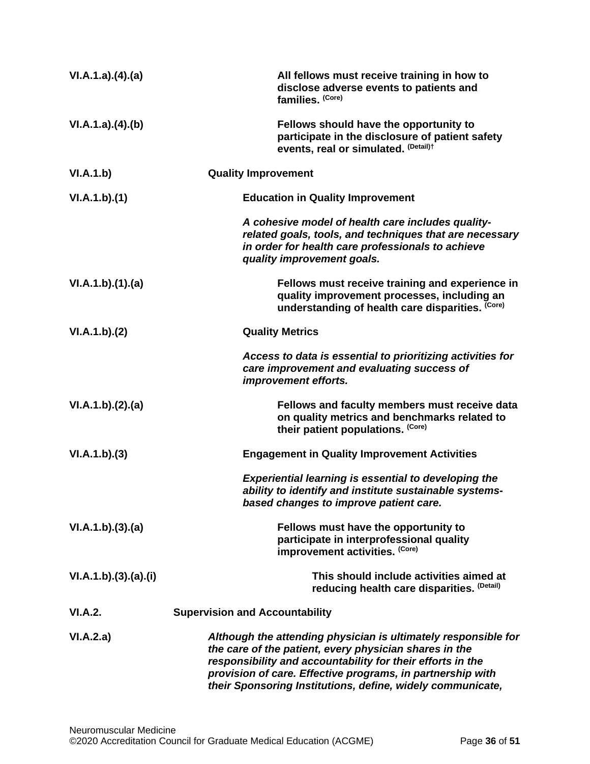VI.A.1.a).(4).(a) **All fellows must receive training in how to disclose adverse events to patients and families.** **(Core)**

VI.A.1.a).(4).(b) **Fellows should have the opportunity to participate in the disclosure of patient safety events, real or simulated.** **(Detail)†**

VI.A.1.b) **Quality Improvement**

VI.A.1.b).(1) **Education in Quality Improvement**

***A cohesive model of health care includes quality-related goals, tools, and techniques that are necessary in order for health care professionals to achieve quality improvement goals.***

VI.A.1.b).(1).(a) **Fellows must receive training and experience in quality improvement processes, including an understanding of health care disparities.** **(Core)**

VI.A.1.b).(2) **Quality Metrics**

***Access to data is essential to prioritizing activities for care improvement and evaluating success of improvement efforts.***

VI.A.1.b).(2).(a) **Fellows and faculty members must receive data on quality metrics and benchmarks related to their patient populations.** **(Core)**

VI.A.1.b).(3) **Engagement in Quality Improvement Activities**

***Experiential learning is essential to developing the ability to identify and institute sustainable systems-based changes to improve patient care.***

VI.A.1.b).(3).(a) **Fellows must have the opportunity to participate in interprofessional quality improvement activities.** **(Core)**

VI.A.1.b).(3).(a).(i) **This should include activities aimed at reducing health care disparities.** **(Detail)**

VI.A.2. **Supervision and Accountability**

VI.A.2.a) ***Although the attending physician is ultimately responsible for the care of the patient, every physician shares in the responsibility and accountability for their efforts in the provision of care. Effective programs, in partnership with their Sponsoring Institutions, define, widely communicate,***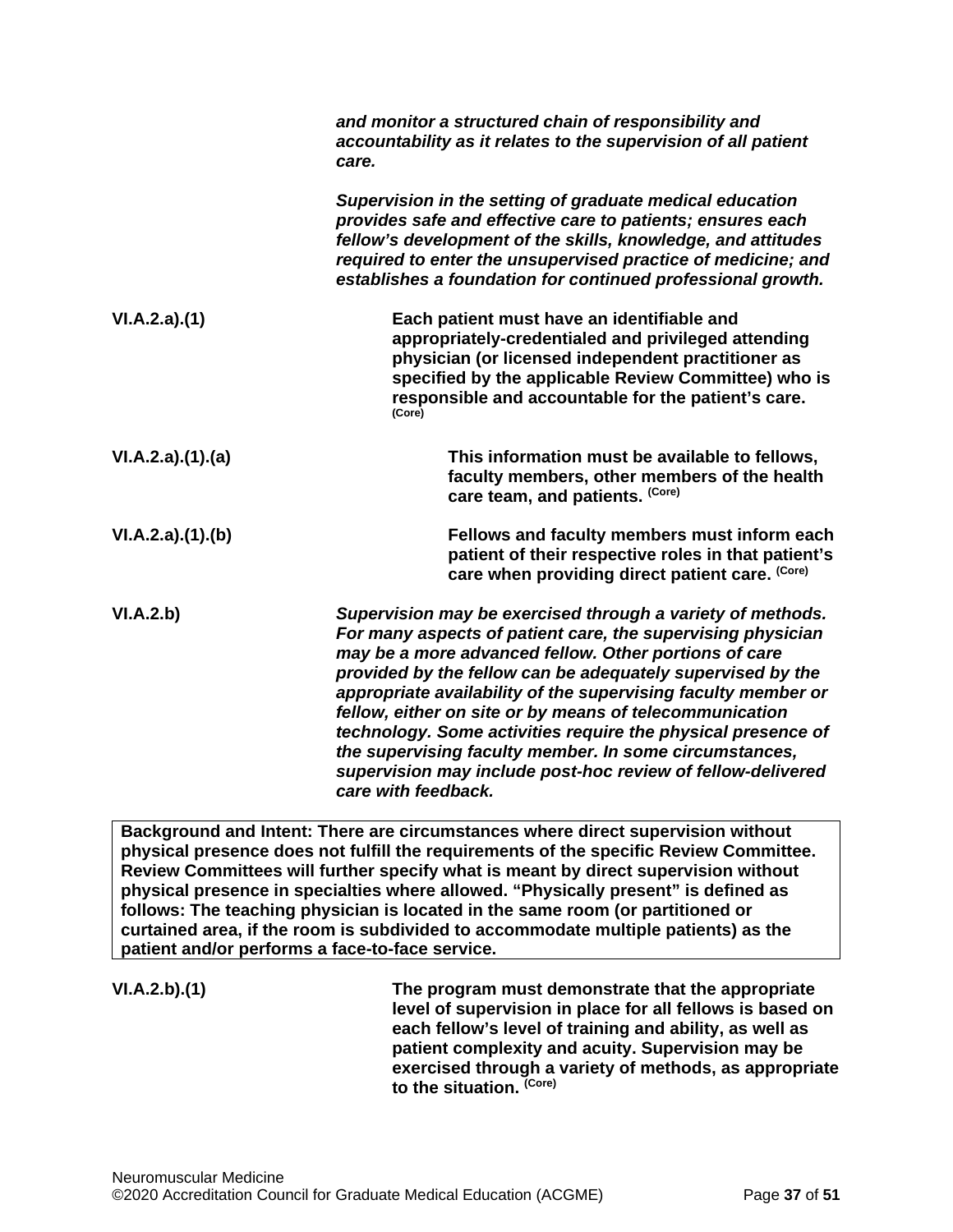*and monitor a structured chain of responsibility and accountability as it relates to the supervision of all patient care.*

*Supervision in the setting of graduate medical education provides safe and effective care to patients; ensures each fellow's development of the skills, knowledge, and attitudes required to enter the unsupervised practice of medicine; and establishes a foundation for continued professional growth.*

VI.A.2.a).(1) **Each patient must have an identifiable and appropriately-credentialed and privileged attending physician (or licensed independent practitioner as specified by the applicable Review Committee) who is responsible and accountable for the patient's care.** (Core)

VI.A.2.a).(1).(a) **This information must be available to fellows, faculty members, other members of the health care team, and patients.** (Core)

VI.A.2.a).(1).(b) **Fellows and faculty members must inform each patient of their respective roles in that patient's care when providing direct patient care.** (Core)

VI.A.2.b) *Supervision may be exercised through a variety of methods. For many aspects of patient care, the supervising physician may be a more advanced fellow. Other portions of care provided by the fellow can be adequately supervised by the appropriate availability of the supervising faculty member or fellow, either on site or by means of telecommunication technology. Some activities require the physical presence of the supervising faculty member. In some circumstances, supervision may include post-hoc review of fellow-delivered care with feedback.*

| Background and Intent: There are circumstances where direct supervision without physical presence does not fulfill the requirements of the specific Review Committee. Review Committees will further specify what is meant by direct supervision without physical presence in specialties where allowed. "Physically present" is defined as follows: The teaching physician is located in the same room (or partitioned or curtained area, if the room is subdivided to accommodate multiple patients) as the patient and/or performs a face-to-face service. |
|---|

VI.A.2.b).(1) **The program must demonstrate that the appropriate level of supervision in place for all fellows is based on each fellow's level of training and ability, as well as patient complexity and acuity. Supervision may be exercised through a variety of methods, as appropriate to the situation.** (Core)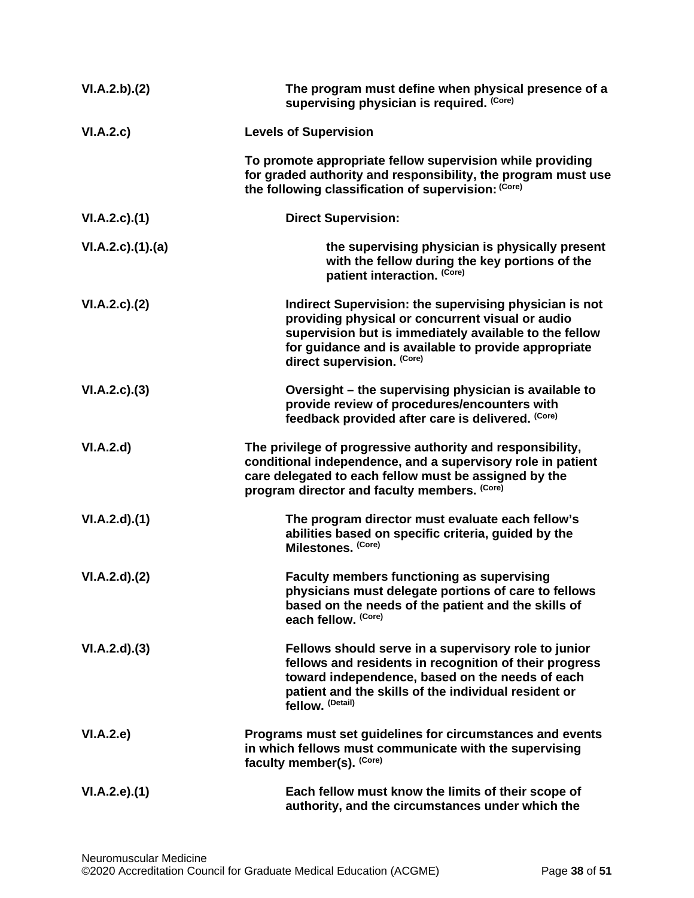| | |
|---|---|
| VI.A.2.b).(2) | **The program must define when physical presence of a supervising physician is required.** (Core) |
| VI.A.2.c) | **Levels of Supervision** |
| | **To promote appropriate fellow supervision while providing for graded authority and responsibility, the program must use the following classification of supervision:** (Core) |
| VI.A.2.c).(1) | **Direct Supervision:** |
| VI.A.2.c).(1).(a) | **the supervising physician is physically present with the fellow during the key portions of the patient interaction.** (Core) |
| VI.A.2.c).(2) | **Indirect Supervision: the supervising physician is not providing physical or concurrent visual or audio supervision but is immediately available to the fellow for guidance and is available to provide appropriate direct supervision.** (Core) |
| VI.A.2.c).(3) | **Oversight – the supervising physician is available to provide review of procedures/encounters with feedback provided after care is delivered.** (Core) |
| VI.A.2.d) | **The privilege of progressive authority and responsibility, conditional independence, and a supervisory role in patient care delegated to each fellow must be assigned by the program director and faculty members.** (Core) |
| VI.A.2.d).(1) | **The program director must evaluate each fellow's abilities based on specific criteria, guided by the Milestones.** (Core) |
| VI.A.2.d).(2) | **Faculty members functioning as supervising physicians must delegate portions of care to fellows based on the needs of the patient and the skills of each fellow.** (Core) |
| VI.A.2.d).(3) | **Fellows should serve in a supervisory role to junior fellows and residents in recognition of their progress toward independence, based on the needs of each patient and the skills of the individual resident or fellow.** (Detail) |
| VI.A.2.e) | **Programs must set guidelines for circumstances and events in which fellows must communicate with the supervising faculty member(s).** (Core) |
| VI.A.2.e).(1) | **Each fellow must know the limits of their scope of authority, and the circumstances under which the** |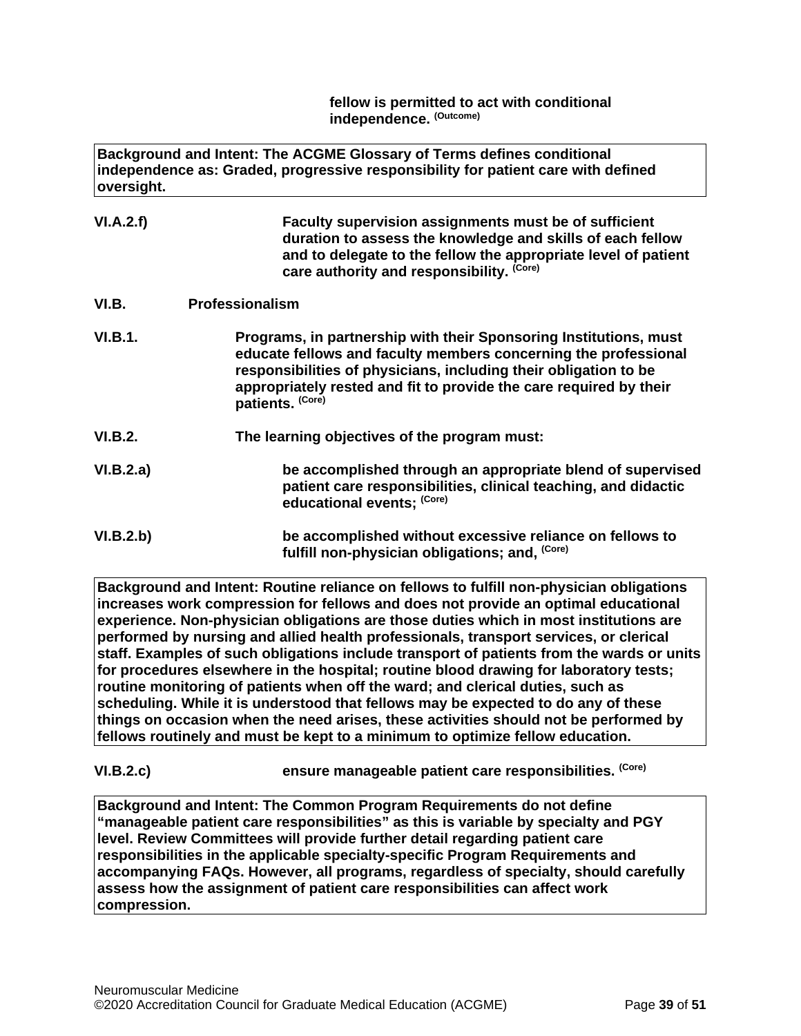**fellow is permitted to act with conditional independence.** (Outcome)

**Background and Intent: The ACGME Glossary of Terms defines conditional independence as: Graded, progressive responsibility for patient care with defined oversight.**

**VI.A.2.f)** **Faculty supervision assignments must be of sufficient duration to assess the knowledge and skills of each fellow and to delegate to the fellow the appropriate level of patient care authority and responsibility.** (Core)

**VI.B. Professionalism**

**VI.B.1.** **Programs, in partnership with their Sponsoring Institutions, must educate fellows and faculty members concerning the professional responsibilities of physicians, including their obligation to be appropriately rested and fit to provide the care required by their patients.** (Core)

**VI.B.2.** **The learning objectives of the program must:**

**VI.B.2.a)** **be accomplished through an appropriate blend of supervised patient care responsibilities, clinical teaching, and didactic educational events;** (Core)

**VI.B.2.b)** **be accomplished without excessive reliance on fellows to fulfill non-physician obligations; and,** (Core)

**Background and Intent: Routine reliance on fellows to fulfill non-physician obligations increases work compression for fellows and does not provide an optimal educational experience. Non-physician obligations are those duties which in most institutions are performed by nursing and allied health professionals, transport services, or clerical staff. Examples of such obligations include transport of patients from the wards or units for procedures elsewhere in the hospital; routine blood drawing for laboratory tests; routine monitoring of patients when off the ward; and clerical duties, such as scheduling. While it is understood that fellows may be expected to do any of these things on occasion when the need arises, these activities should not be performed by fellows routinely and must be kept to a minimum to optimize fellow education.**

**VI.B.2.c)** **ensure manageable patient care responsibilities.** (Core)

**Background and Intent: The Common Program Requirements do not define "manageable patient care responsibilities" as this is variable by specialty and PGY level. Review Committees will provide further detail regarding patient care responsibilities in the applicable specialty-specific Program Requirements and accompanying FAQs. However, all programs, regardless of specialty, should carefully assess how the assignment of patient care responsibilities can affect work compression.**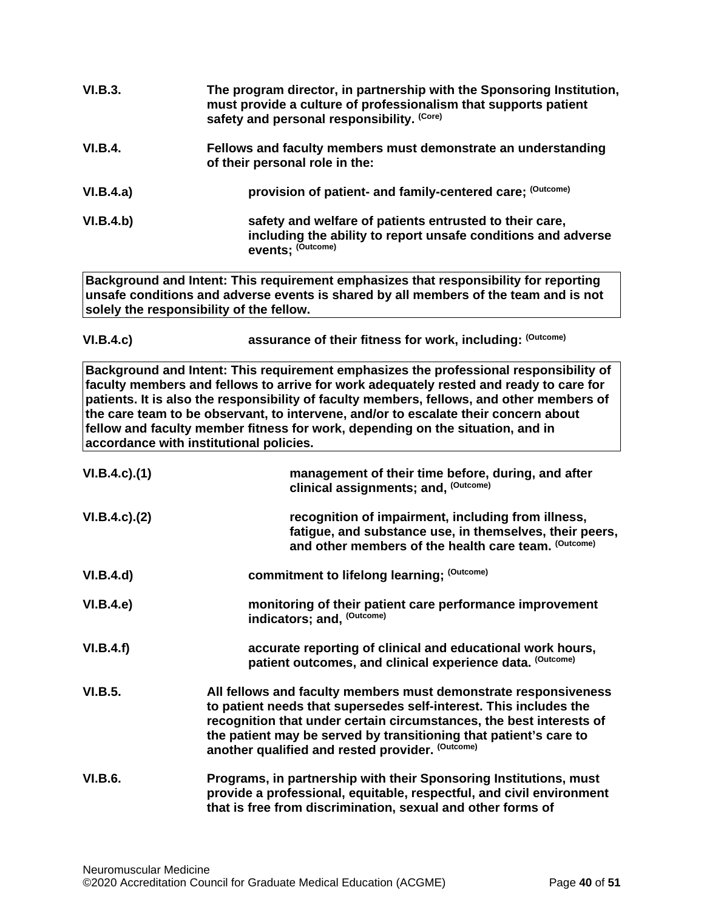**VI.B.3.** **The program director, in partnership with the Sponsoring Institution, must provide a culture of professionalism that supports patient safety and personal responsibility.** **(Core)**

**VI.B.4.** **Fellows and faculty members must demonstrate an understanding of their personal role in the:**

**VI.B.4.a)** **provision of patient- and family-centered care;** **(Outcome)**

**VI.B.4.b)** **safety and welfare of patients entrusted to their care, including the ability to report unsafe conditions and adverse events;** **(Outcome)**

| Background and Intent: This requirement emphasizes that responsibility for reporting unsafe conditions and adverse events is shared by all members of the team and is not solely the responsibility of the fellow. |
|---|

**VI.B.4.c)** **assurance of their fitness for work, including:** **(Outcome)**

| Background and Intent: This requirement emphasizes the professional responsibility of faculty members and fellows to arrive for work adequately rested and ready to care for patients. It is also the responsibility of faculty members, fellows, and other members of the care team to be observant, to intervene, and/or to escalate their concern about fellow and faculty member fitness for work, depending on the situation, and in accordance with institutional policies. |
|---|

**VI.B.4.c).(1)** **management of their time before, during, and after clinical assignments; and,** **(Outcome)**

**VI.B.4.c).(2)** **recognition of impairment, including from illness, fatigue, and substance use, in themselves, their peers, and other members of the health care team.** **(Outcome)**

**VI.B.4.d)** **commitment to lifelong learning;** **(Outcome)**

**VI.B.4.e)** **monitoring of their patient care performance improvement indicators; and,** **(Outcome)**

**VI.B.4.f)** **accurate reporting of clinical and educational work hours, patient outcomes, and clinical experience data.** **(Outcome)**

**VI.B.5.** **All fellows and faculty members must demonstrate responsiveness to patient needs that supersedes self-interest. This includes the recognition that under certain circumstances, the best interests of the patient may be served by transitioning that patient's care to another qualified and rested provider.** **(Outcome)**

**VI.B.6.** **Programs, in partnership with their Sponsoring Institutions, must provide a professional, equitable, respectful, and civil environment that is free from discrimination, sexual and other forms of**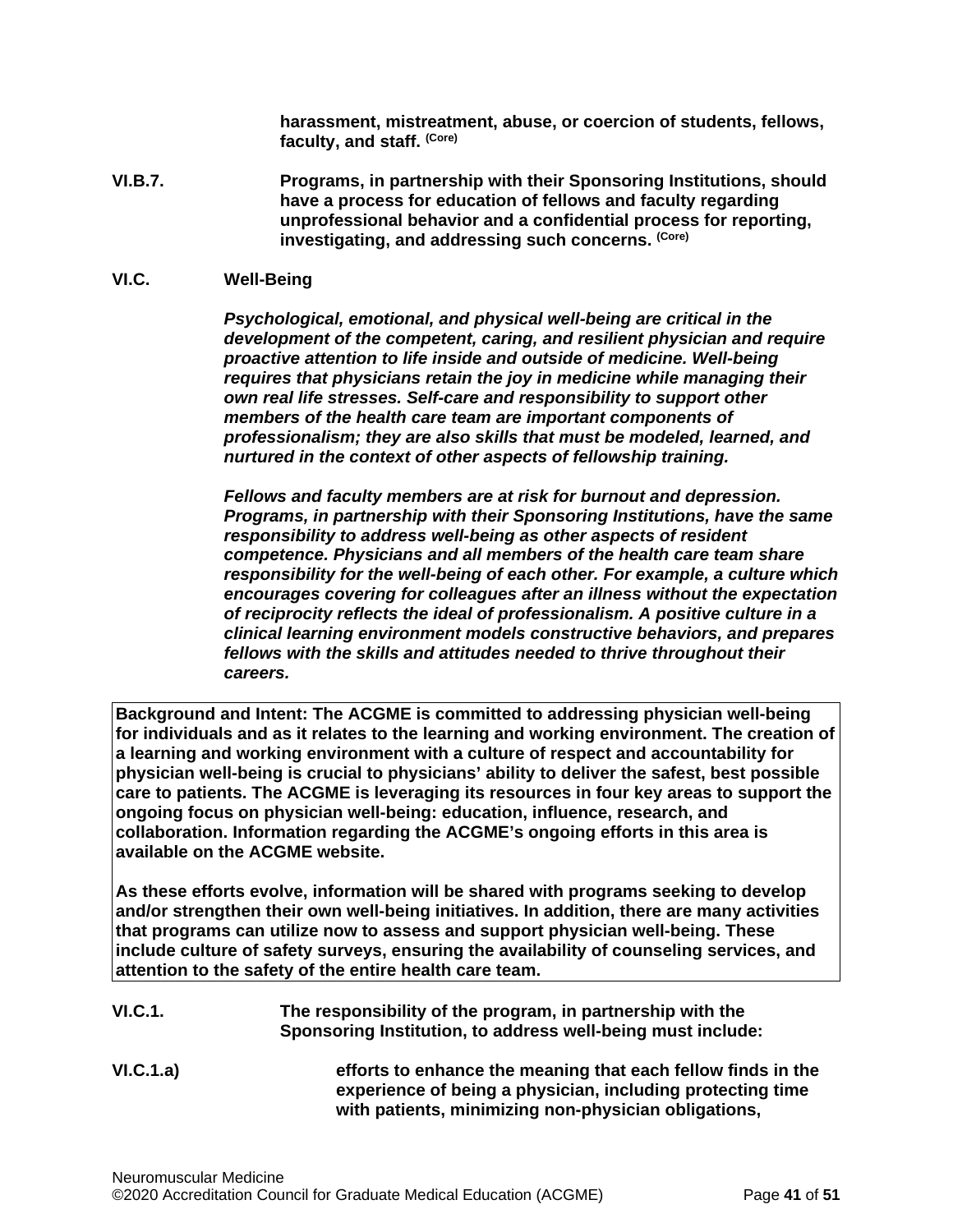**harassment, mistreatment, abuse, or coercion of students, fellows, faculty, and staff.** (Core)

**VI.B.7.** **Programs, in partnership with their Sponsoring Institutions, should have a process for education of fellows and faculty regarding unprofessional behavior and a confidential process for reporting, investigating, and addressing such concerns.** (Core)

**VI.C. Well-Being**

***Psychological, emotional, and physical well-being are critical in the development of the competent, caring, and resilient physician and require proactive attention to life inside and outside of medicine. Well-being requires that physicians retain the joy in medicine while managing their own real life stresses. Self-care and responsibility to support other members of the health care team are important components of professionalism; they are also skills that must be modeled, learned, and nurtured in the context of other aspects of fellowship training.***

***Fellows and faculty members are at risk for burnout and depression. Programs, in partnership with their Sponsoring Institutions, have the same responsibility to address well-being as other aspects of resident competence. Physicians and all members of the health care team share responsibility for the well-being of each other. For example, a culture which encourages covering for colleagues after an illness without the expectation of reciprocity reflects the ideal of professionalism. A positive culture in a clinical learning environment models constructive behaviors, and prepares fellows with the skills and attitudes needed to thrive throughout their careers.***

**Background and Intent: The ACGME is committed to addressing physician well-being for individuals and as it relates to the learning and working environment. The creation of a learning and working environment with a culture of respect and accountability for physician well-being is crucial to physicians' ability to deliver the safest, best possible care to patients. The ACGME is leveraging its resources in four key areas to support the ongoing focus on physician well-being: education, influence, research, and collaboration. Information regarding the ACGME's ongoing efforts in this area is available on the ACGME website.**

**As these efforts evolve, information will be shared with programs seeking to develop and/or strengthen their own well-being initiatives. In addition, there are many activities that programs can utilize now to assess and support physician well-being. These include culture of safety surveys, ensuring the availability of counseling services, and attention to the safety of the entire health care team.**

**VI.C.1.** **The responsibility of the program, in partnership with the Sponsoring Institution, to address well-being must include:**

**VI.C.1.a)** **efforts to enhance the meaning that each fellow finds in the experience of being a physician, including protecting time with patients, minimizing non-physician obligations,**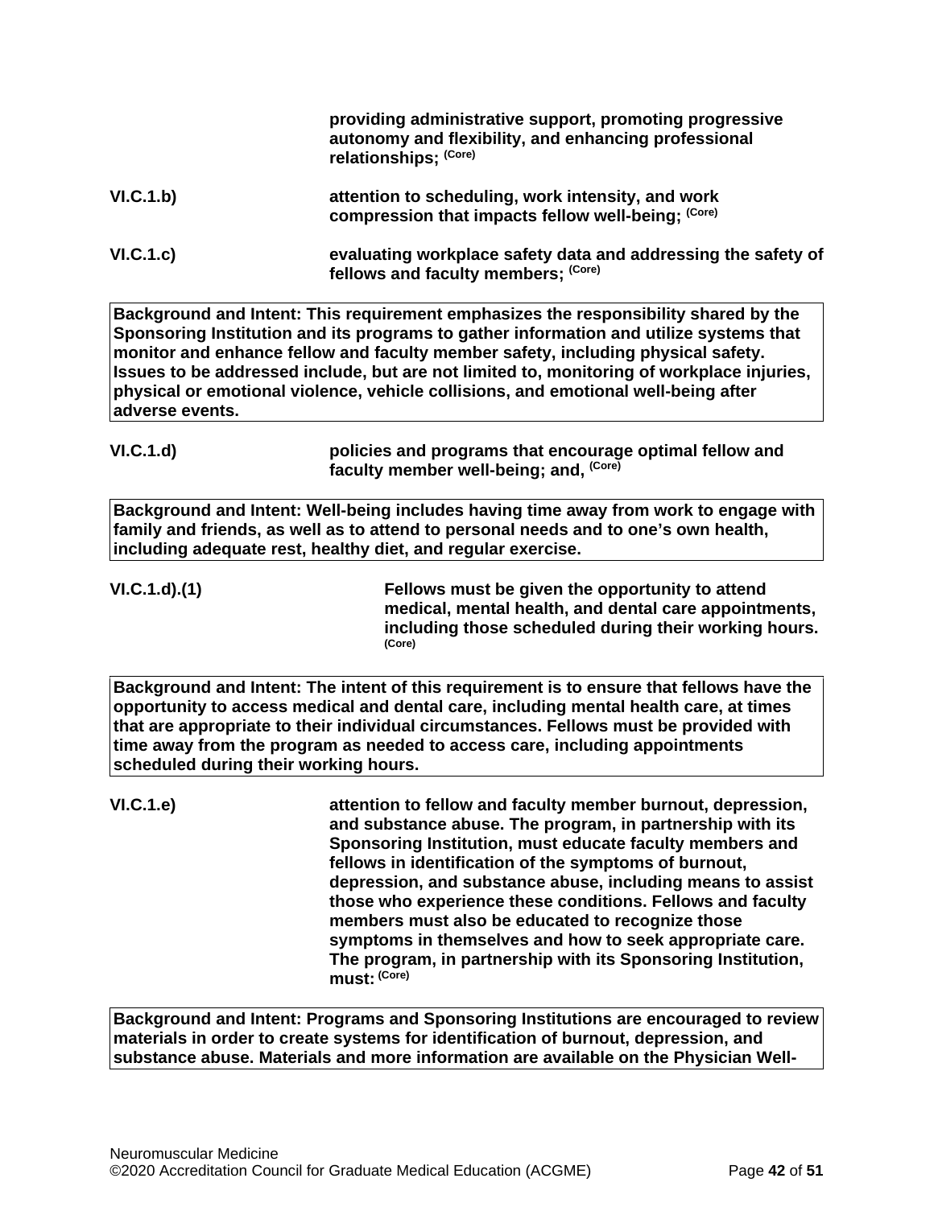**providing administrative support, promoting progressive autonomy and flexibility, and enhancing professional relationships;** (Core)

**VI.C.1.b)** **attention to scheduling, work intensity, and work compression that impacts fellow well-being;** (Core)

**VI.C.1.c)** **evaluating workplace safety data and addressing the safety of fellows and faculty members;** (Core)

| Background and Intent: This requirement emphasizes the responsibility shared by the Sponsoring Institution and its programs to gather information and utilize systems that monitor and enhance fellow and faculty member safety, including physical safety. Issues to be addressed include, but are not limited to, monitoring of workplace injuries, physical or emotional violence, vehicle collisions, and emotional well-being after adverse events. |
|---|

**VI.C.1.d)** **policies and programs that encourage optimal fellow and faculty member well-being; and,** (Core)

| Background and Intent: Well-being includes having time away from work to engage with family and friends, as well as to attend to personal needs and to one's own health, including adequate rest, healthy diet, and regular exercise. |
|---|

**VI.C.1.d).(1)** **Fellows must be given the opportunity to attend medical, mental health, and dental care appointments, including those scheduled during their working hours.** (Core)

| Background and Intent: The intent of this requirement is to ensure that fellows have the opportunity to access medical and dental care, including mental health care, at times that are appropriate to their individual circumstances. Fellows must be provided with time away from the program as needed to access care, including appointments scheduled during their working hours. |
|---|

**VI.C.1.e)** **attention to fellow and faculty member burnout, depression, and substance abuse. The program, in partnership with its Sponsoring Institution, must educate faculty members and fellows in identification of the symptoms of burnout, depression, and substance abuse, including means to assist those who experience these conditions. Fellows and faculty members must also be educated to recognize those symptoms in themselves and how to seek appropriate care. The program, in partnership with its Sponsoring Institution, must:** (Core)

| Background and Intent: Programs and Sponsoring Institutions are encouraged to review materials in order to create systems for identification of burnout, depression, and substance abuse. Materials and more information are available on the Physician Well- |
|---|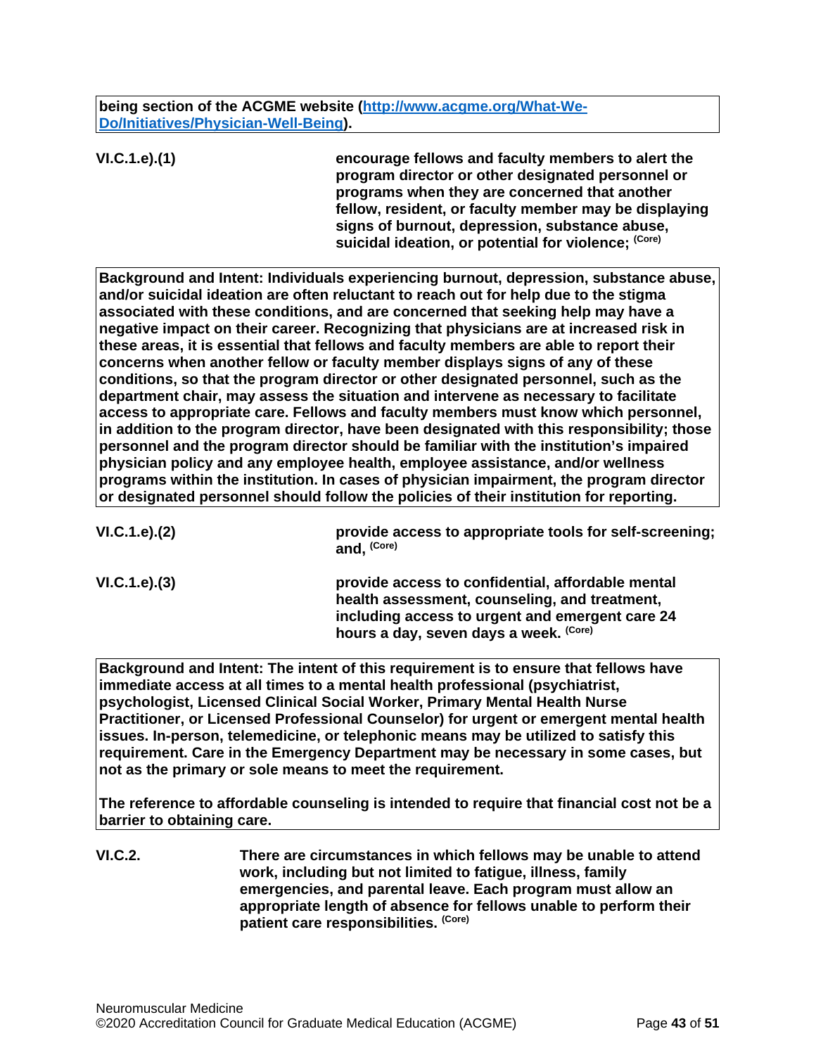**being section of the ACGME website ([http://www.acgme.org/What-We-Do/Initiatives/Physician-Well-Being](http://www.acgme.org/What-We-Do/Initiatives/Physician-Well-Being)).**

| | |
|---|---|
| **VI.C.1.e).(1)** | **encourage fellows and faculty members to alert the program director or other designated personnel or programs when they are concerned that another fellow, resident, or faculty member may be displaying signs of burnout, depression, substance abuse, suicidal ideation, or potential for violence; (Core)** |

**Background and Intent: Individuals experiencing burnout, depression, substance abuse, and/or suicidal ideation are often reluctant to reach out for help due to the stigma associated with these conditions, and are concerned that seeking help may have a negative impact on their career. Recognizing that physicians are at increased risk in these areas, it is essential that fellows and faculty members are able to report their concerns when another fellow or faculty member displays signs of any of these conditions, so that the program director or other designated personnel, such as the department chair, may assess the situation and intervene as necessary to facilitate access to appropriate care. Fellows and faculty members must know which personnel, in addition to the program director, have been designated with this responsibility; those personnel and the program director should be familiar with the institution's impaired physician policy and any employee health, employee assistance, and/or wellness programs within the institution. In cases of physician impairment, the program director or designated personnel should follow the policies of their institution for reporting.**

| | |
|---|---|
| **VI.C.1.e).(2)** | **provide access to appropriate tools for self-screening; and, (Core)** |
| **VI.C.1.e).(3)** | **provide access to confidential, affordable mental health assessment, counseling, and treatment, including access to urgent and emergent care 24 hours a day, seven days a week. (Core)** |

**Background and Intent: The intent of this requirement is to ensure that fellows have immediate access at all times to a mental health professional (psychiatrist, psychologist, Licensed Clinical Social Worker, Primary Mental Health Nurse Practitioner, or Licensed Professional Counselor) for urgent or emergent mental health issues. In-person, telemedicine, or telephonic means may be utilized to satisfy this requirement. Care in the Emergency Department may be necessary in some cases, but not as the primary or sole means to meet the requirement.**

**The reference to affordable counseling is intended to require that financial cost not be a barrier to obtaining care.**

| | |
|---|---|
| **VI.C.2.** | **There are circumstances in which fellows may be unable to attend work, including but not limited to fatigue, illness, family emergencies, and parental leave. Each program must allow an appropriate length of absence for fellows unable to perform their patient care responsibilities. (Core)** |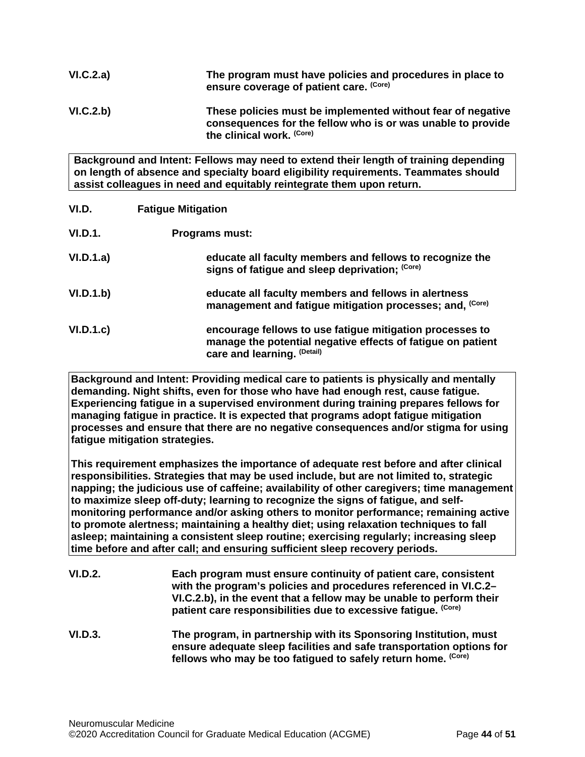**VI.C.2.a)** **The program must have policies and procedures in place to ensure coverage of patient care.** **(Core)**

**VI.C.2.b)** **These policies must be implemented without fear of negative consequences for the fellow who is or was unable to provide the clinical work.** **(Core)**

> **Background and Intent: Fellows may need to extend their length of training depending on length of absence and specialty board eligibility requirements. Teammates should assist colleagues in need and equitably reintegrate them upon return.**

**VI.D. Fatigue Mitigation**

**VI.D.1. Programs must:**

**VI.D.1.a)** **educate all faculty members and fellows to recognize the signs of fatigue and sleep deprivation;** **(Core)**

**VI.D.1.b)** **educate all faculty members and fellows in alertness management and fatigue mitigation processes; and,** **(Core)**

**VI.D.1.c)** **encourage fellows to use fatigue mitigation processes to manage the potential negative effects of fatigue on patient care and learning.** **(Detail)**

> **Background and Intent: Providing medical care to patients is physically and mentally demanding. Night shifts, even for those who have had enough rest, cause fatigue. Experiencing fatigue in a supervised environment during training prepares fellows for managing fatigue in practice. It is expected that programs adopt fatigue mitigation processes and ensure that there are no negative consequences and/or stigma for using fatigue mitigation strategies.**
>
> **This requirement emphasizes the importance of adequate rest before and after clinical responsibilities. Strategies that may be used include, but are not limited to, strategic napping; the judicious use of caffeine; availability of other caregivers; time management to maximize sleep off-duty; learning to recognize the signs of fatigue, and self-monitoring performance and/or asking others to monitor performance; remaining active to promote alertness; maintaining a healthy diet; using relaxation techniques to fall asleep; maintaining a consistent sleep routine; exercising regularly; increasing sleep time before and after call; and ensuring sufficient sleep recovery periods.**

**VI.D.2.** **Each program must ensure continuity of patient care, consistent with the program's policies and procedures referenced in VI.C.2–VI.C.2.b), in the event that a fellow may be unable to perform their patient care responsibilities due to excessive fatigue.** **(Core)**

**VI.D.3.** **The program, in partnership with its Sponsoring Institution, must ensure adequate sleep facilities and safe transportation options for fellows who may be too fatigued to safely return home.** **(Core)**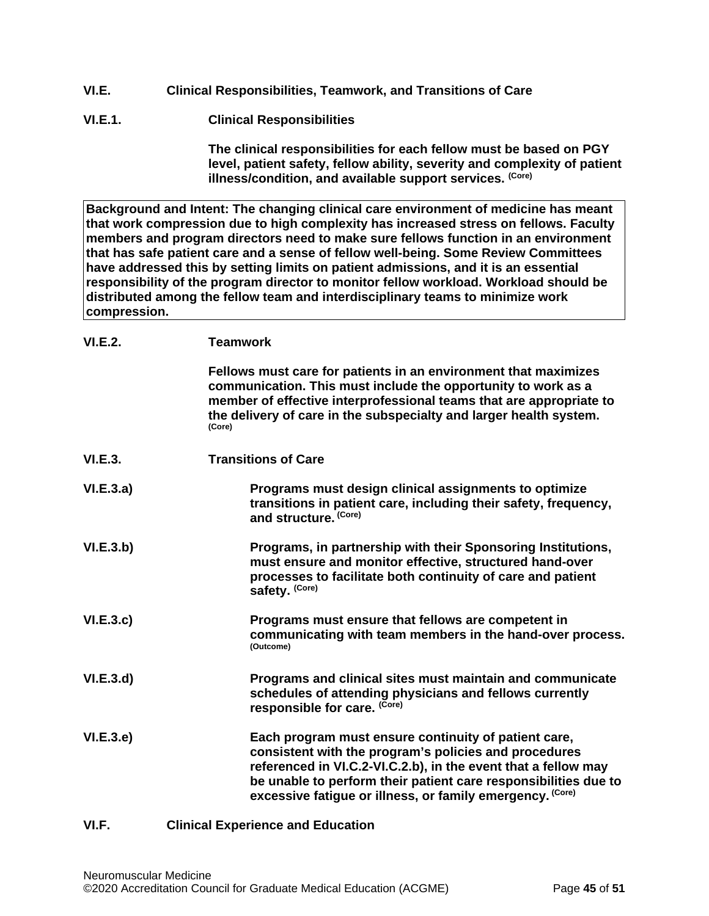**VI.E. Clinical Responsibilities, Teamwork, and Transitions of Care**

**VI.E.1. Clinical Responsibilities**

**The clinical responsibilities for each fellow must be based on PGY level, patient safety, fellow ability, severity and complexity of patient illness/condition, and available support services.** (Core)

| Background and Intent: The changing clinical care environment of medicine has meant that work compression due to high complexity has increased stress on fellows. Faculty members and program directors need to make sure fellows function in an environment that has safe patient care and a sense of fellow well-being. Some Review Committees have addressed this by setting limits on patient admissions, and it is an essential responsibility of the program director to monitor fellow workload. Workload should be distributed among the fellow team and interdisciplinary teams to minimize work compression. |
|---|

**VI.E.2. Teamwork**

**Fellows must care for patients in an environment that maximizes communication. This must include the opportunity to work as a member of effective interprofessional teams that are appropriate to the delivery of care in the subspecialty and larger health system.** (Core)

**VI.E.3. Transitions of Care**

**VI.E.3.a) Programs must design clinical assignments to optimize transitions in patient care, including their safety, frequency, and structure.** (Core)

**VI.E.3.b) Programs, in partnership with their Sponsoring Institutions, must ensure and monitor effective, structured hand-over processes to facilitate both continuity of care and patient safety.** (Core)

**VI.E.3.c) Programs must ensure that fellows are competent in communicating with team members in the hand-over process.** (Outcome)

**VI.E.3.d) Programs and clinical sites must maintain and communicate schedules of attending physicians and fellows currently responsible for care.** (Core)

**VI.E.3.e) Each program must ensure continuity of patient care, consistent with the program's policies and procedures referenced in VI.C.2-VI.C.2.b), in the event that a fellow may be unable to perform their patient care responsibilities due to excessive fatigue or illness, or family emergency.** (Core)

**VI.F. Clinical Experience and Education**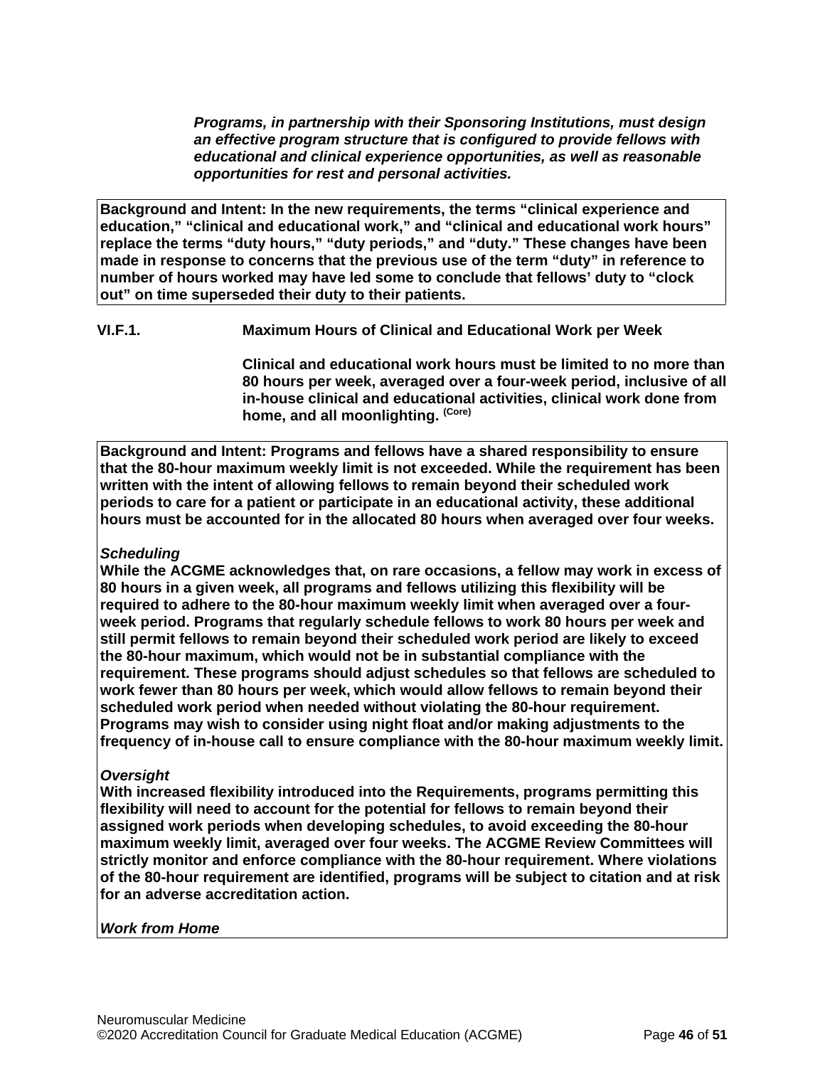***Programs, in partnership with their Sponsoring Institutions, must design an effective program structure that is configured to provide fellows with educational and clinical experience opportunities, as well as reasonable opportunities for rest and personal activities.***

**Background and Intent: In the new requirements, the terms "clinical experience and education," "clinical and educational work," and "clinical and educational work hours" replace the terms "duty hours," "duty periods," and "duty." These changes have been made in response to concerns that the previous use of the term "duty" in reference to number of hours worked may have led some to conclude that fellows' duty to "clock out" on time superseded their duty to their patients.**

**VI.F.1. Maximum Hours of Clinical and Educational Work per Week**

**Clinical and educational work hours must be limited to no more than 80 hours per week, averaged over a four-week period, inclusive of all in-house clinical and educational activities, clinical work done from home, and all moonlighting.** (Core)

**Background and Intent: Programs and fellows have a shared responsibility to ensure that the 80-hour maximum weekly limit is not exceeded. While the requirement has been written with the intent of allowing fellows to remain beyond their scheduled work periods to care for a patient or participate in an educational activity, these additional hours must be accounted for in the allocated 80 hours when averaged over four weeks.**

***Scheduling***
**While the ACGME acknowledges that, on rare occasions, a fellow may work in excess of 80 hours in a given week, all programs and fellows utilizing this flexibility will be required to adhere to the 80-hour maximum weekly limit when averaged over a four-week period. Programs that regularly schedule fellows to work 80 hours per week and still permit fellows to remain beyond their scheduled work period are likely to exceed the 80-hour maximum, which would not be in substantial compliance with the requirement. These programs should adjust schedules so that fellows are scheduled to work fewer than 80 hours per week, which would allow fellows to remain beyond their scheduled work period when needed without violating the 80-hour requirement. Programs may wish to consider using night float and/or making adjustments to the frequency of in-house call to ensure compliance with the 80-hour maximum weekly limit.**

***Oversight***
**With increased flexibility introduced into the Requirements, programs permitting this flexibility will need to account for the potential for fellows to remain beyond their assigned work periods when developing schedules, to avoid exceeding the 80-hour maximum weekly limit, averaged over four weeks. The ACGME Review Committees will strictly monitor and enforce compliance with the 80-hour requirement. Where violations of the 80-hour requirement are identified, programs will be subject to citation and at risk for an adverse accreditation action.**

***Work from Home***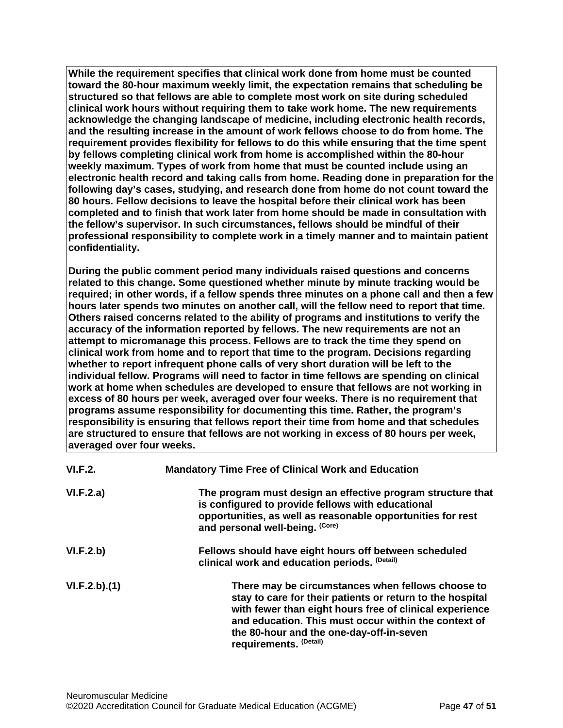**While the requirement specifies that clinical work done from home must be counted toward the 80-hour maximum weekly limit, the expectation remains that scheduling be structured so that fellows are able to complete most work on site during scheduled clinical work hours without requiring them to take work home. The new requirements acknowledge the changing landscape of medicine, including electronic health records, and the resulting increase in the amount of work fellows choose to do from home. The requirement provides flexibility for fellows to do this while ensuring that the time spent by fellows completing clinical work from home is accomplished within the 80-hour weekly maximum. Types of work from home that must be counted include using an electronic health record and taking calls from home. Reading done in preparation for the following day's cases, studying, and research done from home do not count toward the 80 hours. Fellow decisions to leave the hospital before their clinical work has been completed and to finish that work later from home should be made in consultation with the fellow's supervisor. In such circumstances, fellows should be mindful of their professional responsibility to complete work in a timely manner and to maintain patient confidentiality.**

**During the public comment period many individuals raised questions and concerns related to this change. Some questioned whether minute by minute tracking would be required; in other words, if a fellow spends three minutes on a phone call and then a few hours later spends two minutes on another call, will the fellow need to report that time. Others raised concerns related to the ability of programs and institutions to verify the accuracy of the information reported by fellows. The new requirements are not an attempt to micromanage this process. Fellows are to track the time they spend on clinical work from home and to report that time to the program. Decisions regarding whether to report infrequent phone calls of very short duration will be left to the individual fellow. Programs will need to factor in time fellows are spending on clinical work at home when schedules are developed to ensure that fellows are not working in excess of 80 hours per week, averaged over four weeks. There is no requirement that programs assume responsibility for documenting this time. Rather, the program's responsibility is ensuring that fellows report their time from home and that schedules are structured to ensure that fellows are not working in excess of 80 hours per week, averaged over four weeks.**

**VI.F.2.** **Mandatory Time Free of Clinical Work and Education**

**VI.F.2.a)** **The program must design an effective program structure that is configured to provide fellows with educational opportunities, as well as reasonable opportunities for rest and personal well-being.** (Core)

**VI.F.2.b)** **Fellows should have eight hours off between scheduled clinical work and education periods.** (Detail)

**VI.F.2.b).(1)** **There may be circumstances when fellows choose to stay to care for their patients or return to the hospital with fewer than eight hours free of clinical experience and education. This must occur within the context of the 80-hour and the one-day-off-in-seven requirements.** (Detail)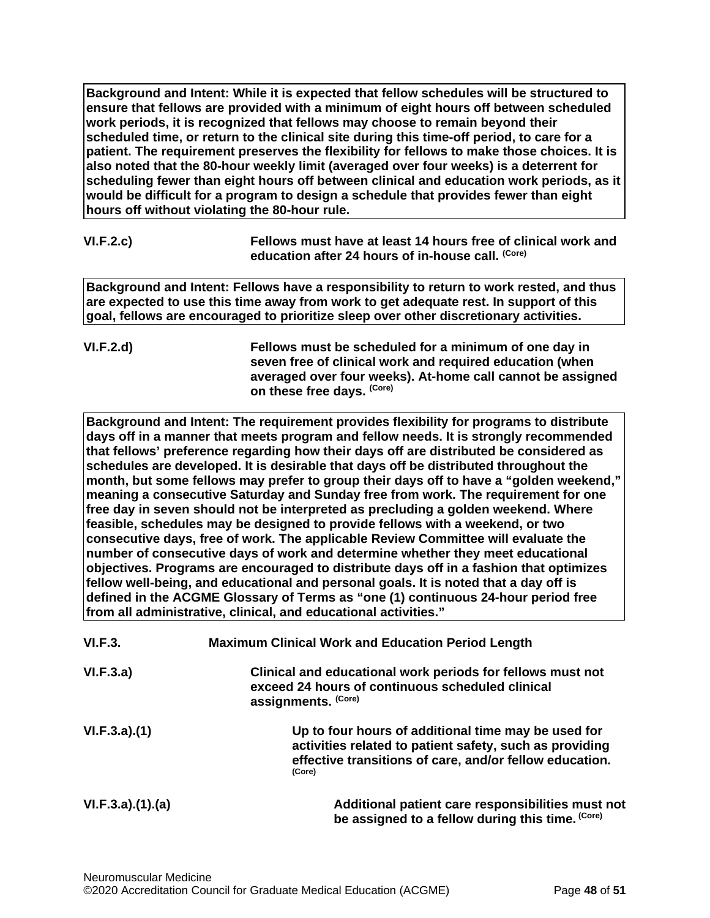**Background and Intent: While it is expected that fellow schedules will be structured to ensure that fellows are provided with a minimum of eight hours off between scheduled work periods, it is recognized that fellows may choose to remain beyond their scheduled time, or return to the clinical site during this time-off period, to care for a patient. The requirement preserves the flexibility for fellows to make those choices. It is also noted that the 80-hour weekly limit (averaged over four weeks) is a deterrent for scheduling fewer than eight hours off between clinical and education work periods, as it would be difficult for a program to design a schedule that provides fewer than eight hours off without violating the 80-hour rule.**

**VI.F.2.c)** **Fellows must have at least 14 hours free of clinical work and education after 24 hours of in-house call.** (Core)

**Background and Intent: Fellows have a responsibility to return to work rested, and thus are expected to use this time away from work to get adequate rest. In support of this goal, fellows are encouraged to prioritize sleep over other discretionary activities.**

**VI.F.2.d)** **Fellows must be scheduled for a minimum of one day in seven free of clinical work and required education (when averaged over four weeks). At-home call cannot be assigned on these free days.** (Core)

**Background and Intent: The requirement provides flexibility for programs to distribute days off in a manner that meets program and fellow needs. It is strongly recommended that fellows' preference regarding how their days off are distributed be considered as schedules are developed. It is desirable that days off be distributed throughout the month, but some fellows may prefer to group their days off to have a "golden weekend," meaning a consecutive Saturday and Sunday free from work. The requirement for one free day in seven should not be interpreted as precluding a golden weekend. Where feasible, schedules may be designed to provide fellows with a weekend, or two consecutive days, free of work. The applicable Review Committee will evaluate the number of consecutive days of work and determine whether they meet educational objectives. Programs are encouraged to distribute days off in a fashion that optimizes fellow well-being, and educational and personal goals. It is noted that a day off is defined in the ACGME Glossary of Terms as "one (1) continuous 24-hour period free from all administrative, clinical, and educational activities."**

**VI.F.3.** **Maximum Clinical Work and Education Period Length**

**VI.F.3.a)** **Clinical and educational work periods for fellows must not exceed 24 hours of continuous scheduled clinical assignments.** (Core)

**VI.F.3.a).(1)** **Up to four hours of additional time may be used for activities related to patient safety, such as providing effective transitions of care, and/or fellow education.** (Core)

**VI.F.3.a).(1).(a)** **Additional patient care responsibilities must not be assigned to a fellow during this time.** (Core)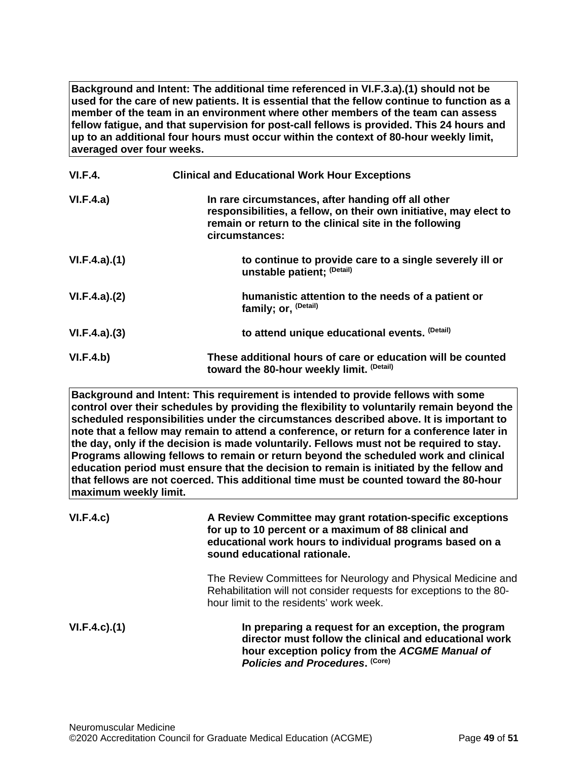**Background and Intent: The additional time referenced in VI.F.3.a).(1) should not be used for the care of new patients. It is essential that the fellow continue to function as a member of the team in an environment where other members of the team can assess fellow fatigue, and that supervision for post-call fellows is provided. This 24 hours and up to an additional four hours must occur within the context of 80-hour weekly limit, averaged over four weeks.**

**VI.F.4. Clinical and Educational Work Hour Exceptions**

**VI.F.4.a) In rare circumstances, after handing off all other responsibilities, a fellow, on their own initiative, may elect to remain or return to the clinical site in the following circumstances:**

**VI.F.4.a).(1) to continue to provide care to a single severely ill or unstable patient; (Detail)**

**VI.F.4.a).(2) humanistic attention to the needs of a patient or family; or, (Detail)**

**VI.F.4.a).(3) to attend unique educational events. (Detail)**

**VI.F.4.b) These additional hours of care or education will be counted toward the 80-hour weekly limit. (Detail)**

**Background and Intent: This requirement is intended to provide fellows with some control over their schedules by providing the flexibility to voluntarily remain beyond the scheduled responsibilities under the circumstances described above. It is important to note that a fellow may remain to attend a conference, or return for a conference later in the day, only if the decision is made voluntarily. Fellows must not be required to stay. Programs allowing fellows to remain or return beyond the scheduled work and clinical education period must ensure that the decision to remain is initiated by the fellow and that fellows are not coerced. This additional time must be counted toward the 80-hour maximum weekly limit.**

**VI.F.4.c) A Review Committee may grant rotation-specific exceptions for up to 10 percent or a maximum of 88 clinical and educational work hours to individual programs based on a sound educational rationale.**

The Review Committees for Neurology and Physical Medicine and Rehabilitation will not consider requests for exceptions to the 80-hour limit to the residents' work week.

**VI.F.4.c).(1) In preparing a request for an exception, the program director must follow the clinical and educational work hour exception policy from the *ACGME Manual of Policies and Procedures*. (Core)**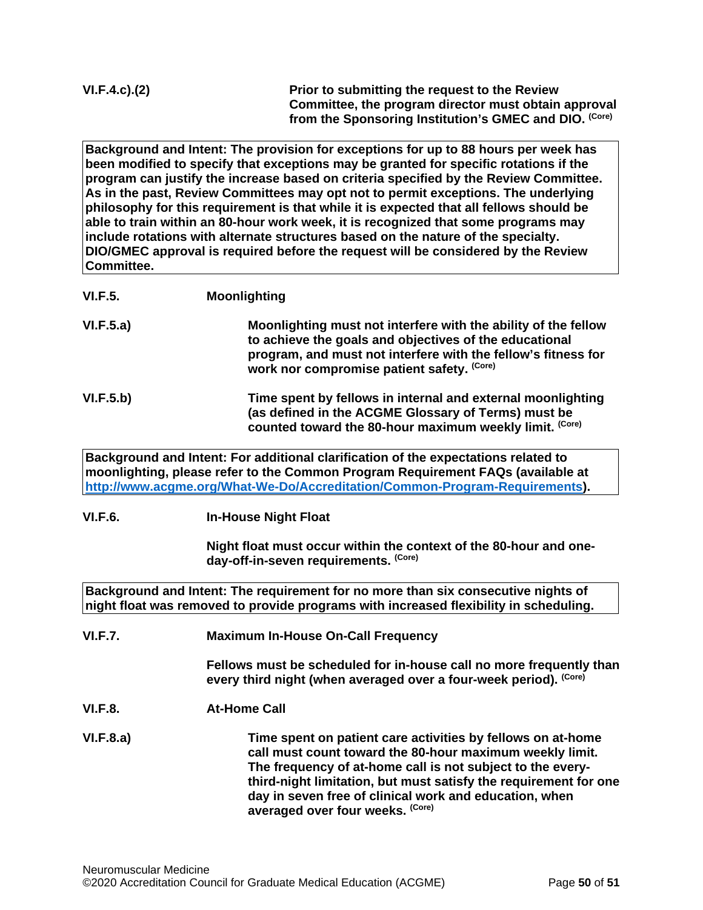**VI.F.4.c).(2)** **Prior to submitting the request to the Review Committee, the program director must obtain approval from the Sponsoring Institution's GMEC and DIO.** **(Core)**

> **Background and Intent: The provision for exceptions for up to 88 hours per week has been modified to specify that exceptions may be granted for specific rotations if the program can justify the increase based on criteria specified by the Review Committee. As in the past, Review Committees may opt not to permit exceptions. The underlying philosophy for this requirement is that while it is expected that all fellows should be able to train within an 80-hour work week, it is recognized that some programs may include rotations with alternate structures based on the nature of the specialty. DIO/GMEC approval is required before the request will be considered by the Review Committee.**

**VI.F.5.** **Moonlighting**

**VI.F.5.a)** **Moonlighting must not interfere with the ability of the fellow to achieve the goals and objectives of the educational program, and must not interfere with the fellow's fitness for work nor compromise patient safety.** **(Core)**

**VI.F.5.b)** **Time spent by fellows in internal and external moonlighting (as defined in the ACGME Glossary of Terms) must be counted toward the 80-hour maximum weekly limit.** **(Core)**

> **Background and Intent: For additional clarification of the expectations related to moonlighting, please refer to the Common Program Requirement FAQs (available at [http://www.acgme.org/What-We-Do/Accreditation/Common-Program-Requirements](http://www.acgme.org/What-We-Do/Accreditation/Common-Program-Requirements)).**

**VI.F.6.** **In-House Night Float**

**Night float must occur within the context of the 80-hour and one-day-off-in-seven requirements.** **(Core)**

> **Background and Intent: The requirement for no more than six consecutive nights of night float was removed to provide programs with increased flexibility in scheduling.**

**VI.F.7.** **Maximum In-House On-Call Frequency**

**Fellows must be scheduled for in-house call no more frequently than every third night (when averaged over a four-week period).** **(Core)**

**VI.F.8.** **At-Home Call**

**VI.F.8.a)** **Time spent on patient care activities by fellows on at-home call must count toward the 80-hour maximum weekly limit. The frequency of at-home call is not subject to the every-third-night limitation, but must satisfy the requirement for one day in seven free of clinical work and education, when averaged over four weeks.** **(Core)**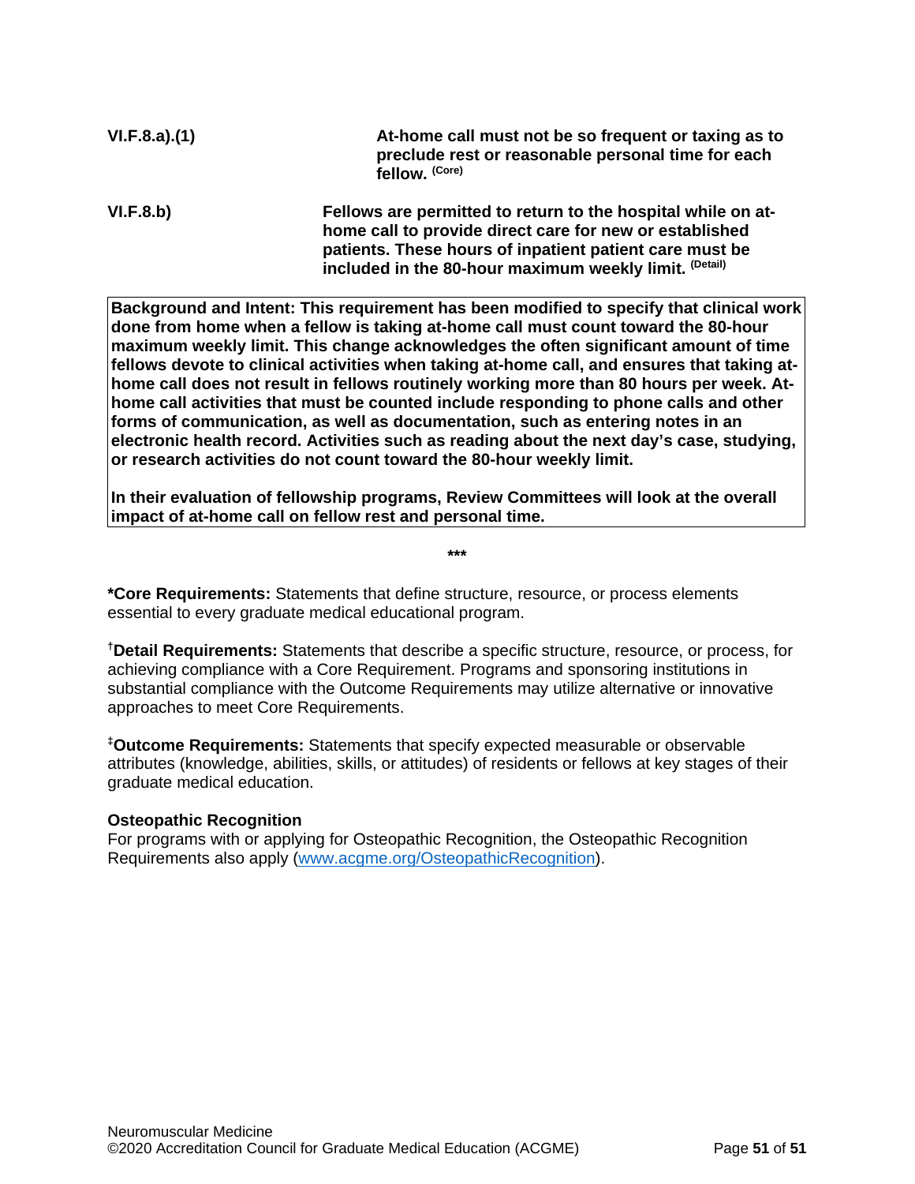**VI.F.8.a).(1)** **At-home call must not be so frequent or taxing as to preclude rest or reasonable personal time for each fellow.** **(Core)**

**VI.F.8.b)** **Fellows are permitted to return to the hospital while on at-home call to provide direct care for new or established patients. These hours of inpatient patient care must be included in the 80-hour maximum weekly limit.** **(Detail)**

**Background and Intent: This requirement has been modified to specify that clinical work done from home when a fellow is taking at-home call must count toward the 80-hour maximum weekly limit. This change acknowledges the often significant amount of time fellows devote to clinical activities when taking at-home call, and ensures that taking at-home call does not result in fellows routinely working more than 80 hours per week. At-home call activities that must be counted include responding to phone calls and other forms of communication, as well as documentation, such as entering notes in an electronic health record. Activities such as reading about the next day's case, studying, or research activities do not count toward the 80-hour weekly limit.**

**In their evaluation of fellowship programs, Review Committees will look at the overall impact of at-home call on fellow rest and personal time.**

***

***Core Requirements:** Statements that define structure, resource, or process elements essential to every graduate medical educational program.

†**Detail Requirements:** Statements that describe a specific structure, resource, or process, for achieving compliance with a Core Requirement. Programs and sponsoring institutions in substantial compliance with the Outcome Requirements may utilize alternative or innovative approaches to meet Core Requirements.

‡**Outcome Requirements:** Statements that specify expected measurable or observable attributes (knowledge, abilities, skills, or attitudes) of residents or fellows at key stages of their graduate medical education.

**Osteopathic Recognition**
For programs with or applying for Osteopathic Recognition, the Osteopathic Recognition Requirements also apply (www.acgme.org/OsteopathicRecognition).